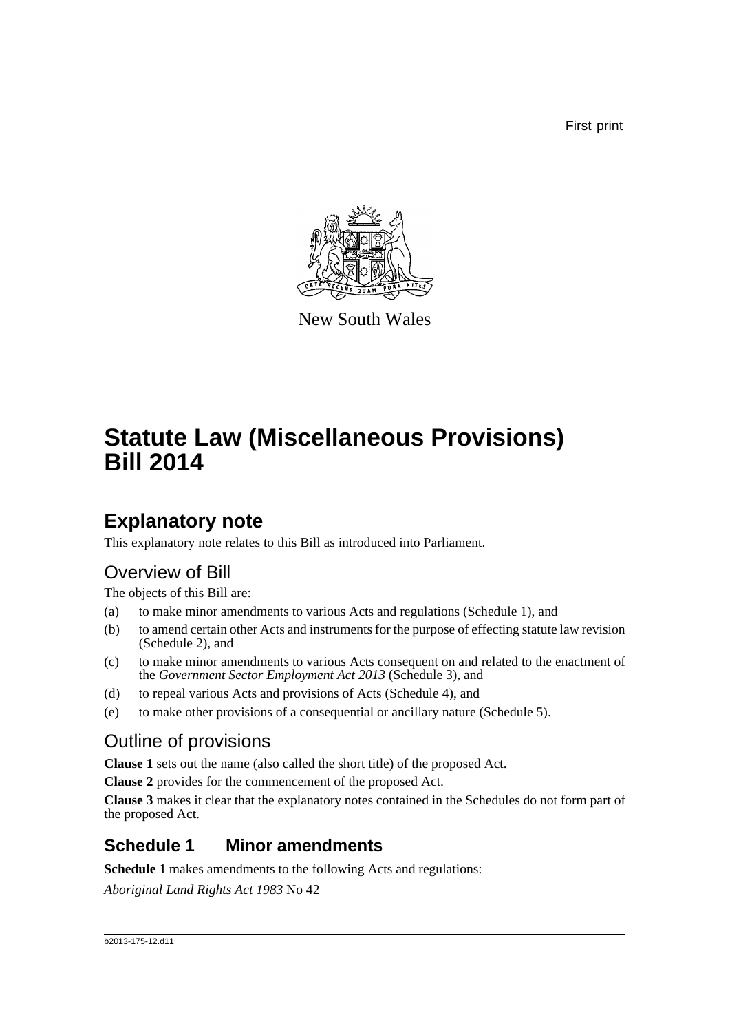First print

New South Wales

# Statute Law (Miscellaneous Provisions) Bill 2014

## Explanatory note

This explanatory note relates to this Bill as introduced into Parliament.

### Overview of Bill

The objects of this Bill are:

(a) to make minor amendments to various Acts and regulations (Schedule 1), and

(b) to amend certain other Acts and instruments for the purpose of effecting statute law revision (Schedule 2), and

(c) to make minor amendments to various Acts consequent on and related to the enactment of the *Government Sector Employment Act 2013* (Schedule 3), and

(d) to repeal various Acts and provisions of Acts (Schedule 4), and

(e) to make other provisions of a consequential or ancillary nature (Schedule 5).

### Outline of provisions

**Clause 1** sets out the name (also called the short title) of the proposed Act.

**Clause 2** provides for the commencement of the proposed Act.

**Clause 3** makes it clear that the explanatory notes contained in the Schedules do not form part of the proposed Act.

## Schedule 1 Minor amendments

**Schedule 1** makes amendments to the following Acts and regulations:

*Aboriginal Land Rights Act 1983* No 42

b2013-175-12.d11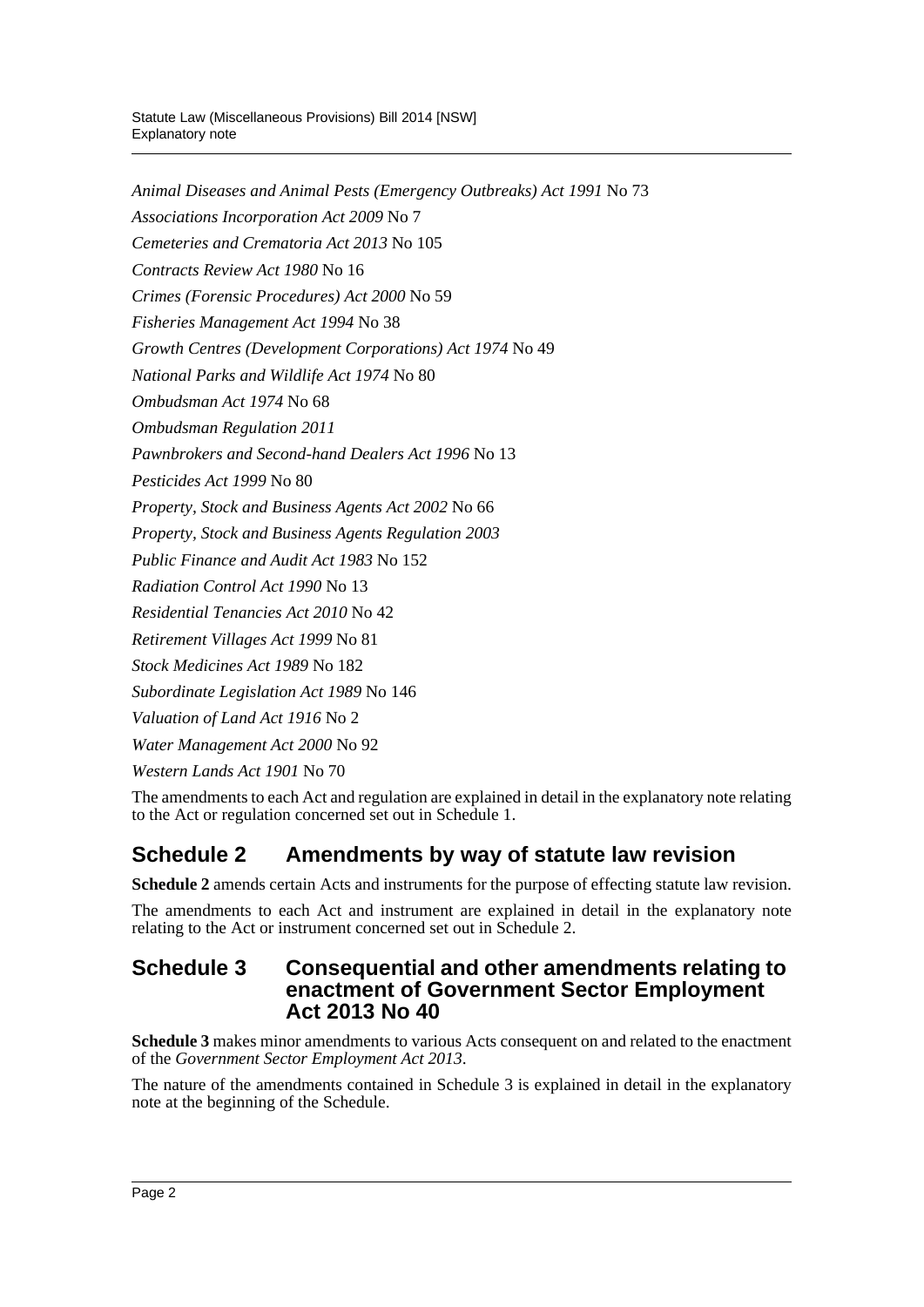*Animal Diseases and Animal Pests (Emergency Outbreaks) Act 1991* No 73

*Associations Incorporation Act 2009* No 7

*Cemeteries and Crematoria Act 2013* No 105

*Contracts Review Act 1980* No 16

*Crimes (Forensic Procedures) Act 2000* No 59

*Fisheries Management Act 1994* No 38

*Growth Centres (Development Corporations) Act 1974* No 49

*National Parks and Wildlife Act 1974* No 80

*Ombudsman Act 1974* No 68

*Ombudsman Regulation 2011*

*Pawnbrokers and Second-hand Dealers Act 1996* No 13

*Pesticides Act 1999* No 80

*Property, Stock and Business Agents Act 2002* No 66

*Property, Stock and Business Agents Regulation 2003*

*Public Finance and Audit Act 1983* No 152

*Radiation Control Act 1990* No 13

*Residential Tenancies Act 2010* No 42

*Retirement Villages Act 1999* No 81

*Stock Medicines Act 1989* No 182

*Subordinate Legislation Act 1989* No 146

*Valuation of Land Act 1916* No 2

*Water Management Act 2000* No 92

*Western Lands Act 1901* No 70

The amendments to each Act and regulation are explained in detail in the explanatory note relating to the Act or regulation concerned set out in Schedule 1.

## Schedule 2 Amendments by way of statute law revision

**Schedule 2** amends certain Acts and instruments for the purpose of effecting statute law revision.

The amendments to each Act and instrument are explained in detail in the explanatory note relating to the Act or instrument concerned set out in Schedule 2.

## Schedule 3 Consequential and other amendments relating to enactment of Government Sector Employment Act 2013 No 40

**Schedule 3** makes minor amendments to various Acts consequent on and related to the enactment of the *Government Sector Employment Act 2013*.

The nature of the amendments contained in Schedule 3 is explained in detail in the explanatory note at the beginning of the Schedule.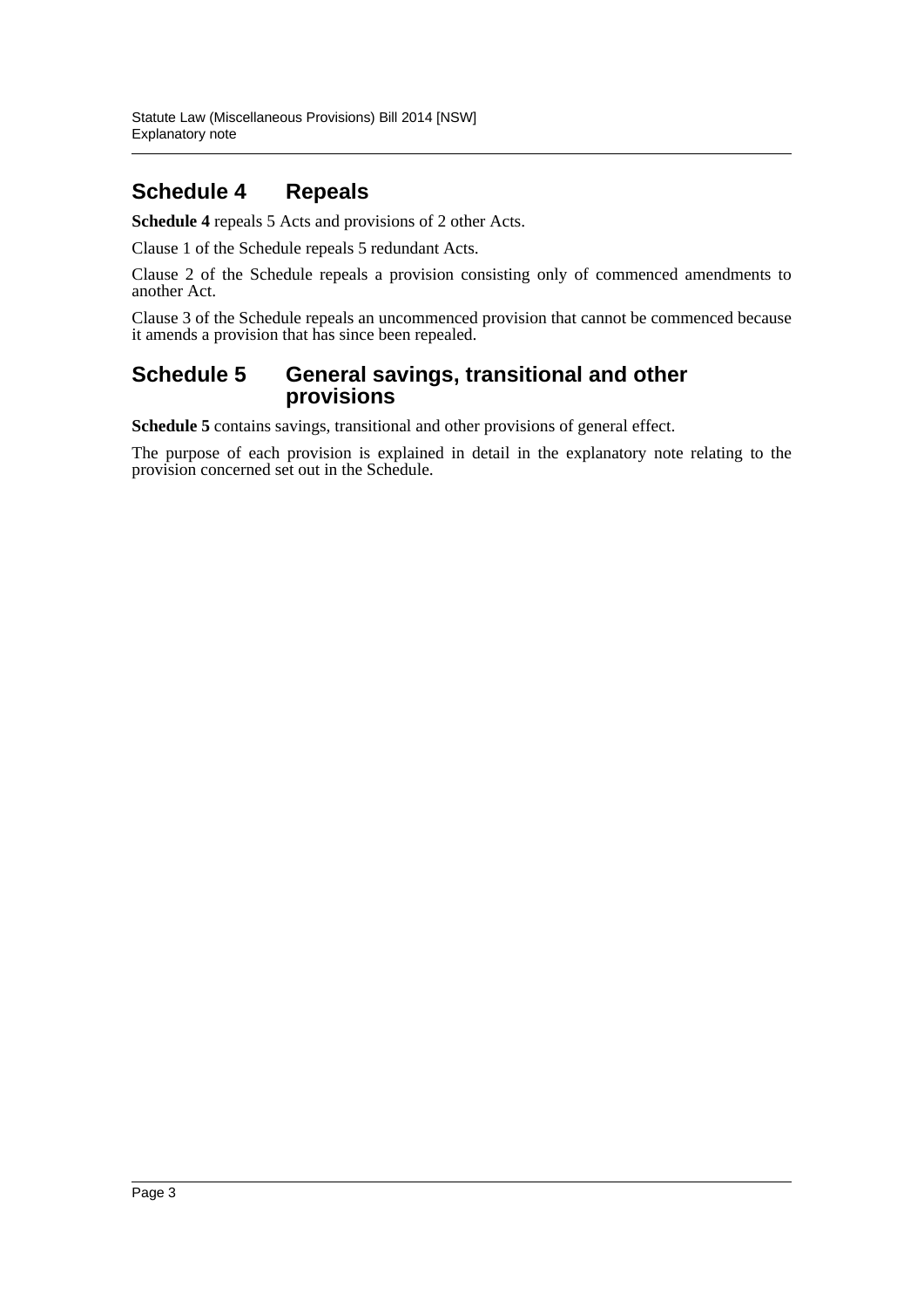## Schedule 4 Repeals

**Schedule 4** repeals 5 Acts and provisions of 2 other Acts.

Clause 1 of the Schedule repeals 5 redundant Acts.

Clause 2 of the Schedule repeals a provision consisting only of commenced amendments to another Act.

Clause 3 of the Schedule repeals an uncommenced provision that cannot be commenced because it amends a provision that has since been repealed.

## Schedule 5 General savings, transitional and other provisions

**Schedule 5** contains savings, transitional and other provisions of general effect.

The purpose of each provision is explained in detail in the explanatory note relating to the provision concerned set out in the Schedule.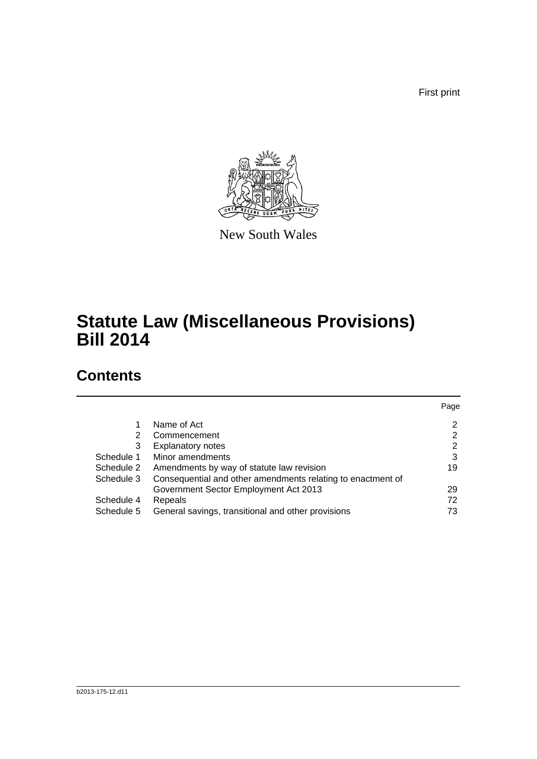First print

New South Wales

# Statute Law (Miscellaneous Provisions) Bill 2014

## Contents

| | | Page |
|---|---|---|
| 1 | Name of Act | 2 |
| 2 | Commencement | 2 |
| 3 | Explanatory notes | 2 |
| Schedule 1 | Minor amendments | 3 |
| Schedule 2 | Amendments by way of statute law revision | 19 |
| Schedule 3 | Consequential and other amendments relating to enactment of Government Sector Employment Act 2013 | 29 |
| Schedule 4 | Repeals | 72 |
| Schedule 5 | General savings, transitional and other provisions | 73 |

b2013-175-12.d11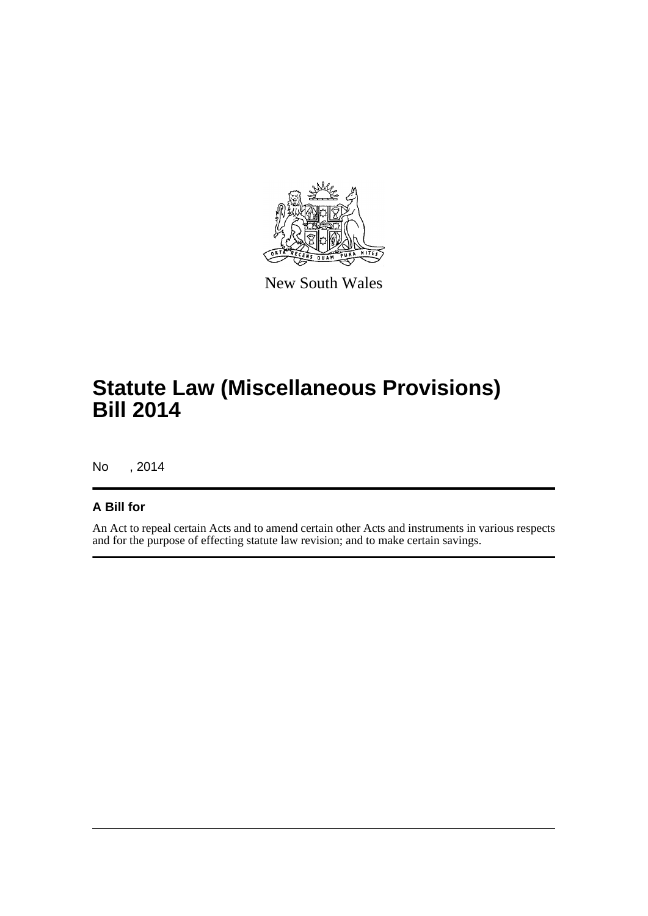New South Wales

# Statute Law (Miscellaneous Provisions) Bill 2014

No , 2014

## A Bill for

An Act to repeal certain Acts and to amend certain other Acts and instruments in various respects and for the purpose of effecting statute law revision; and to make certain savings.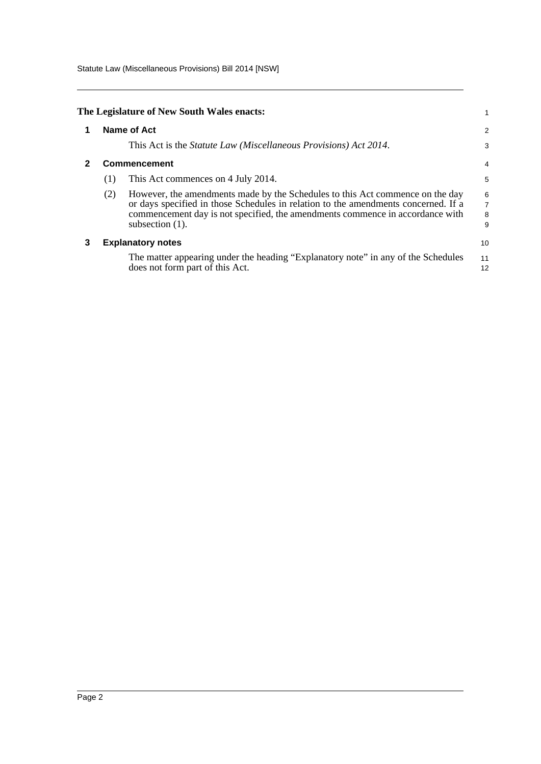**The Legislature of New South Wales enacts:**

## 1 Name of Act

This Act is the *Statute Law (Miscellaneous Provisions) Act 2014*.

## 2 Commencement

(1) This Act commences on 4 July 2014.

(2) However, the amendments made by the Schedules to this Act commence on the day or days specified in those Schedules in relation to the amendments concerned. If a commencement day is not specified, the amendments commence in accordance with subsection (1).

## 3 Explanatory notes

The matter appearing under the heading "Explanatory note" in any of the Schedules does not form part of this Act.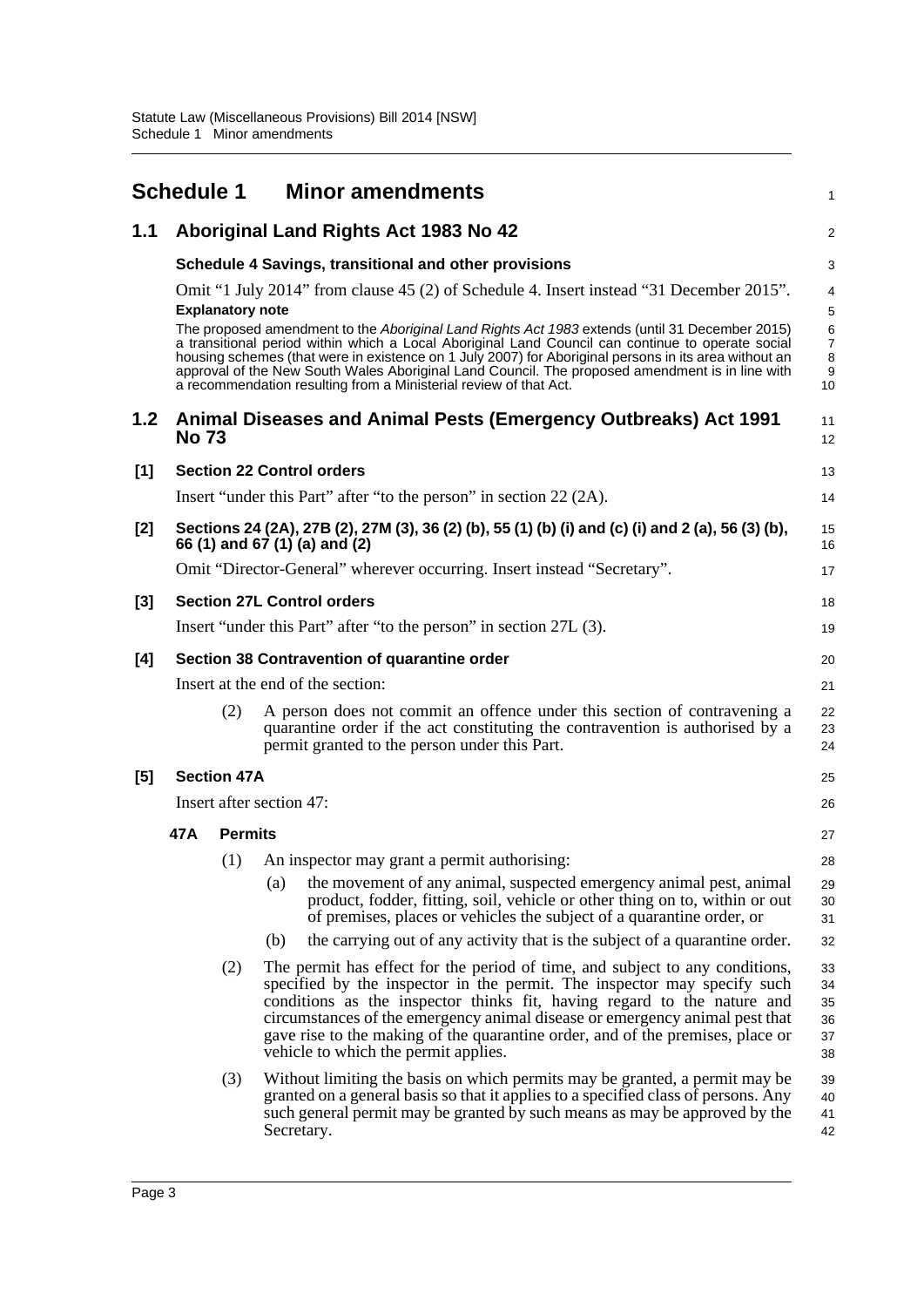## Schedule 1 Minor amendments

### 1.1 Aboriginal Land Rights Act 1983 No 42

**Schedule 4 Savings, transitional and other provisions**

Omit "1 July 2014" from clause 45 (2) of Schedule 4. Insert instead "31 December 2015".

**Explanatory note**

The proposed amendment to the *Aboriginal Land Rights Act 1983* extends (until 31 December 2015) a transitional period within which a Local Aboriginal Land Council can continue to operate social housing schemes (that were in existence on 1 July 2007) for Aboriginal persons in its area without an approval of the New South Wales Aboriginal Land Council. The proposed amendment is in line with a recommendation resulting from a Ministerial review of that Act.

### 1.2 Animal Diseases and Animal Pests (Emergency Outbreaks) Act 1991 No 73

**[1] Section 22 Control orders**

Insert "under this Part" after "to the person" in section 22 (2A).

**[2] Sections 24 (2A), 27B (2), 27M (3), 36 (2) (b), 55 (1) (b) (i) and (c) (i) and 2 (a), 56 (3) (b), 66 (1) and 67 (1) (a) and (2)**

Omit "Director-General" wherever occurring. Insert instead "Secretary".

**[3] Section 27L Control orders**

Insert "under this Part" after "to the person" in section 27L (3).

**[4] Section 38 Contravention of quarantine order**

Insert at the end of the section:

(2) A person does not commit an offence under this section of contravening a quarantine order if the act constituting the contravention is authorised by a permit granted to the person under this Part.

**[5] Section 47A**

Insert after section 47:

**47A Permits**

(1) An inspector may grant a permit authorising:

(a) the movement of any animal, suspected emergency animal pest, animal product, fodder, fitting, soil, vehicle or other thing on to, within or out of premises, places or vehicles the subject of a quarantine order, or

(b) the carrying out of any activity that is the subject of a quarantine order.

(2) The permit has effect for the period of time, and subject to any conditions, specified by the inspector in the permit. The inspector may specify such conditions as the inspector thinks fit, having regard to the nature and circumstances of the emergency animal disease or emergency animal pest that gave rise to the making of the quarantine order, and of the premises, place or vehicle to which the permit applies.

(3) Without limiting the basis on which permits may be granted, a permit may be granted on a general basis so that it applies to a specified class of persons. Any such general permit may be granted by such means as may be approved by the Secretary.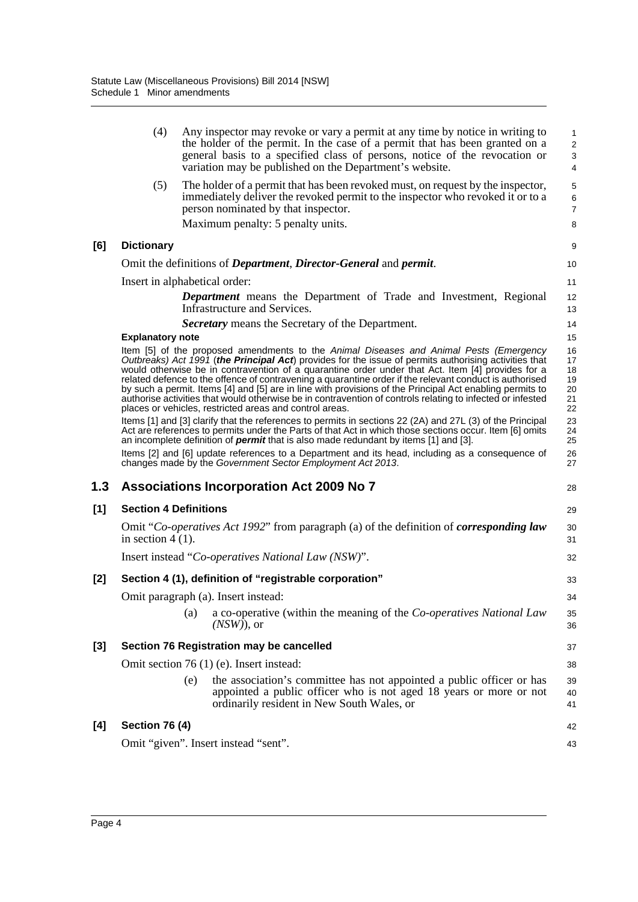(4) Any inspector may revoke or vary a permit at any time by notice in writing to the holder of the permit. In the case of a permit that has been granted on a general basis to a specified class of persons, notice of the revocation or variation may be published on the Department's website.

(5) The holder of a permit that has been revoked must, on request by the inspector, immediately deliver the revoked permit to the inspector who revoked it or to a person nominated by that inspector.

Maximum penalty: 5 penalty units.

**[6] Dictionary**

Omit the definitions of ***Department***, ***Director-General*** and ***permit***.

Insert in alphabetical order:

***Department*** means the Department of Trade and Investment, Regional Infrastructure and Services.

***Secretary*** means the Secretary of the Department.

**Explanatory note**

Item [5] of the proposed amendments to the *Animal Diseases and Animal Pests (Emergency Outbreaks) Act 1991* (***the Principal Act***) provides for the issue of permits authorising activities that would otherwise be in contravention of a quarantine order under that Act. Item [4] provides for a related defence to the offence of contravening a quarantine order if the relevant conduct is authorised by such a permit. Items [4] and [5] are in line with provisions of the Principal Act enabling permits to authorise activities that would otherwise be in contravention of controls relating to infected or infested places or vehicles, restricted areas and control areas.

Items [1] and [3] clarify that the references to permits in sections 22 (2A) and 27L (3) of the Principal Act are references to permits under the Parts of that Act in which those sections occur. Item [6] omits an incomplete definition of ***permit*** that is also made redundant by items [1] and [3].

Items [2] and [6] update references to a Department and its head, including as a consequence of changes made by the *Government Sector Employment Act 2013*.

## 1.3 Associations Incorporation Act 2009 No 7

**[1] Section 4 Definitions**

Omit "*Co-operatives Act 1992*" from paragraph (a) of the definition of ***corresponding law*** in section 4 (1).

Insert instead "*Co-operatives National Law (NSW)*".

**[2] Section 4 (1), definition of "registrable corporation"**

Omit paragraph (a). Insert instead:

(a) a co-operative (within the meaning of the *Co-operatives National Law (NSW)*), or

**[3] Section 76 Registration may be cancelled**

Omit section 76 (1) (e). Insert instead:

(e) the association's committee has not appointed a public officer or has appointed a public officer who is not aged 18 years or more or not ordinarily resident in New South Wales, or

**[4] Section 76 (4)**

Omit "given". Insert instead "sent".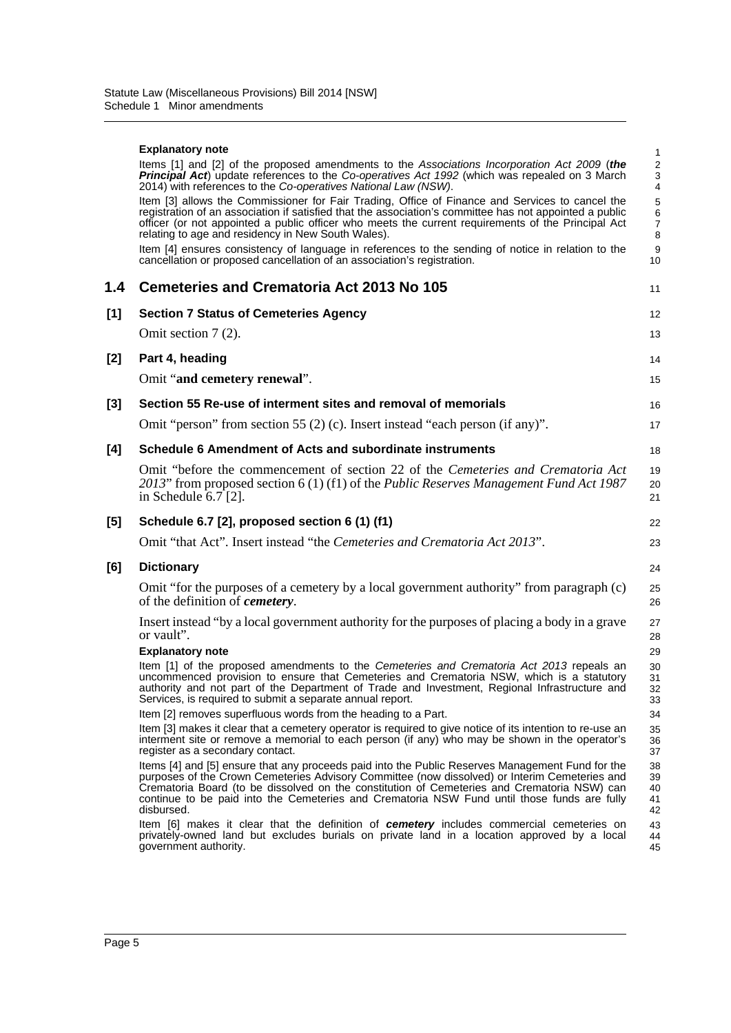**Explanatory note**

Items [1] and [2] of the proposed amendments to the *Associations Incorporation Act 2009* (***the Principal Act***) update references to the *Co-operatives Act 1992* (which was repealed on 3 March 2014) with references to the *Co-operatives National Law (NSW)*.

Item [3] allows the Commissioner for Fair Trading, Office of Finance and Services to cancel the registration of an association if satisfied that the association's committee has not appointed a public officer (or not appointed a public officer who meets the current requirements of the Principal Act relating to age and residency in New South Wales).

Item [4] ensures consistency of language in references to the sending of notice in relation to the cancellation or proposed cancellation of an association's registration.

## 1.4 Cemeteries and Crematoria Act 2013 No 105

### [1] Section 7 Status of Cemeteries Agency

Omit section 7 (2).

### [2] Part 4, heading

Omit "**and cemetery renewal**".

### [3] Section 55 Re-use of interment sites and removal of memorials

Omit "person" from section 55 (2) (c). Insert instead "each person (if any)".

### [4] Schedule 6 Amendment of Acts and subordinate instruments

Omit "before the commencement of section 22 of the *Cemeteries and Crematoria Act 2013*" from proposed section 6 (1) (f1) of the *Public Reserves Management Fund Act 1987* in Schedule 6.7 [2].

### [5] Schedule 6.7 [2], proposed section 6 (1) (f1)

Omit "that Act". Insert instead "the *Cemeteries and Crematoria Act 2013*".

### [6] Dictionary

Omit "for the purposes of a cemetery by a local government authority" from paragraph (c) of the definition of ***cemetery***.

Insert instead "by a local government authority for the purposes of placing a body in a grave or vault".

**Explanatory note**

Item [1] of the proposed amendments to the *Cemeteries and Crematoria Act 2013* repeals an uncommenced provision to ensure that Cemeteries and Crematoria NSW, which is a statutory authority and not part of the Department of Trade and Investment, Regional Infrastructure and Services, is required to submit a separate annual report.

Item [2] removes superfluous words from the heading to a Part.

Item [3] makes it clear that a cemetery operator is required to give notice of its intention to re-use an interment site or remove a memorial to each person (if any) who may be shown in the operator's register as a secondary contact.

Items [4] and [5] ensure that any proceeds paid into the Public Reserves Management Fund for the purposes of the Crown Cemeteries Advisory Committee (now dissolved) or Interim Cemeteries and Crematoria Board (to be dissolved on the constitution of Cemeteries and Crematoria NSW) can continue to be paid into the Cemeteries and Crematoria NSW Fund until those funds are fully disbursed.

Item [6] makes it clear that the definition of ***cemetery*** includes commercial cemeteries on privately-owned land but excludes burials on private land in a location approved by a local government authority.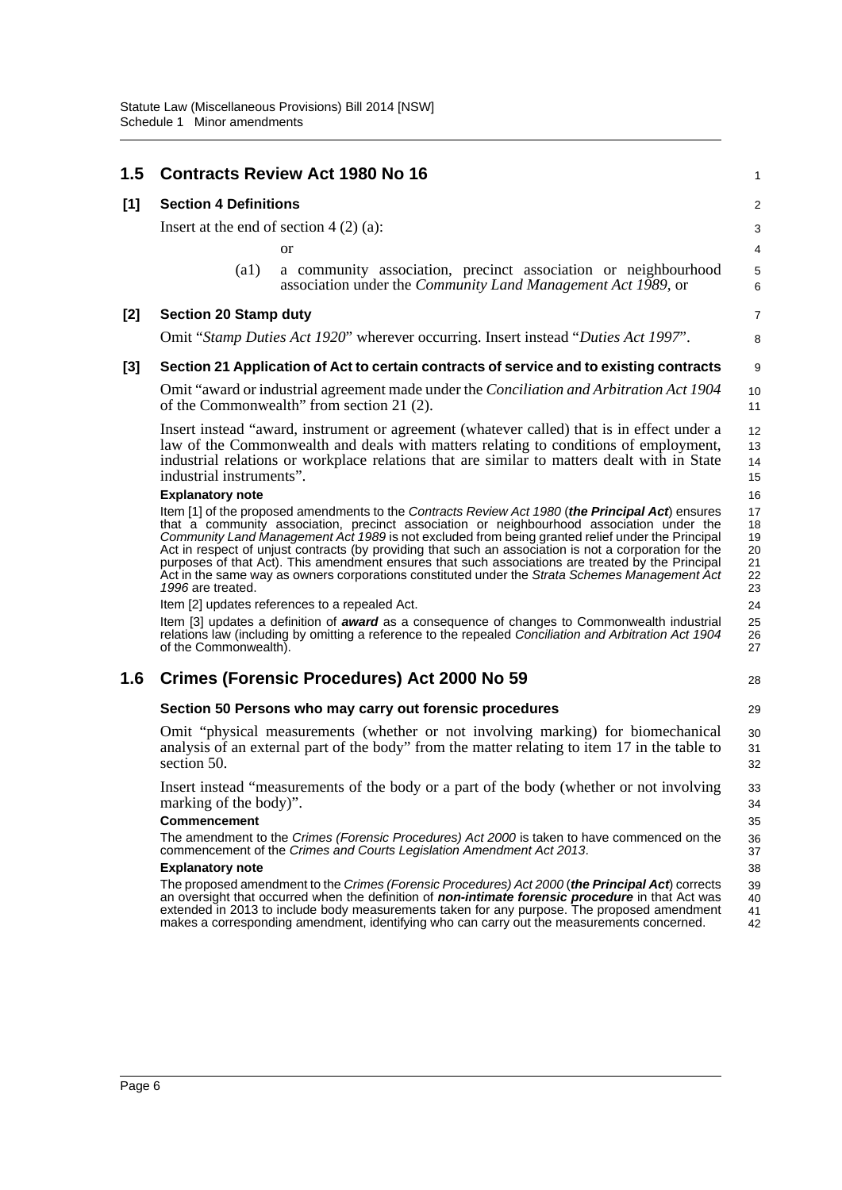## 1.5 Contracts Review Act 1980 No 16

### [1] Section 4 Definitions

Insert at the end of section 4 (2) (a):

or

(a1) a community association, precinct association or neighbourhood association under the *Community Land Management Act 1989*, or

### [2] Section 20 Stamp duty

Omit "*Stamp Duties Act 1920*" wherever occurring. Insert instead "*Duties Act 1997*".

### [3] Section 21 Application of Act to certain contracts of service and to existing contracts

Omit "award or industrial agreement made under the *Conciliation and Arbitration Act 1904* of the Commonwealth" from section 21 (2).

Insert instead "award, instrument or agreement (whatever called) that is in effect under a law of the Commonwealth and deals with matters relating to conditions of employment, industrial relations or workplace relations that are similar to matters dealt with in State industrial instruments".

**Explanatory note**

Item [1] of the proposed amendments to the *Contracts Review Act 1980* (***the Principal Act***) ensures that a community association, precinct association or neighbourhood association under the *Community Land Management Act 1989* is not excluded from being granted relief under the Principal Act in respect of unjust contracts (by providing that such an association is not a corporation for the purposes of that Act). This amendment ensures that such associations are treated by the Principal Act in the same way as owners corporations constituted under the *Strata Schemes Management Act 1996* are treated.

Item [2] updates references to a repealed Act.

Item [3] updates a definition of ***award*** as a consequence of changes to Commonwealth industrial relations law (including by omitting a reference to the repealed *Conciliation and Arbitration Act 1904* of the Commonwealth).

## 1.6 Crimes (Forensic Procedures) Act 2000 No 59

### Section 50 Persons who may carry out forensic procedures

Omit "physical measurements (whether or not involving marking) for biomechanical analysis of an external part of the body" from the matter relating to item 17 in the table to section 50.

Insert instead "measurements of the body or a part of the body (whether or not involving marking of the body)".

**Commencement**

The amendment to the *Crimes (Forensic Procedures) Act 2000* is taken to have commenced on the commencement of the *Crimes and Courts Legislation Amendment Act 2013*.

**Explanatory note**

The proposed amendment to the *Crimes (Forensic Procedures) Act 2000* (***the Principal Act***) corrects an oversight that occurred when the definition of ***non-intimate forensic procedure*** in that Act was extended in 2013 to include body measurements taken for any purpose. The proposed amendment makes a corresponding amendment, identifying who can carry out the measurements concerned.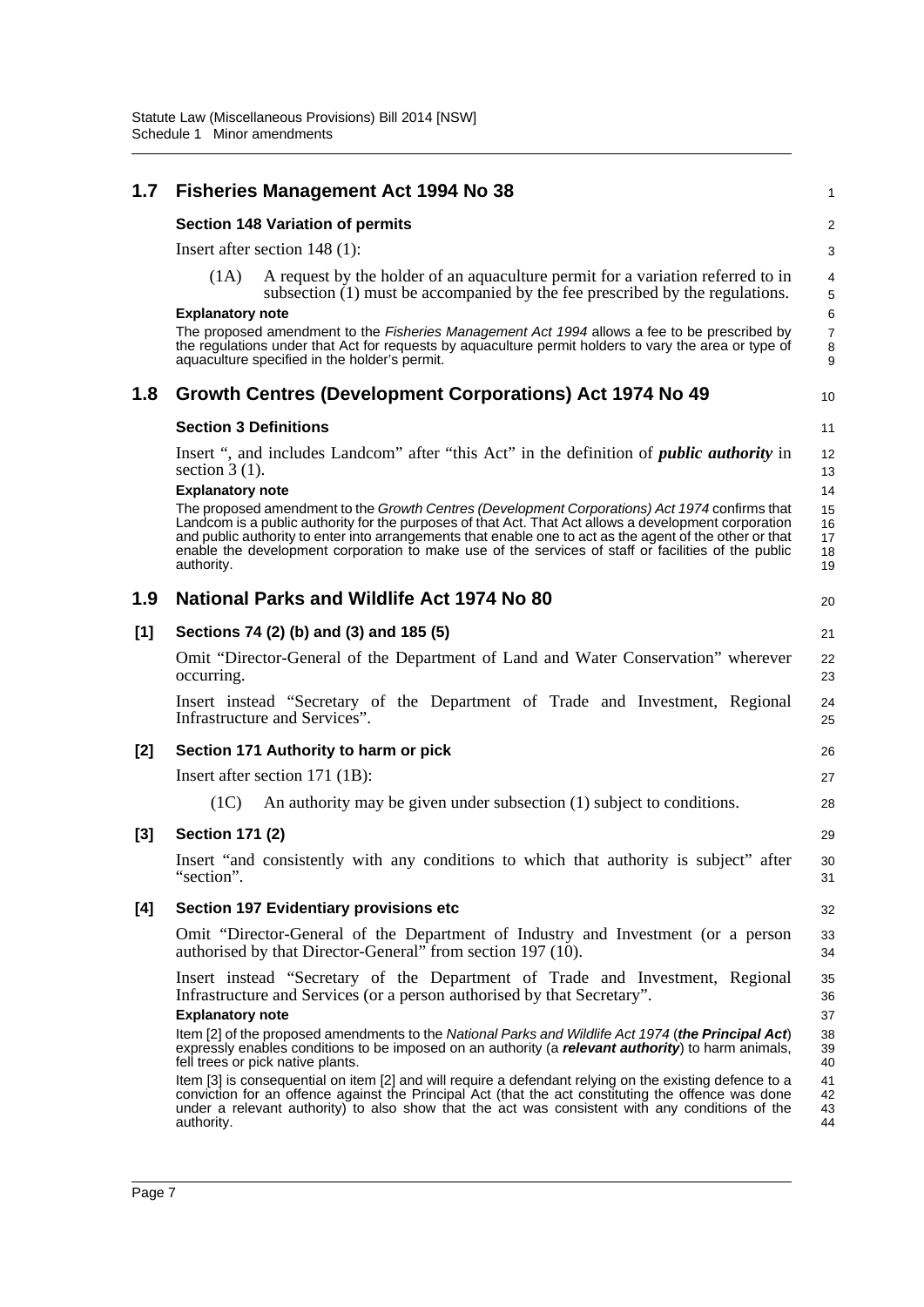## 1.7 Fisheries Management Act 1994 No 38

**Section 148 Variation of permits**

Insert after section 148 (1):

(1A) A request by the holder of an aquaculture permit for a variation referred to in subsection (1) must be accompanied by the fee prescribed by the regulations.

**Explanatory note**

The proposed amendment to the *Fisheries Management Act 1994* allows a fee to be prescribed by the regulations under that Act for requests by aquaculture permit holders to vary the area or type of aquaculture specified in the holder's permit.

## 1.8 Growth Centres (Development Corporations) Act 1974 No 49

**Section 3 Definitions**

Insert ", and includes Landcom" after "this Act" in the definition of ***public authority*** in section 3 (1).

**Explanatory note**

The proposed amendment to the *Growth Centres (Development Corporations) Act 1974* confirms that Landcom is a public authority for the purposes of that Act. That Act allows a development corporation and public authority to enter into arrangements that enable one to act as the agent of the other or that enable the development corporation to make use of the services of staff or facilities of the public authority.

## 1.9 National Parks and Wildlife Act 1974 No 80

**[1] Sections 74 (2) (b) and (3) and 185 (5)**

Omit "Director-General of the Department of Land and Water Conservation" wherever occurring.

Insert instead "Secretary of the Department of Trade and Investment, Regional Infrastructure and Services".

**[2] Section 171 Authority to harm or pick**

Insert after section 171 (1B):

(1C) An authority may be given under subsection (1) subject to conditions.

**[3] Section 171 (2)**

Insert "and consistently with any conditions to which that authority is subject" after "section".

**[4] Section 197 Evidentiary provisions etc**

Omit "Director-General of the Department of Industry and Investment (or a person authorised by that Director-General" from section 197 (10).

Insert instead "Secretary of the Department of Trade and Investment, Regional Infrastructure and Services (or a person authorised by that Secretary".

**Explanatory note**

Item [2] of the proposed amendments to the *National Parks and Wildlife Act 1974* (***the Principal Act***) expressly enables conditions to be imposed on an authority (a ***relevant authority***) to harm animals, fell trees or pick native plants.

Item [3] is consequential on item [2] and will require a defendant relying on the existing defence to a conviction for an offence against the Principal Act (that the act constituting the offence was done under a relevant authority) to also show that the act was consistent with any conditions of the authority.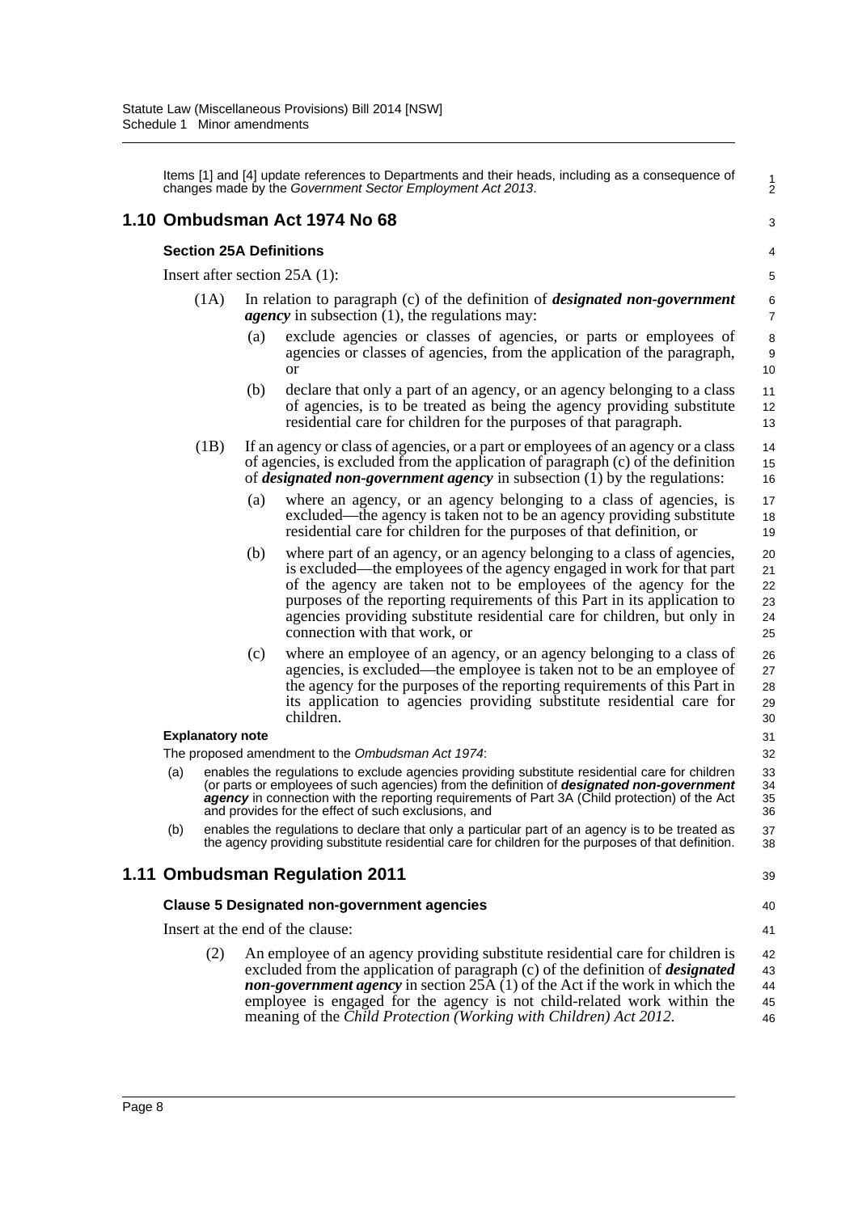Items [1] and [4] update references to Departments and their heads, including as a consequence of changes made by the *Government Sector Employment Act 2013*.

## 1.10 Ombudsman Act 1974 No 68

### Section 25A Definitions

Insert after section 25A (1):

(1A) In relation to paragraph (c) of the definition of ***designated non-government agency*** in subsection (1), the regulations may:

(a) exclude agencies or classes of agencies, or parts or employees of agencies or classes of agencies, from the application of the paragraph, or

(b) declare that only a part of an agency, or an agency belonging to a class of agencies, is to be treated as being the agency providing substitute residential care for children for the purposes of that paragraph.

(1B) If an agency or class of agencies, or a part or employees of an agency or a class of agencies, is excluded from the application of paragraph (c) of the definition of ***designated non-government agency*** in subsection (1) by the regulations:

(a) where an agency, or an agency belonging to a class of agencies, is excluded—the agency is taken not to be an agency providing substitute residential care for children for the purposes of that definition, or

(b) where part of an agency, or an agency belonging to a class of agencies, is excluded—the employees of the agency engaged in work for that part of the agency are taken not to be employees of the agency for the purposes of the reporting requirements of this Part in its application to agencies providing substitute residential care for children, but only in connection with that work, or

(c) where an employee of an agency, or an agency belonging to a class of agencies, is excluded—the employee is taken not to be an employee of the agency for the purposes of the reporting requirements of this Part in its application to agencies providing substitute residential care for children.

**Explanatory note**

The proposed amendment to the *Ombudsman Act 1974*:

(a) enables the regulations to exclude agencies providing substitute residential care for children (or parts or employees of such agencies) from the definition of ***designated non-government agency*** in connection with the reporting requirements of Part 3A (Child protection) of the Act and provides for the effect of such exclusions, and

(b) enables the regulations to declare that only a particular part of an agency is to be treated as the agency providing substitute residential care for children for the purposes of that definition.

## 1.11 Ombudsman Regulation 2011

### Clause 5 Designated non-government agencies

Insert at the end of the clause:

(2) An employee of an agency providing substitute residential care for children is excluded from the application of paragraph (c) of the definition of ***designated non-government agency*** in section 25A (1) of the Act if the work in which the employee is engaged for the agency is not child-related work within the meaning of the *Child Protection (Working with Children) Act 2012*.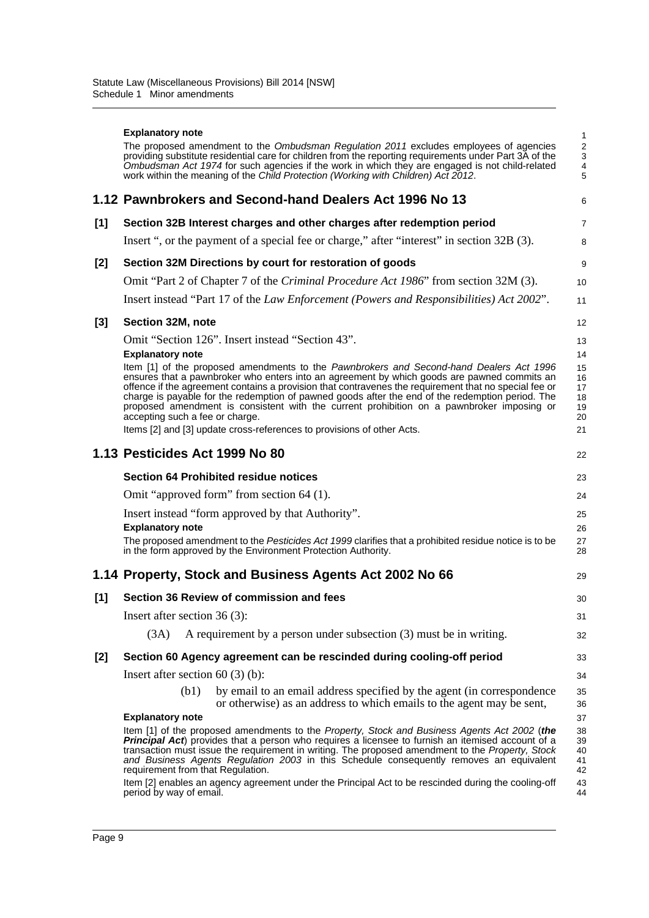**Explanatory note**

The proposed amendment to the *Ombudsman Regulation 2011* excludes employees of agencies providing substitute residential care for children from the reporting requirements under Part 3A of the *Ombudsman Act 1974* for such agencies if the work in which they are engaged is not child-related work within the meaning of the *Child Protection (Working with Children) Act 2012*.

## 1.12 Pawnbrokers and Second-hand Dealers Act 1996 No 13

**[1] Section 32B Interest charges and other charges after redemption period**

Insert ", or the payment of a special fee or charge," after "interest" in section 32B (3).

**[2] Section 32M Directions by court for restoration of goods**

Omit "Part 2 of Chapter 7 of the *Criminal Procedure Act 1986*" from section 32M (3).

Insert instead "Part 17 of the *Law Enforcement (Powers and Responsibilities) Act 2002*".

**[3] Section 32M, note**

Omit "Section 126". Insert instead "Section 43".

**Explanatory note**

Item [1] of the proposed amendments to the *Pawnbrokers and Second-hand Dealers Act 1996* ensures that a pawnbroker who enters into an agreement by which goods are pawned commits an offence if the agreement contains a provision that contravenes the requirement that no special fee or charge is payable for the redemption of pawned goods after the end of the redemption period. The proposed amendment is consistent with the current prohibition on a pawnbroker imposing or accepting such a fee or charge.

Items [2] and [3] update cross-references to provisions of other Acts.

## 1.13 Pesticides Act 1999 No 80

**Section 64 Prohibited residue notices**

Omit "approved form" from section 64 (1).

Insert instead "form approved by that Authority".

**Explanatory note**

The proposed amendment to the *Pesticides Act 1999* clarifies that a prohibited residue notice is to be in the form approved by the Environment Protection Authority.

## 1.14 Property, Stock and Business Agents Act 2002 No 66

**[1] Section 36 Review of commission and fees**

Insert after section 36 (3):

(3A) A requirement by a person under subsection (3) must be in writing.

**[2] Section 60 Agency agreement can be rescinded during cooling-off period**

Insert after section 60 (3) (b):

(b1) by email to an email address specified by the agent (in correspondence or otherwise) as an address to which emails to the agent may be sent,

**Explanatory note**

Item [1] of the proposed amendments to the *Property, Stock and Business Agents Act 2002* (***the Principal Act***) provides that a person who requires a licensee to furnish an itemised account of a transaction must issue the requirement in writing. The proposed amendment to the *Property, Stock and Business Agents Regulation 2003* in this Schedule consequently removes an equivalent requirement from that Regulation.

Item [2] enables an agency agreement under the Principal Act to be rescinded during the cooling-off period by way of email.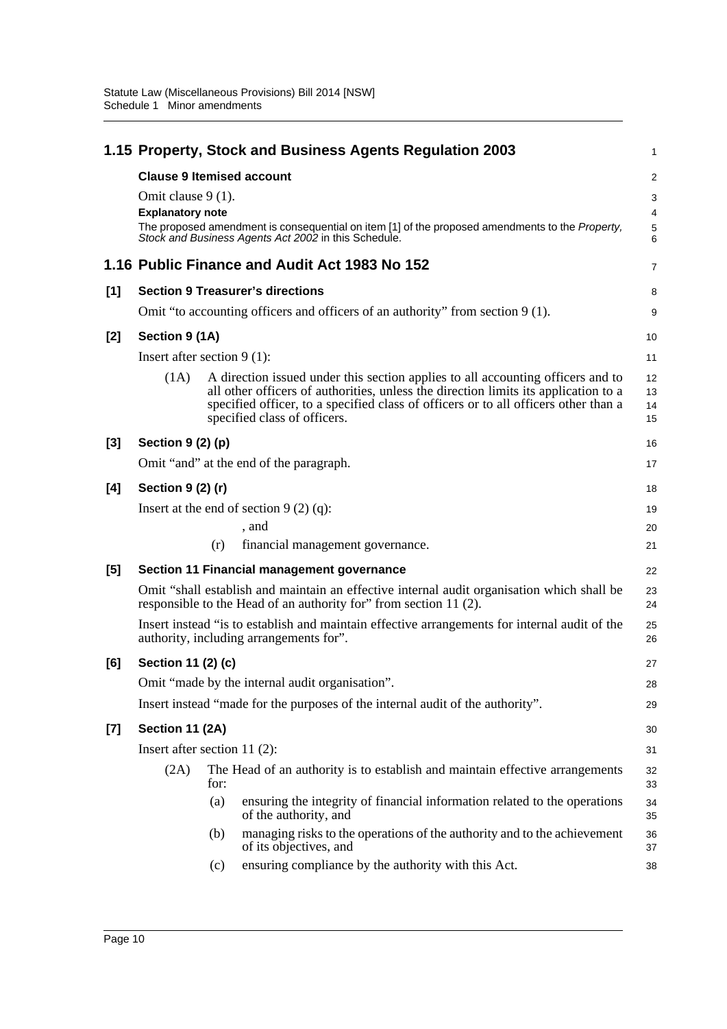## 1.15 Property, Stock and Business Agents Regulation 2003

**Clause 9 Itemised account**

Omit clause 9 (1).

**Explanatory note**

The proposed amendment is consequential on item [1] of the proposed amendments to the *Property, Stock and Business Agents Act 2002* in this Schedule.

## 1.16 Public Finance and Audit Act 1983 No 152

**[1] Section 9 Treasurer's directions**

Omit "to accounting officers and officers of an authority" from section 9 (1).

**[2] Section 9 (1A)**

Insert after section 9 (1):

(1A) A direction issued under this section applies to all accounting officers and to all other officers of authorities, unless the direction limits its application to a specified officer, to a specified class of officers or to all officers other than a specified class of officers.

**[3] Section 9 (2) (p)**

Omit "and" at the end of the paragraph.

**[4] Section 9 (2) (r)**

Insert at the end of section 9 (2) (q):

, and

(r) financial management governance.

**[5] Section 11 Financial management governance**

Omit "shall establish and maintain an effective internal audit organisation which shall be responsible to the Head of an authority for" from section 11 (2).

Insert instead "is to establish and maintain effective arrangements for internal audit of the authority, including arrangements for".

**[6] Section 11 (2) (c)**

Omit "made by the internal audit organisation".

Insert instead "made for the purposes of the internal audit of the authority".

**[7] Section 11 (2A)**

Insert after section 11 (2):

(2A) The Head of an authority is to establish and maintain effective arrangements for:

(a) ensuring the integrity of financial information related to the operations of the authority, and

(b) managing risks to the operations of the authority and to the achievement of its objectives, and

(c) ensuring compliance by the authority with this Act.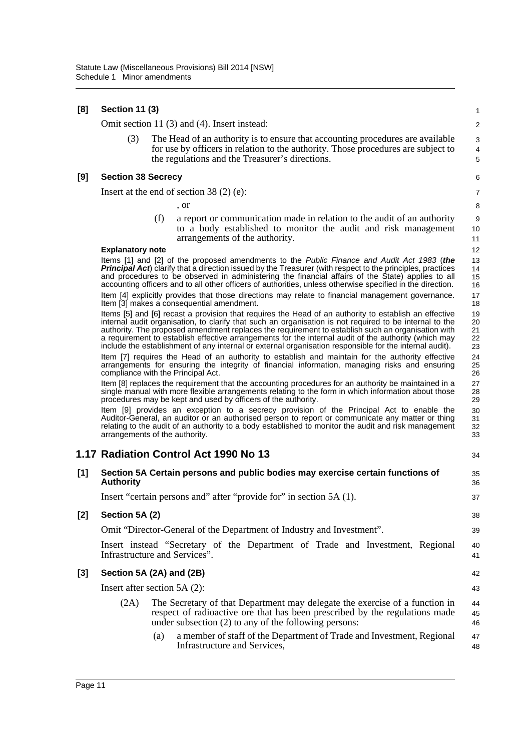**[8] Section 11 (3)**

Omit section 11 (3) and (4). Insert instead:

(3) The Head of an authority is to ensure that accounting procedures are available for use by officers in relation to the authority. Those procedures are subject to the regulations and the Treasurer's directions.

**[9] Section 38 Secrecy**

Insert at the end of section 38 (2) (e):

, or

(f) a report or communication made in relation to the audit of an authority to a body established to monitor the audit and risk management arrangements of the authority.

**Explanatory note**

Items [1] and [2] of the proposed amendments to the *Public Finance and Audit Act 1983* (***the Principal Act***) clarify that a direction issued by the Treasurer (with respect to the principles, practices and procedures to be observed in administering the financial affairs of the State) applies to all accounting officers and to all other officers of authorities, unless otherwise specified in the direction.

Item [4] explicitly provides that those directions may relate to financial management governance. Item [3] makes a consequential amendment.

Items [5] and [6] recast a provision that requires the Head of an authority to establish an effective internal audit organisation, to clarify that such an organisation is not required to be internal to the authority. The proposed amendment replaces the requirement to establish such an organisation with a requirement to establish effective arrangements for the internal audit of the authority (which may include the establishment of any internal or external organisation responsible for the internal audit).

Item [7] requires the Head of an authority to establish and maintain for the authority effective arrangements for ensuring the integrity of financial information, managing risks and ensuring compliance with the Principal Act.

Item [8] replaces the requirement that the accounting procedures for an authority be maintained in a single manual with more flexible arrangements relating to the form in which information about those procedures may be kept and used by officers of the authority.

Item [9] provides an exception to a secrecy provision of the Principal Act to enable the Auditor-General, an auditor or an authorised person to report or communicate any matter or thing relating to the audit of an authority to a body established to monitor the audit and risk management arrangements of the authority.

## 1.17 Radiation Control Act 1990 No 13

**[1] Section 5A Certain persons and public bodies may exercise certain functions of Authority**

Insert "certain persons and" after "provide for" in section 5A (1).

**[2] Section 5A (2)**

Omit "Director-General of the Department of Industry and Investment".

Insert instead "Secretary of the Department of Trade and Investment, Regional Infrastructure and Services".

**[3] Section 5A (2A) and (2B)**

Insert after section 5A (2):

(2A) The Secretary of that Department may delegate the exercise of a function in respect of radioactive ore that has been prescribed by the regulations made under subsection (2) to any of the following persons:

(a) a member of staff of the Department of Trade and Investment, Regional Infrastructure and Services,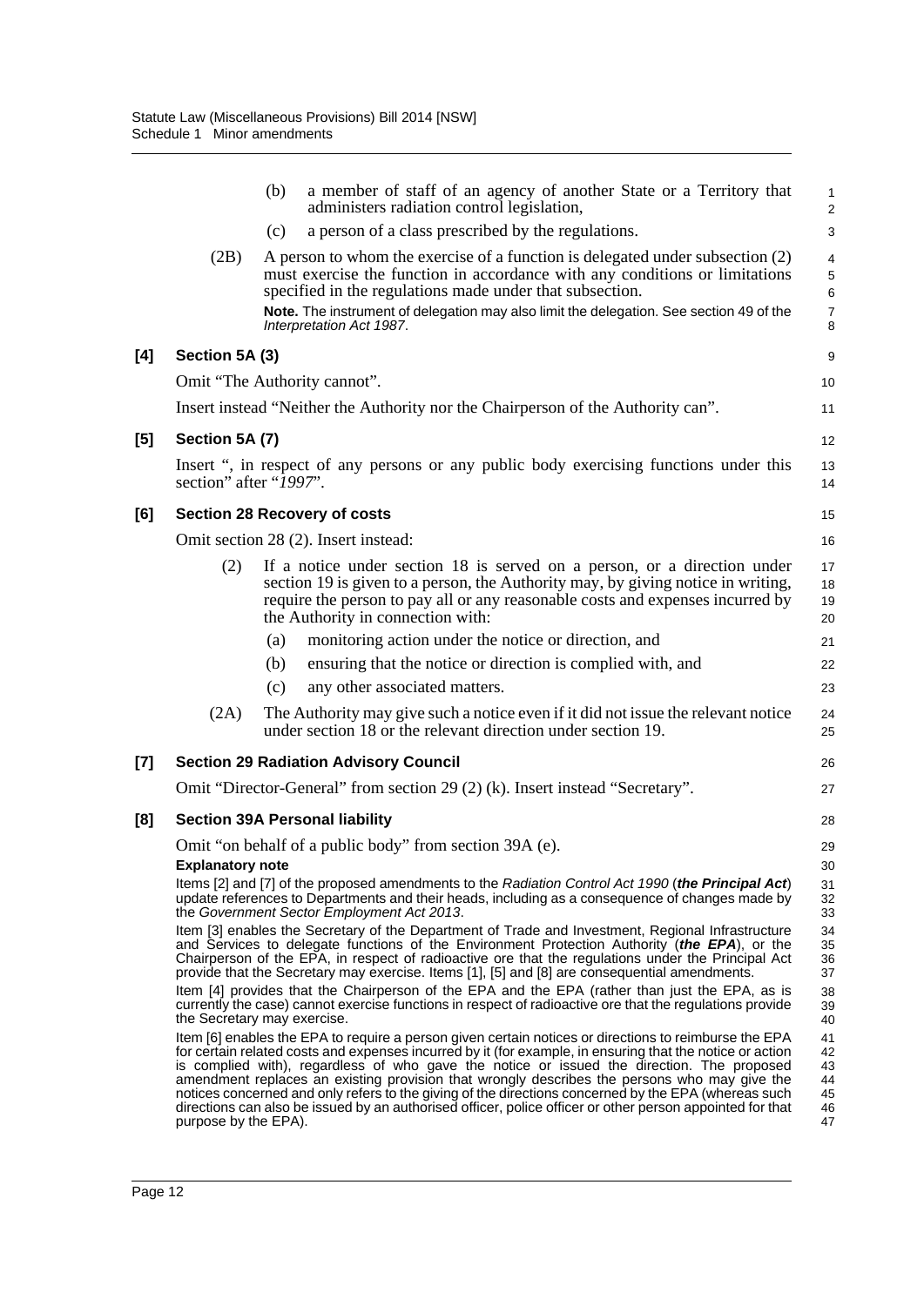(b) a member of staff of an agency of another State or a Territory that administers radiation control legislation,

(c) a person of a class prescribed by the regulations.

(2B) A person to whom the exercise of a function is delegated under subsection (2) must exercise the function in accordance with any conditions or limitations specified in the regulations made under that subsection.

**Note.** The instrument of delegation may also limit the delegation. See section 49 of the *Interpretation Act 1987*.

**[4] Section 5A (3)**

Omit "The Authority cannot".

Insert instead "Neither the Authority nor the Chairperson of the Authority can".

**[5] Section 5A (7)**

Insert ", in respect of any persons or any public body exercising functions under this section" after "*1997*".

**[6] Section 28 Recovery of costs**

Omit section 28 (2). Insert instead:

(2) If a notice under section 18 is served on a person, or a direction under section 19 is given to a person, the Authority may, by giving notice in writing, require the person to pay all or any reasonable costs and expenses incurred by the Authority in connection with:

(a) monitoring action under the notice or direction, and

(b) ensuring that the notice or direction is complied with, and

(c) any other associated matters.

(2A) The Authority may give such a notice even if it did not issue the relevant notice under section 18 or the relevant direction under section 19.

**[7] Section 29 Radiation Advisory Council**

Omit "Director-General" from section 29 (2) (k). Insert instead "Secretary".

**[8] Section 39A Personal liability**

Omit "on behalf of a public body" from section 39A (e).

**Explanatory note**

Items [2] and [7] of the proposed amendments to the *Radiation Control Act 1990* (***the Principal Act***) update references to Departments and their heads, including as a consequence of changes made by the *Government Sector Employment Act 2013*.

Item [3] enables the Secretary of the Department of Trade and Investment, Regional Infrastructure and Services to delegate functions of the Environment Protection Authority (***the EPA***), or the Chairperson of the EPA, in respect of radioactive ore that the regulations under the Principal Act provide that the Secretary may exercise. Items [1], [5] and [8] are consequential amendments.

Item [4] provides that the Chairperson of the EPA and the EPA (rather than just the EPA, as is currently the case) cannot exercise functions in respect of radioactive ore that the regulations provide the Secretary may exercise.

Item [6] enables the EPA to require a person given certain notices or directions to reimburse the EPA for certain related costs and expenses incurred by it (for example, in ensuring that the notice or action is complied with), regardless of who gave the notice or issued the direction. The proposed amendment replaces an existing provision that wrongly describes the persons who may give the notices concerned and only refers to the giving of the directions concerned by the EPA (whereas such directions can also be issued by an authorised officer, police officer or other person appointed for that purpose by the EPA).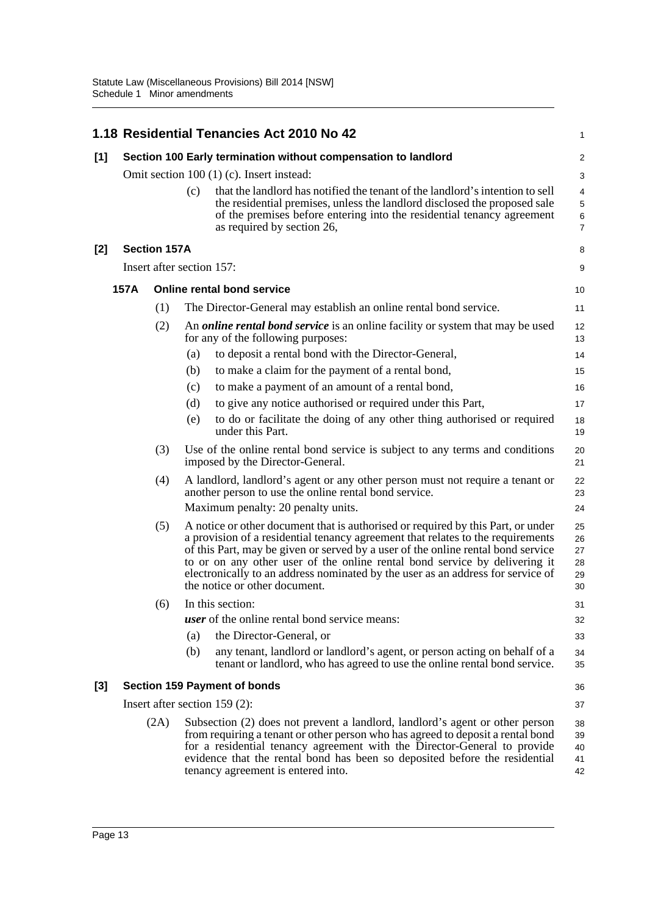## 1.18 Residential Tenancies Act 2010 No 42

**[1] Section 100 Early termination without compensation to landlord**

Omit section 100 (1) (c). Insert instead:

(c) that the landlord has notified the tenant of the landlord's intention to sell the residential premises, unless the landlord disclosed the proposed sale of the premises before entering into the residential tenancy agreement as required by section 26,

**[2] Section 157A**

Insert after section 157:

**157A Online rental bond service**

(1) The Director-General may establish an online rental bond service.

(2) An ***online rental bond service*** is an online facility or system that may be used for any of the following purposes:

(a) to deposit a rental bond with the Director-General,

(b) to make a claim for the payment of a rental bond,

(c) to make a payment of an amount of a rental bond,

(d) to give any notice authorised or required under this Part,

(e) to do or facilitate the doing of any other thing authorised or required under this Part.

(3) Use of the online rental bond service is subject to any terms and conditions imposed by the Director-General.

(4) A landlord, landlord's agent or any other person must not require a tenant or another person to use the online rental bond service.

Maximum penalty: 20 penalty units.

(5) A notice or other document that is authorised or required by this Part, or under a provision of a residential tenancy agreement that relates to the requirements of this Part, may be given or served by a user of the online rental bond service to or on any other user of the online rental bond service by delivering it electronically to an address nominated by the user as an address for service of the notice or other document.

(6) In this section:

***user*** of the online rental bond service means:

(a) the Director-General, or

(b) any tenant, landlord or landlord's agent, or person acting on behalf of a tenant or landlord, who has agreed to use the online rental bond service.

**[3] Section 159 Payment of bonds**

Insert after section 159 (2):

(2A) Subsection (2) does not prevent a landlord, landlord's agent or other person from requiring a tenant or other person who has agreed to deposit a rental bond for a residential tenancy agreement with the Director-General to provide evidence that the rental bond has been so deposited before the residential tenancy agreement is entered into.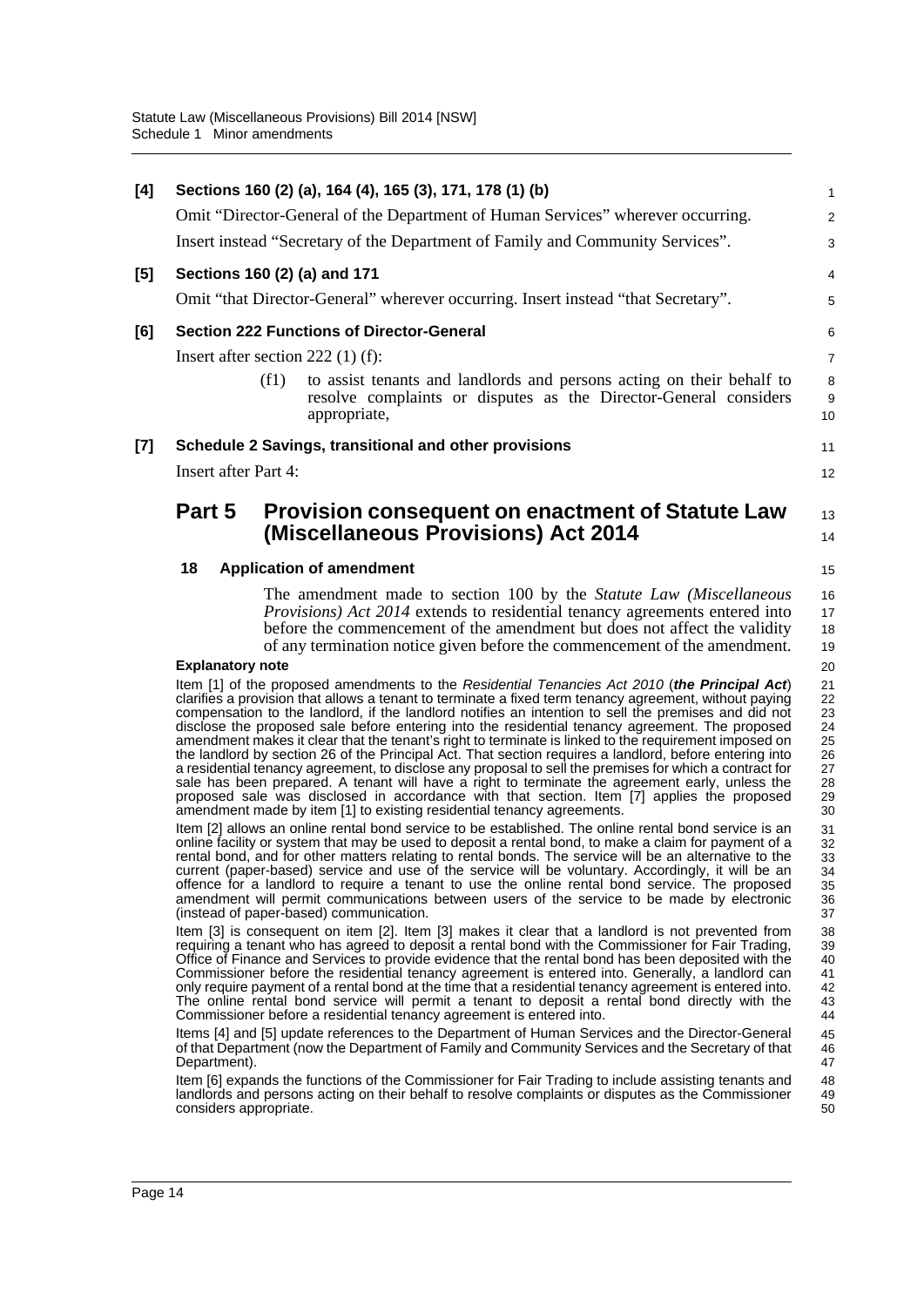**[4] Sections 160 (2) (a), 164 (4), 165 (3), 171, 178 (1) (b)**

Omit "Director-General of the Department of Human Services" wherever occurring.

Insert instead "Secretary of the Department of Family and Community Services".

**[5] Sections 160 (2) (a) and 171**

Omit "that Director-General" wherever occurring. Insert instead "that Secretary".

**[6] Section 222 Functions of Director-General**

Insert after section 222 (1) (f):

(f1) to assist tenants and landlords and persons acting on their behalf to resolve complaints or disputes as the Director-General considers appropriate,

**[7] Schedule 2 Savings, transitional and other provisions**

Insert after Part 4:

## Part 5 Provision consequent on enactment of Statute Law (Miscellaneous Provisions) Act 2014

### 18 Application of amendment

The amendment made to section 100 by the *Statute Law (Miscellaneous Provisions) Act 2014* extends to residential tenancy agreements entered into before the commencement of the amendment but does not affect the validity of any termination notice given before the commencement of the amendment.

**Explanatory note**

Item [1] of the proposed amendments to the *Residential Tenancies Act 2010* (***the Principal Act***) clarifies a provision that allows a tenant to terminate a fixed term tenancy agreement, without paying compensation to the landlord, if the landlord notifies an intention to sell the premises and did not disclose the proposed sale before entering into the residential tenancy agreement. The proposed amendment makes it clear that the tenant's right to terminate is linked to the requirement imposed on the landlord by section 26 of the Principal Act. That section requires a landlord, before entering into a residential tenancy agreement, to disclose any proposal to sell the premises for which a contract for sale has been prepared. A tenant will have a right to terminate the agreement early, unless the proposed sale was disclosed in accordance with that section. Item [7] applies the proposed amendment made by item [1] to existing residential tenancy agreements.

Item [2] allows an online rental bond service to be established. The online rental bond service is an online facility or system that may be used to deposit a rental bond, to make a claim for payment of a rental bond, and for other matters relating to rental bonds. The service will be an alternative to the current (paper-based) service and use of the service will be voluntary. Accordingly, it will be an offence for a landlord to require a tenant to use the online rental bond service. The proposed amendment will permit communications between users of the service to be made by electronic (instead of paper-based) communication.

Item [3] is consequent on item [2]. Item [3] makes it clear that a landlord is not prevented from requiring a tenant who has agreed to deposit a rental bond with the Commissioner for Fair Trading, Office of Finance and Services to provide evidence that the rental bond has been deposited with the Commissioner before the residential tenancy agreement is entered into. Generally, a landlord can only require payment of a rental bond at the time that a residential tenancy agreement is entered into. The online rental bond service will permit a tenant to deposit a rental bond directly with the Commissioner before a residential tenancy agreement is entered into.

Items [4] and [5] update references to the Department of Human Services and the Director-General of that Department (now the Department of Family and Community Services and the Secretary of that Department).

Item [6] expands the functions of the Commissioner for Fair Trading to include assisting tenants and landlords and persons acting on their behalf to resolve complaints or disputes as the Commissioner considers appropriate.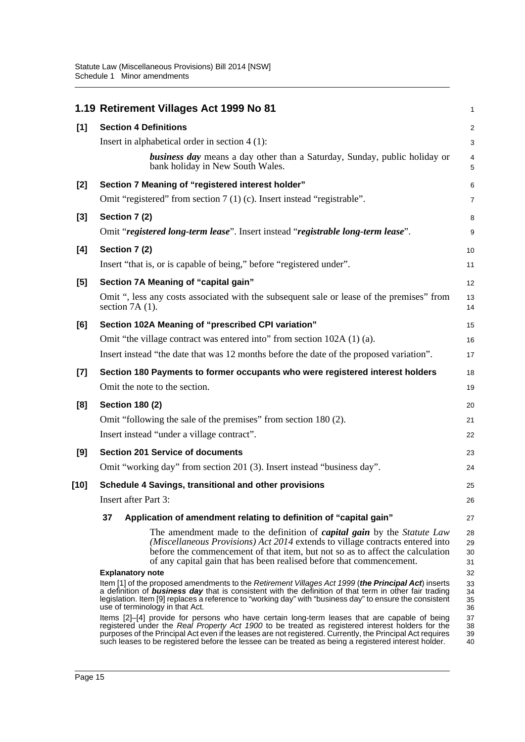## 1.19 Retirement Villages Act 1999 No 81

**[1] Section 4 Definitions**

Insert in alphabetical order in section 4 (1):

> ***business day*** means a day other than a Saturday, Sunday, public holiday or bank holiday in New South Wales.

**[2] Section 7 Meaning of "registered interest holder"**

Omit "registered" from section 7 (1) (c). Insert instead "registrable".

**[3] Section 7 (2)**

Omit "***registered long-term lease***". Insert instead "***registrable long-term lease***".

**[4] Section 7 (2)**

Insert "that is, or is capable of being," before "registered under".

**[5] Section 7A Meaning of "capital gain"**

Omit ", less any costs associated with the subsequent sale or lease of the premises" from section 7A (1).

**[6] Section 102A Meaning of "prescribed CPI variation"**

Omit "the village contract was entered into" from section 102A (1) (a).

Insert instead "the date that was 12 months before the date of the proposed variation".

**[7] Section 180 Payments to former occupants who were registered interest holders**

Omit the note to the section.

**[8] Section 180 (2)**

Omit "following the sale of the premises" from section 180 (2).

Insert instead "under a village contract".

**[9] Section 201 Service of documents**

Omit "working day" from section 201 (3). Insert instead "business day".

**[10] Schedule 4 Savings, transitional and other provisions**

Insert after Part 3:

**37 Application of amendment relating to definition of "capital gain"**

> The amendment made to the definition of ***capital gain*** by the *Statute Law (Miscellaneous Provisions) Act 2014* extends to village contracts entered into before the commencement of that item, but not so as to affect the calculation of any capital gain that has been realised before that commencement.

**Explanatory note**

Item [1] of the proposed amendments to the *Retirement Villages Act 1999* (***the Principal Act***) inserts a definition of ***business day*** that is consistent with the definition of that term in other fair trading legislation. Item [9] replaces a reference to "working day" with "business day" to ensure the consistent use of terminology in that Act.

Items [2]–[4] provide for persons who have certain long-term leases that are capable of being registered under the *Real Property Act 1900* to be treated as registered interest holders for the purposes of the Principal Act even if the leases are not registered. Currently, the Principal Act requires such leases to be registered before the lessee can be treated as being a registered interest holder.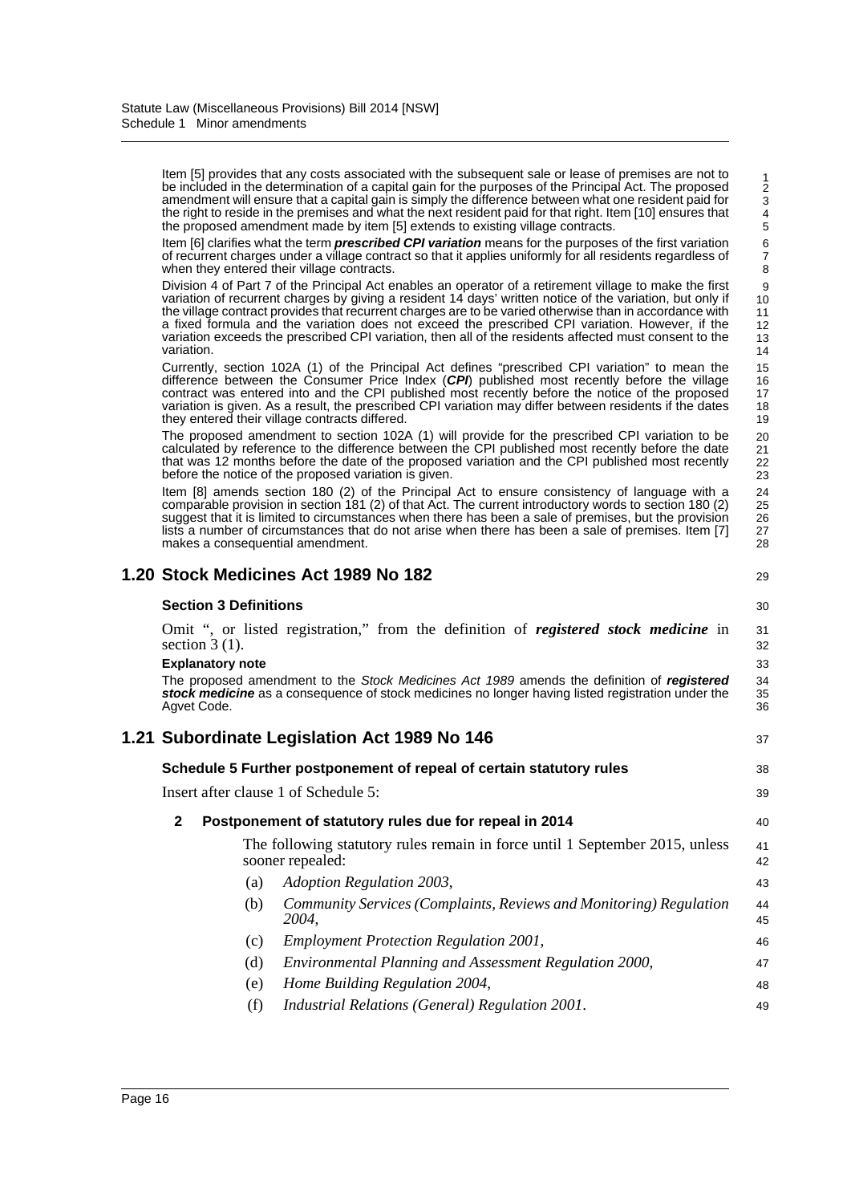Item [5] provides that any costs associated with the subsequent sale or lease of premises are not to be included in the determination of a capital gain for the purposes of the Principal Act. The proposed amendment will ensure that a capital gain is simply the difference between what one resident paid for the right to reside in the premises and what the next resident paid for that right. Item [10] ensures that the proposed amendment made by item [5] extends to existing village contracts.

Item [6] clarifies what the term ***prescribed CPI variation*** means for the purposes of the first variation of recurrent charges under a village contract so that it applies uniformly for all residents regardless of when they entered their village contracts.

Division 4 of Part 7 of the Principal Act enables an operator of a retirement village to make the first variation of recurrent charges by giving a resident 14 days' written notice of the variation, but only if the village contract provides that recurrent charges are to be varied otherwise than in accordance with a fixed formula and the variation does not exceed the prescribed CPI variation. However, if the variation exceeds the prescribed CPI variation, then all of the residents affected must consent to the variation.

Currently, section 102A (1) of the Principal Act defines "prescribed CPI variation" to mean the difference between the Consumer Price Index (***CPI***) published most recently before the village contract was entered into and the CPI published most recently before the notice of the proposed variation is given. As a result, the prescribed CPI variation may differ between residents if the dates they entered their village contracts differed.

The proposed amendment to section 102A (1) will provide for the prescribed CPI variation to be calculated by reference to the difference between the CPI published most recently before the date that was 12 months before the date of the proposed variation and the CPI published most recently before the notice of the proposed variation is given.

Item [8] amends section 180 (2) of the Principal Act to ensure consistency of language with a comparable provision in section 181 (2) of that Act. The current introductory words to section 180 (2) suggest that it is limited to circumstances when there has been a sale of premises, but the provision lists a number of circumstances that do not arise when there has been a sale of premises. Item [7] makes a consequential amendment.

## 1.20 Stock Medicines Act 1989 No 182

### Section 3 Definitions

Omit ", or listed registration," from the definition of ***registered stock medicine*** in section 3 (1).

**Explanatory note**

The proposed amendment to the *Stock Medicines Act 1989* amends the definition of ***registered stock medicine*** as a consequence of stock medicines no longer having listed registration under the Agvet Code.

## 1.21 Subordinate Legislation Act 1989 No 146

### Schedule 5 Further postponement of repeal of certain statutory rules

Insert after clause 1 of Schedule 5:

**2 Postponement of statutory rules due for repeal in 2014**

The following statutory rules remain in force until 1 September 2015, unless sooner repealed:

(a) *Adoption Regulation 2003*,

(b) *Community Services (Complaints, Reviews and Monitoring) Regulation 2004*,

(c) *Employment Protection Regulation 2001*,

(d) *Environmental Planning and Assessment Regulation 2000*,

(e) *Home Building Regulation 2004*,

(f) *Industrial Relations (General) Regulation 2001*.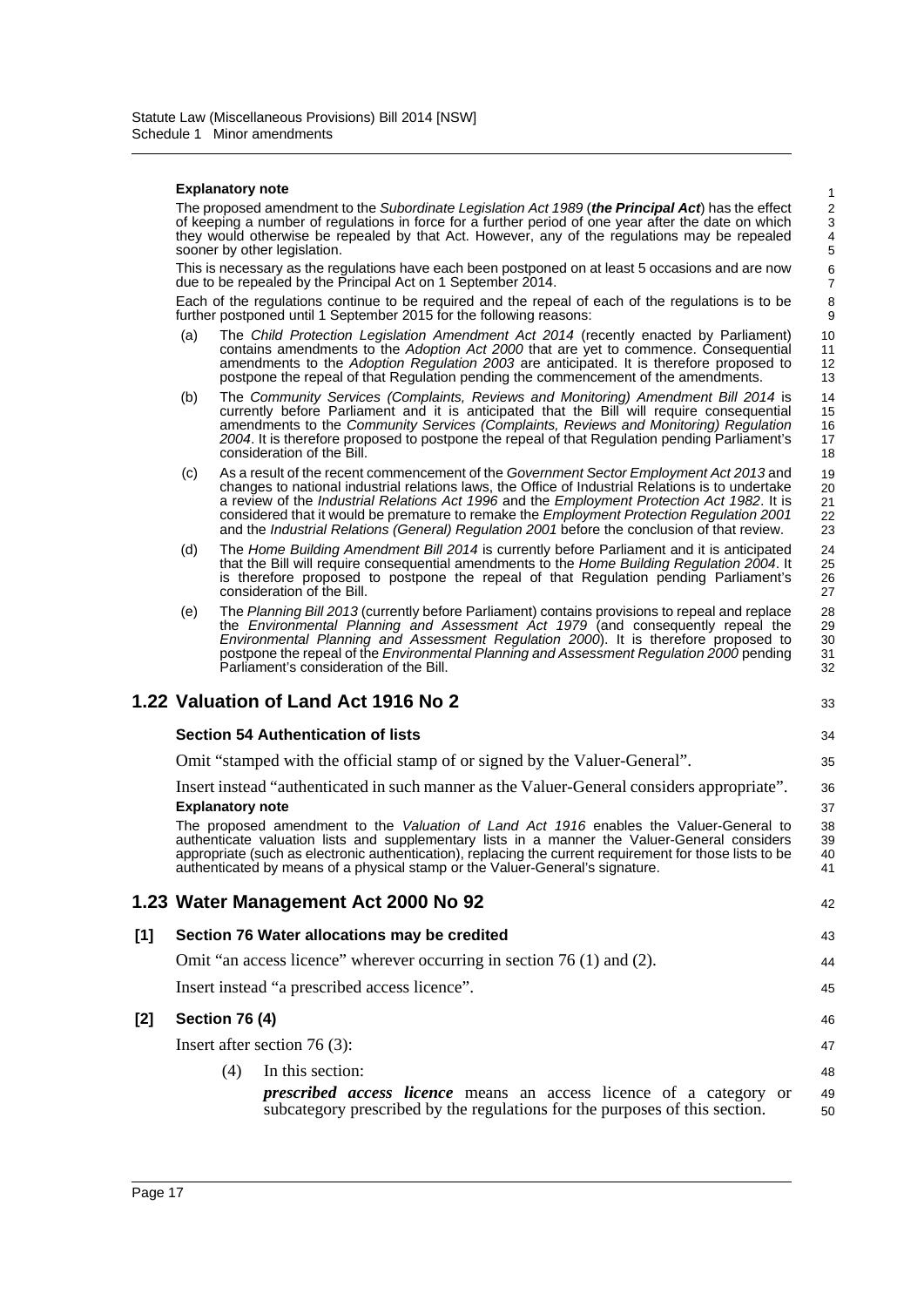**Explanatory note**

The proposed amendment to the *Subordinate Legislation Act 1989* (***the Principal Act***) has the effect of keeping a number of regulations in force for a further period of one year after the date on which they would otherwise be repealed by that Act. However, any of the regulations may be repealed sooner by other legislation.

This is necessary as the regulations have each been postponed on at least 5 occasions and are now due to be repealed by the Principal Act on 1 September 2014.

Each of the regulations continue to be required and the repeal of each of the regulations is to be further postponed until 1 September 2015 for the following reasons:

(a) The *Child Protection Legislation Amendment Act 2014* (recently enacted by Parliament) contains amendments to the *Adoption Act 2000* that are yet to commence. Consequential amendments to the *Adoption Regulation 2003* are anticipated. It is therefore proposed to postpone the repeal of that Regulation pending the commencement of the amendments.

(b) The *Community Services (Complaints, Reviews and Monitoring) Amendment Bill 2014* is currently before Parliament and it is anticipated that the Bill will require consequential amendments to the *Community Services (Complaints, Reviews and Monitoring) Regulation 2004*. It is therefore proposed to postpone the repeal of that Regulation pending Parliament's consideration of the Bill.

(c) As a result of the recent commencement of the *Government Sector Employment Act 2013* and changes to national industrial relations laws, the Office of Industrial Relations is to undertake a review of the *Industrial Relations Act 1996* and the *Employment Protection Act 1982*. It is considered that it would be premature to remake the *Employment Protection Regulation 2001* and the *Industrial Relations (General) Regulation 2001* before the conclusion of that review.

(d) The *Home Building Amendment Bill 2014* is currently before Parliament and it is anticipated that the Bill will require consequential amendments to the *Home Building Regulation 2004*. It is therefore proposed to postpone the repeal of that Regulation pending Parliament's consideration of the Bill.

(e) The *Planning Bill 2013* (currently before Parliament) contains provisions to repeal and replace the *Environmental Planning and Assessment Act 1979* (and consequently repeal the *Environmental Planning and Assessment Regulation 2000*). It is therefore proposed to postpone the repeal of the *Environmental Planning and Assessment Regulation 2000* pending Parliament's consideration of the Bill.

## 1.22 Valuation of Land Act 1916 No 2

**Section 54 Authentication of lists**

Omit "stamped with the official stamp of or signed by the Valuer-General".

Insert instead "authenticated in such manner as the Valuer-General considers appropriate".

**Explanatory note**

The proposed amendment to the *Valuation of Land Act 1916* enables the Valuer-General to authenticate valuation lists and supplementary lists in a manner the Valuer-General considers appropriate (such as electronic authentication), replacing the current requirement for those lists to be authenticated by means of a physical stamp or the Valuer-General's signature.

## 1.23 Water Management Act 2000 No 92

**[1] Section 76 Water allocations may be credited**

Omit "an access licence" wherever occurring in section 76 (1) and (2).

Insert instead "a prescribed access licence".

**[2] Section 76 (4)**

Insert after section 76 (3):

(4) In this section:

***prescribed access licence*** means an access licence of a category or subcategory prescribed by the regulations for the purposes of this section.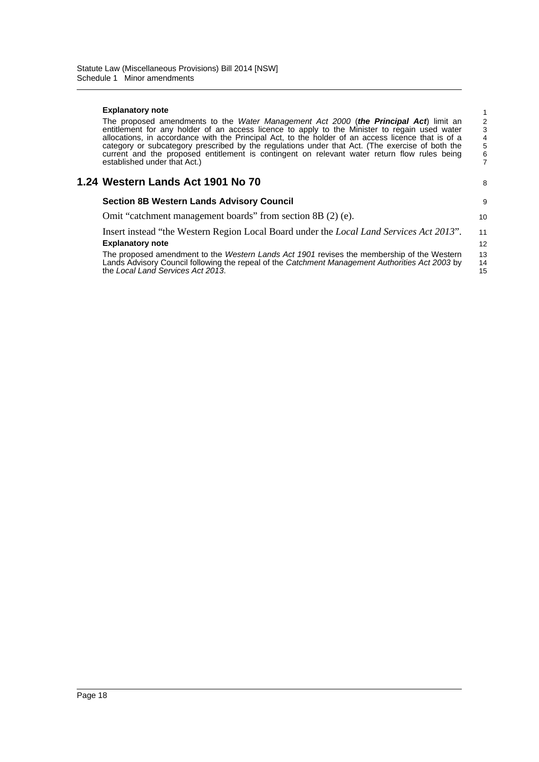**Explanatory note**

The proposed amendments to the *Water Management Act 2000* (***the Principal Act***) limit an entitlement for any holder of an access licence to apply to the Minister to regain used water allocations, in accordance with the Principal Act, to the holder of an access licence that is of a category or subcategory prescribed by the regulations under that Act. (The exercise of both the current and the proposed entitlement is contingent on relevant water return flow rules being established under that Act.)

## 1.24 Western Lands Act 1901 No 70

### Section 8B Western Lands Advisory Council

Omit "catchment management boards" from section 8B (2) (e).

Insert instead "the Western Region Local Board under the *Local Land Services Act 2013*".

**Explanatory note**

The proposed amendment to the *Western Lands Act 1901* revises the membership of the Western Lands Advisory Council following the repeal of the *Catchment Management Authorities Act 2003* by the *Local Land Services Act 2013*.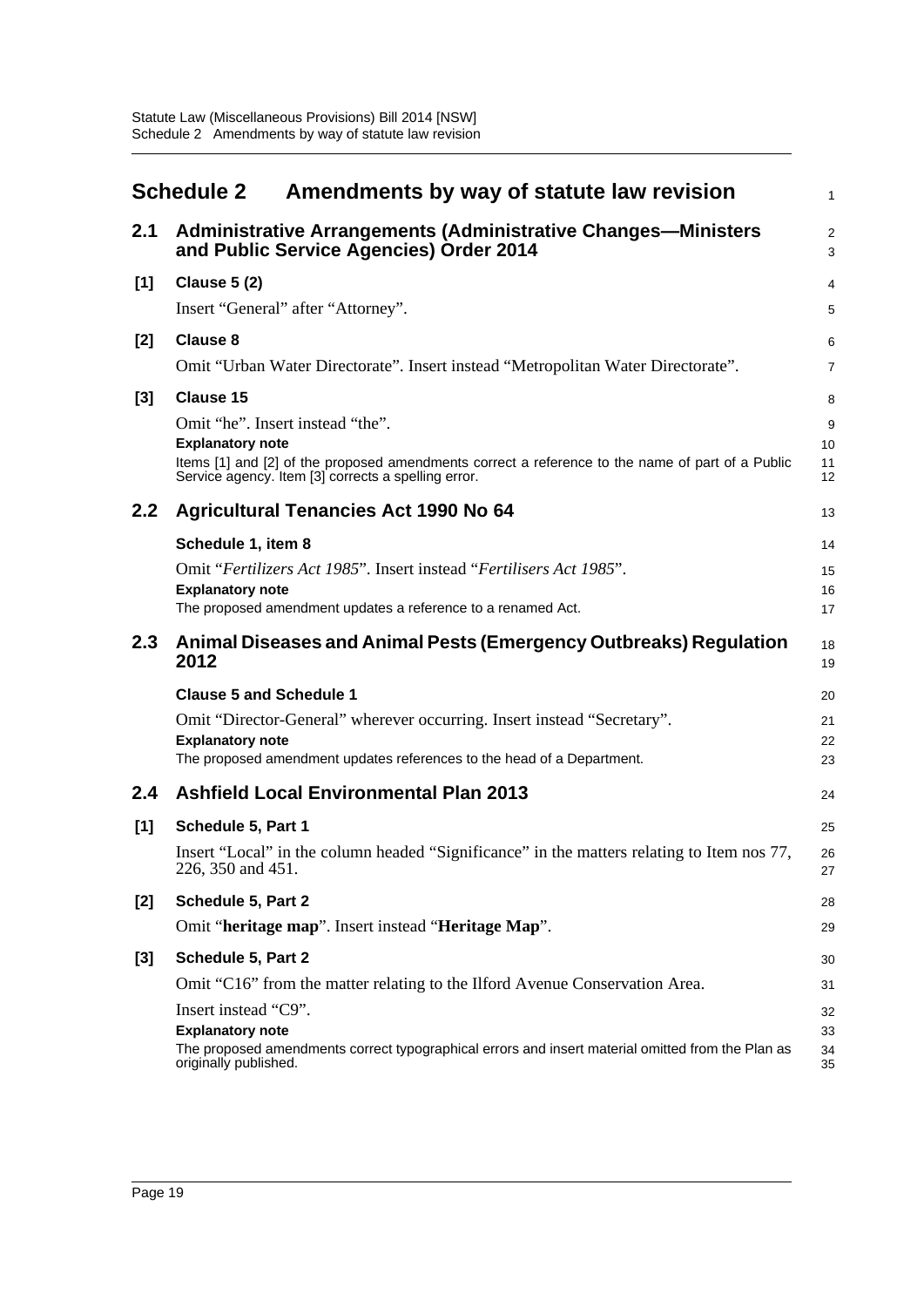# Schedule 2 Amendments by way of statute law revision

## 2.1 Administrative Arrangements (Administrative Changes—Ministers and Public Service Agencies) Order 2014

**[1] Clause 5 (2)**

Insert "General" after "Attorney".

**[2] Clause 8**

Omit "Urban Water Directorate". Insert instead "Metropolitan Water Directorate".

**[3] Clause 15**

Omit "he". Insert instead "the".

**Explanatory note**

Items [1] and [2] of the proposed amendments correct a reference to the name of part of a Public Service agency. Item [3] corrects a spelling error.

## 2.2 Agricultural Tenancies Act 1990 No 64

**Schedule 1, item 8**

Omit "*Fertilizers Act 1985*". Insert instead "*Fertilisers Act 1985*".

**Explanatory note**

The proposed amendment updates a reference to a renamed Act.

## 2.3 Animal Diseases and Animal Pests (Emergency Outbreaks) Regulation 2012

**Clause 5 and Schedule 1**

Omit "Director-General" wherever occurring. Insert instead "Secretary".

**Explanatory note**

The proposed amendment updates references to the head of a Department.

## 2.4 Ashfield Local Environmental Plan 2013

**[1] Schedule 5, Part 1**

Insert "Local" in the column headed "Significance" in the matters relating to Item nos 77, 226, 350 and 451.

**[2] Schedule 5, Part 2**

Omit "**heritage map**". Insert instead "**Heritage Map**".

**[3] Schedule 5, Part 2**

Omit "C16" from the matter relating to the Ilford Avenue Conservation Area.

Insert instead "C9".

**Explanatory note**

The proposed amendments correct typographical errors and insert material omitted from the Plan as originally published.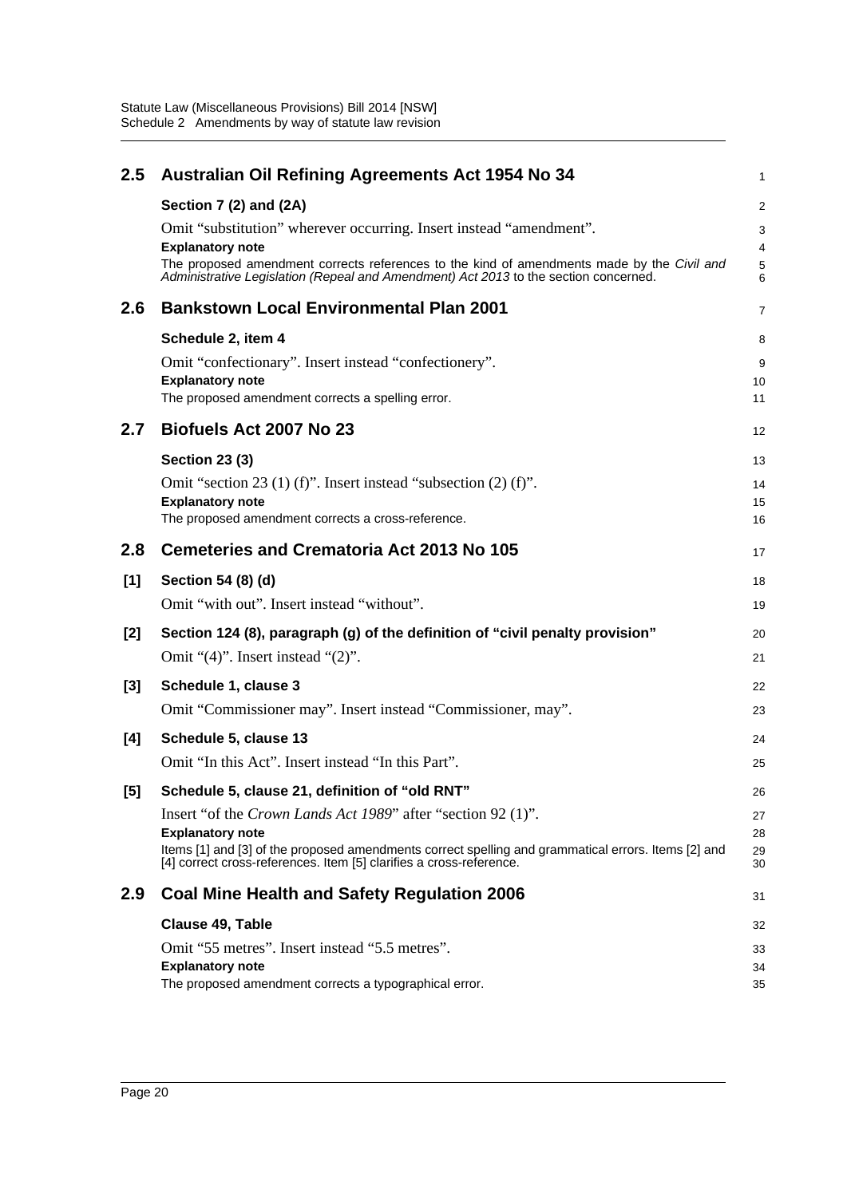## 2.5 Australian Oil Refining Agreements Act 1954 No 34

**Section 7 (2) and (2A)**

Omit "substitution" wherever occurring. Insert instead "amendment".

**Explanatory note**

The proposed amendment corrects references to the kind of amendments made by the *Civil and Administrative Legislation (Repeal and Amendment) Act 2013* to the section concerned.

## 2.6 Bankstown Local Environmental Plan 2001

**Schedule 2, item 4**

Omit "confectionary". Insert instead "confectionery".

**Explanatory note**

The proposed amendment corrects a spelling error.

## 2.7 Biofuels Act 2007 No 23

**Section 23 (3)**

Omit "section 23 (1) (f)". Insert instead "subsection (2) (f)".

**Explanatory note**

The proposed amendment corrects a cross-reference.

## 2.8 Cemeteries and Crematoria Act 2013 No 105

**[1] Section 54 (8) (d)**

Omit "with out". Insert instead "without".

**[2] Section 124 (8), paragraph (g) of the definition of "civil penalty provision"**

Omit "(4)". Insert instead "(2)".

**[3] Schedule 1, clause 3**

Omit "Commissioner may". Insert instead "Commissioner, may".

**[4] Schedule 5, clause 13**

Omit "In this Act". Insert instead "In this Part".

**[5] Schedule 5, clause 21, definition of "old RNT"**

Insert "of the *Crown Lands Act 1989*" after "section 92 (1)".

**Explanatory note**

Items [1] and [3] of the proposed amendments correct spelling and grammatical errors. Items [2] and [4] correct cross-references. Item [5] clarifies a cross-reference.

## 2.9 Coal Mine Health and Safety Regulation 2006

**Clause 49, Table**

Omit "55 metres". Insert instead "5.5 metres".

**Explanatory note**

The proposed amendment corrects a typographical error.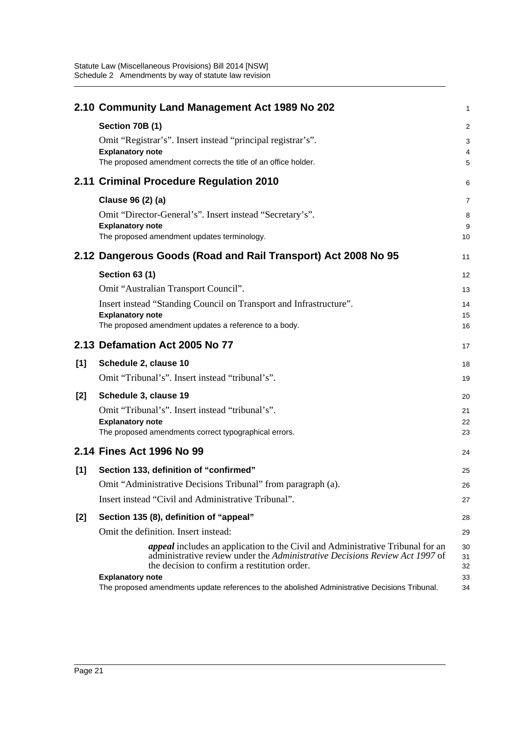## 2.10 Community Land Management Act 1989 No 202

### Section 70B (1)

Omit "Registrar's". Insert instead "principal registrar's".

**Explanatory note**

The proposed amendment corrects the title of an office holder.

## 2.11 Criminal Procedure Regulation 2010

### Clause 96 (2) (a)

Omit "Director-General's". Insert instead "Secretary's".

**Explanatory note**

The proposed amendment updates terminology.

## 2.12 Dangerous Goods (Road and Rail Transport) Act 2008 No 95

### Section 63 (1)

Omit "Australian Transport Council".

Insert instead "Standing Council on Transport and Infrastructure".

**Explanatory note**

The proposed amendment updates a reference to a body.

## 2.13 Defamation Act 2005 No 77

### [1] Schedule 2, clause 10

Omit "Tribunal's". Insert instead "tribunal's".

### [2] Schedule 3, clause 19

Omit "Tribunal's". Insert instead "tribunal's".

**Explanatory note**

The proposed amendments correct typographical errors.

## 2.14 Fines Act 1996 No 99

### [1] Section 133, definition of "confirmed"

Omit "Administrative Decisions Tribunal" from paragraph (a).

Insert instead "Civil and Administrative Tribunal".

### [2] Section 135 (8), definition of "appeal"

Omit the definition. Insert instead:

> ***appeal*** includes an application to the Civil and Administrative Tribunal for an administrative review under the *Administrative Decisions Review Act 1997* of the decision to confirm a restitution order.

**Explanatory note**

The proposed amendments update references to the abolished Administrative Decisions Tribunal.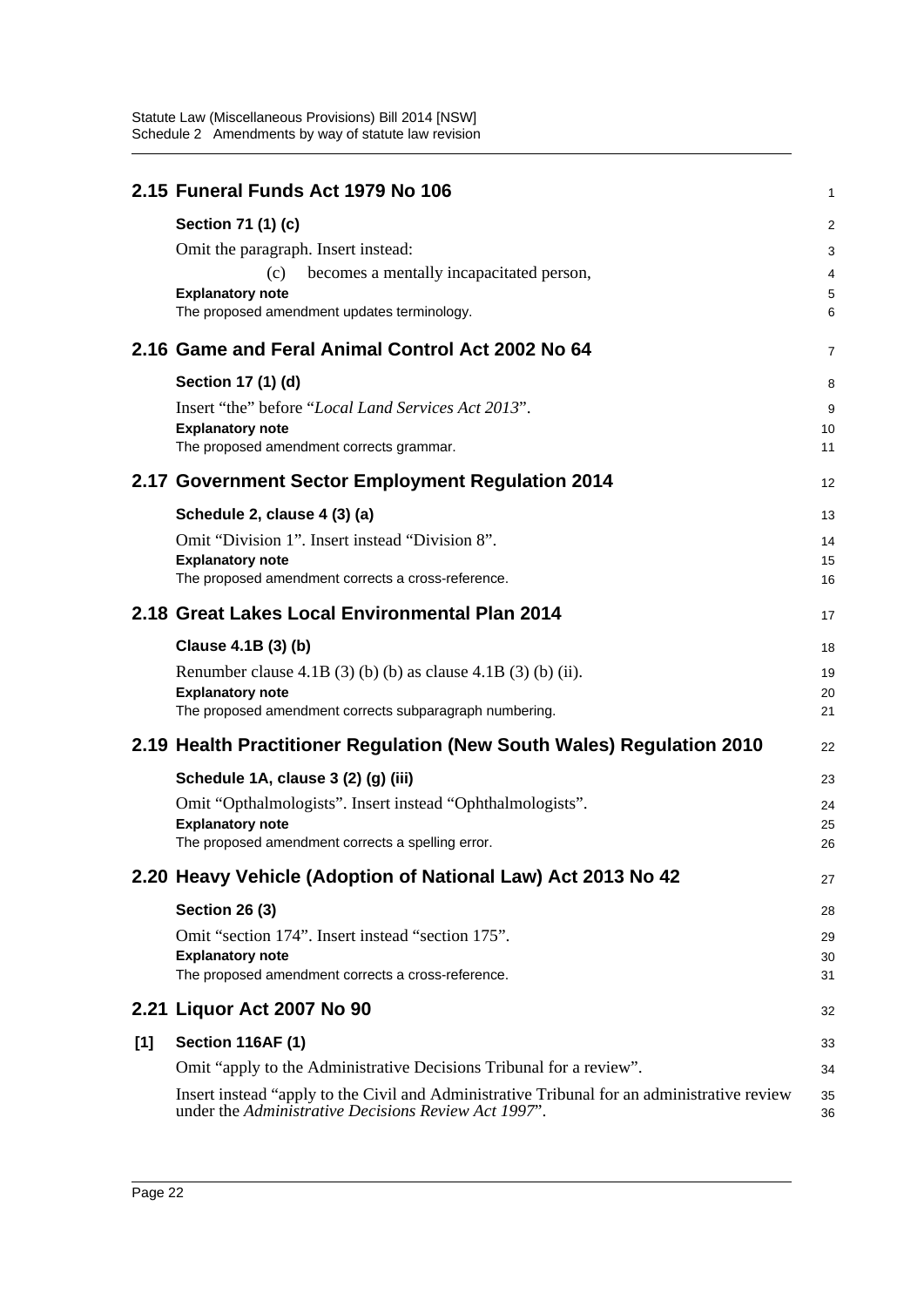## 2.15 Funeral Funds Act 1979 No 106

**Section 71 (1) (c)**

Omit the paragraph. Insert instead:

(c) becomes a mentally incapacitated person,

**Explanatory note**

The proposed amendment updates terminology.

## 2.16 Game and Feral Animal Control Act 2002 No 64

**Section 17 (1) (d)**

Insert "the" before "*Local Land Services Act 2013*".

**Explanatory note**

The proposed amendment corrects grammar.

## 2.17 Government Sector Employment Regulation 2014

**Schedule 2, clause 4 (3) (a)**

Omit "Division 1". Insert instead "Division 8".

**Explanatory note**

The proposed amendment corrects a cross-reference.

## 2.18 Great Lakes Local Environmental Plan 2014

**Clause 4.1B (3) (b)**

Renumber clause 4.1B (3) (b) (b) as clause 4.1B (3) (b) (ii).

**Explanatory note**

The proposed amendment corrects subparagraph numbering.

## 2.19 Health Practitioner Regulation (New South Wales) Regulation 2010

**Schedule 1A, clause 3 (2) (g) (iii)**

Omit "Opthalmologists". Insert instead "Ophthalmologists".

**Explanatory note**

The proposed amendment corrects a spelling error.

## 2.20 Heavy Vehicle (Adoption of National Law) Act 2013 No 42

**Section 26 (3)**

Omit "section 174". Insert instead "section 175".

**Explanatory note**

The proposed amendment corrects a cross-reference.

## 2.21 Liquor Act 2007 No 90

**[1] Section 116AF (1)**

Omit "apply to the Administrative Decisions Tribunal for a review".

Insert instead "apply to the Civil and Administrative Tribunal for an administrative review under the *Administrative Decisions Review Act 1997*".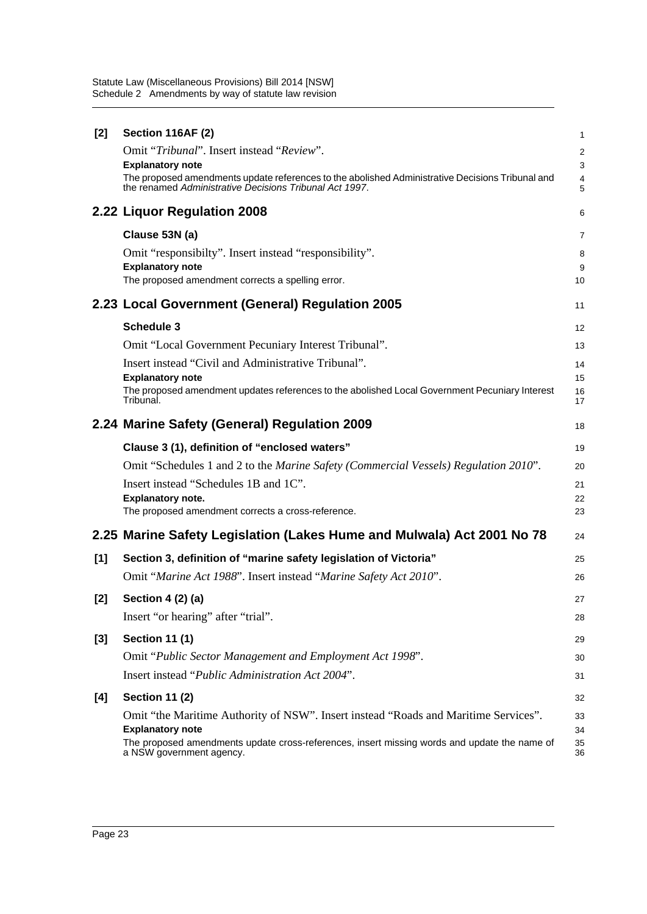**[2] Section 116AF (2)**

Omit "*Tribunal*". Insert instead "*Review*".

**Explanatory note**

The proposed amendments update references to the abolished Administrative Decisions Tribunal and the renamed *Administrative Decisions Tribunal Act 1997*.

## 2.22 Liquor Regulation 2008

**Clause 53N (a)**

Omit "responsibilty". Insert instead "responsibility".

**Explanatory note**

The proposed amendment corrects a spelling error.

## 2.23 Local Government (General) Regulation 2005

**Schedule 3**

Omit "Local Government Pecuniary Interest Tribunal".

Insert instead "Civil and Administrative Tribunal".

**Explanatory note**

The proposed amendment updates references to the abolished Local Government Pecuniary Interest Tribunal.

## 2.24 Marine Safety (General) Regulation 2009

**Clause 3 (1), definition of "enclosed waters"**

Omit "Schedules 1 and 2 to the *Marine Safety (Commercial Vessels) Regulation 2010*".

Insert instead "Schedules 1B and 1C".

**Explanatory note.**

The proposed amendment corrects a cross-reference.

## 2.25 Marine Safety Legislation (Lakes Hume and Mulwala) Act 2001 No 78

**[1] Section 3, definition of "marine safety legislation of Victoria"**

Omit "*Marine Act 1988*". Insert instead "*Marine Safety Act 2010*".

**[2] Section 4 (2) (a)**

Insert "or hearing" after "trial".

**[3] Section 11 (1)**

Omit "*Public Sector Management and Employment Act 1998*".

Insert instead "*Public Administration Act 2004*".

**[4] Section 11 (2)**

Omit "the Maritime Authority of NSW". Insert instead "Roads and Maritime Services".

**Explanatory note**

The proposed amendments update cross-references, insert missing words and update the name of a NSW government agency.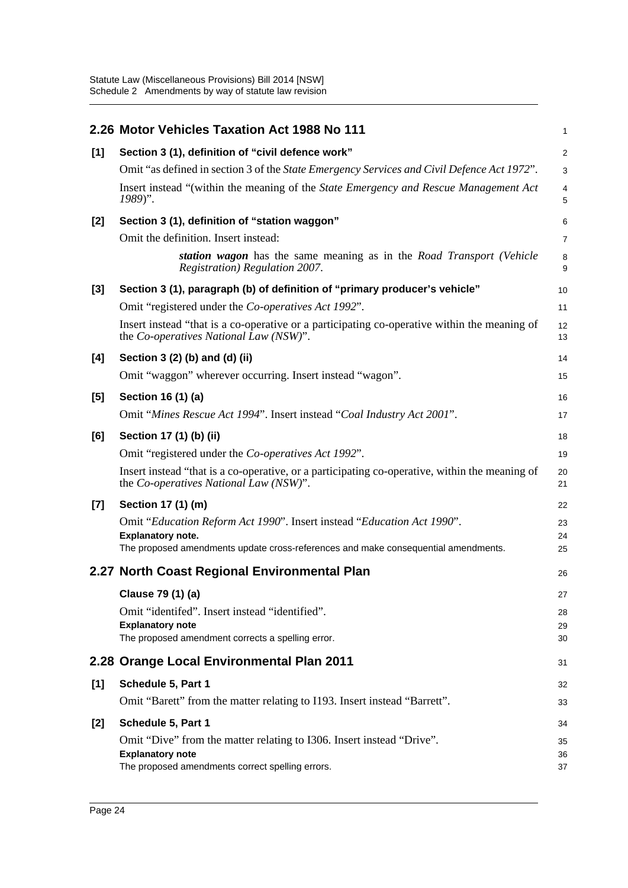## 2.26 Motor Vehicles Taxation Act 1988 No 111

**[1] Section 3 (1), definition of "civil defence work"**

Omit "as defined in section 3 of the *State Emergency Services and Civil Defence Act 1972*".

Insert instead "(within the meaning of the *State Emergency and Rescue Management Act 1989*)".

**[2] Section 3 (1), definition of "station waggon"**

Omit the definition. Insert instead:

> ***station wagon*** has the same meaning as in the *Road Transport (Vehicle Registration) Regulation 2007*.

**[3] Section 3 (1), paragraph (b) of definition of "primary producer's vehicle"**

Omit "registered under the *Co-operatives Act 1992*".

Insert instead "that is a co-operative or a participating co-operative within the meaning of the *Co-operatives National Law (NSW)*".

**[4] Section 3 (2) (b) and (d) (ii)**

Omit "waggon" wherever occurring. Insert instead "wagon".

**[5] Section 16 (1) (a)**

Omit "*Mines Rescue Act 1994*". Insert instead "*Coal Industry Act 2001*".

**[6] Section 17 (1) (b) (ii)**

Omit "registered under the *Co-operatives Act 1992*".

Insert instead "that is a co-operative, or a participating co-operative, within the meaning of the *Co-operatives National Law (NSW)*".

**[7] Section 17 (1) (m)**

Omit "*Education Reform Act 1990*". Insert instead "*Education Act 1990*".

**Explanatory note.**

The proposed amendments update cross-references and make consequential amendments.

## 2.27 North Coast Regional Environmental Plan

**Clause 79 (1) (a)**

Omit "identifed". Insert instead "identified".

**Explanatory note**

The proposed amendment corrects a spelling error.

## 2.28 Orange Local Environmental Plan 2011

**[1] Schedule 5, Part 1**

Omit "Barett" from the matter relating to I193. Insert instead "Barrett".

**[2] Schedule 5, Part 1**

Omit "Dive" from the matter relating to I306. Insert instead "Drive".

**Explanatory note**

The proposed amendments correct spelling errors.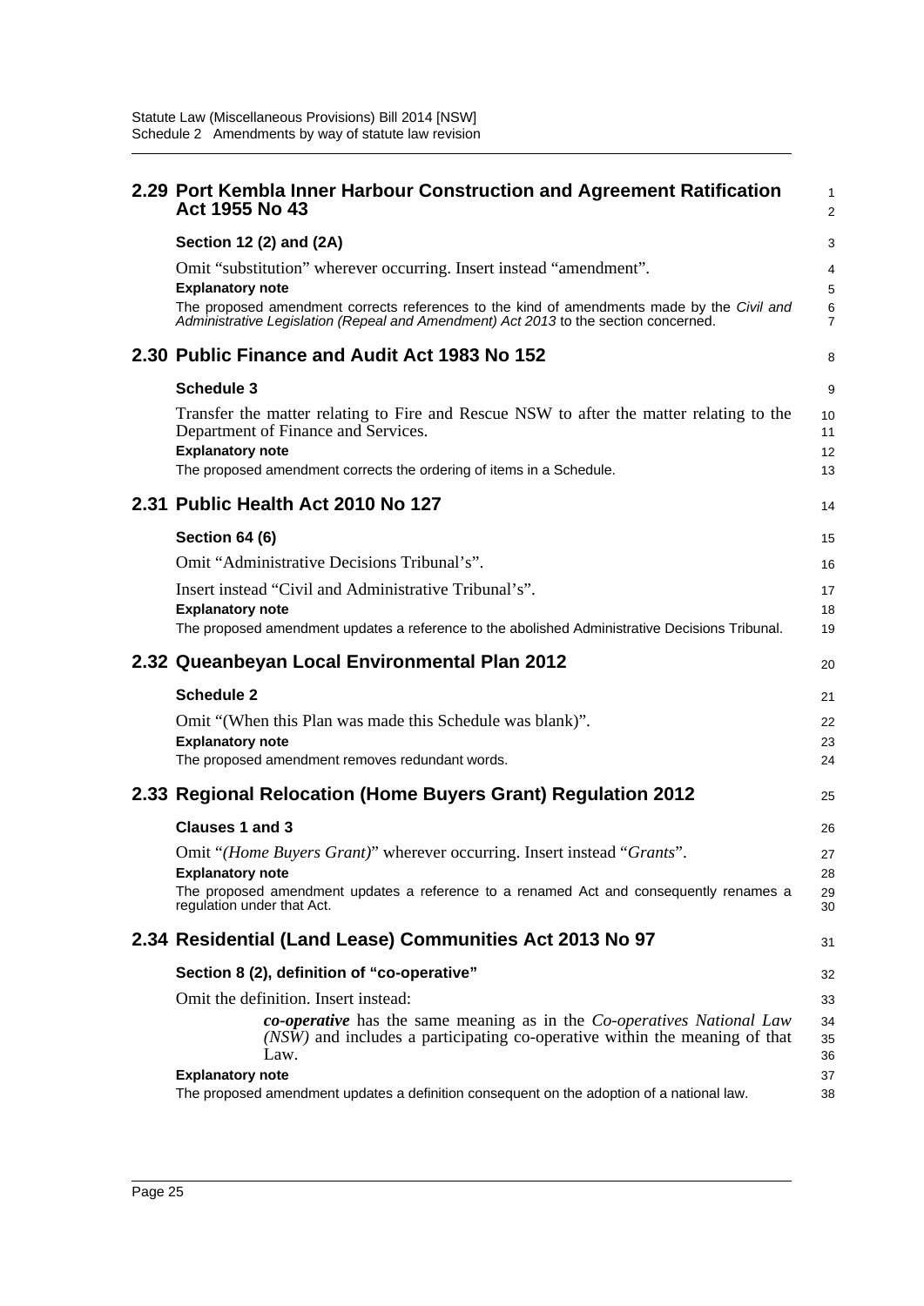## 2.29 Port Kembla Inner Harbour Construction and Agreement Ratification Act 1955 No 43

### Section 12 (2) and (2A)

Omit "substitution" wherever occurring. Insert instead "amendment".

**Explanatory note**

The proposed amendment corrects references to the kind of amendments made by the *Civil and Administrative Legislation (Repeal and Amendment) Act 2013* to the section concerned.

## 2.30 Public Finance and Audit Act 1983 No 152

### Schedule 3

Transfer the matter relating to Fire and Rescue NSW to after the matter relating to the Department of Finance and Services.

**Explanatory note**

The proposed amendment corrects the ordering of items in a Schedule.

## 2.31 Public Health Act 2010 No 127

### Section 64 (6)

Omit "Administrative Decisions Tribunal's".

Insert instead "Civil and Administrative Tribunal's".

**Explanatory note**

The proposed amendment updates a reference to the abolished Administrative Decisions Tribunal.

## 2.32 Queanbeyan Local Environmental Plan 2012

### Schedule 2

Omit "(When this Plan was made this Schedule was blank)".

**Explanatory note**

The proposed amendment removes redundant words.

## 2.33 Regional Relocation (Home Buyers Grant) Regulation 2012

### Clauses 1 and 3

Omit "*(Home Buyers Grant)*" wherever occurring. Insert instead "*Grants*".

**Explanatory note**

The proposed amendment updates a reference to a renamed Act and consequently renames a regulation under that Act.

## 2.34 Residential (Land Lease) Communities Act 2013 No 97

### Section 8 (2), definition of "co-operative"

Omit the definition. Insert instead:

> ***co-operative*** has the same meaning as in the *Co-operatives National Law (NSW)* and includes a participating co-operative within the meaning of that Law.

**Explanatory note**

The proposed amendment updates a definition consequent on the adoption of a national law.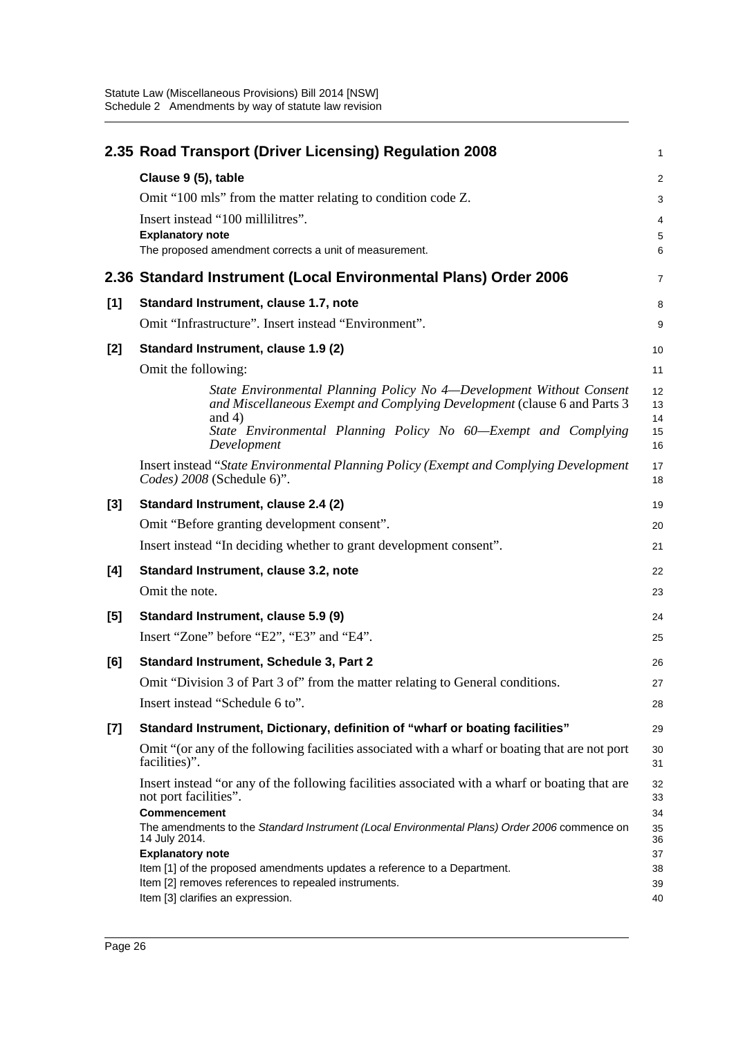## 2.35 Road Transport (Driver Licensing) Regulation 2008

**Clause 9 (5), table**

Omit "100 mls" from the matter relating to condition code Z.

Insert instead "100 millilitres".

**Explanatory note**

The proposed amendment corrects a unit of measurement.

## 2.36 Standard Instrument (Local Environmental Plans) Order 2006

**[1] Standard Instrument, clause 1.7, note**

Omit "Infrastructure". Insert instead "Environment".

**[2] Standard Instrument, clause 1.9 (2)**

Omit the following:

> *State Environmental Planning Policy No 4—Development Without Consent and Miscellaneous Exempt and Complying Development* (clause 6 and Parts 3 and 4)
>
> *State Environmental Planning Policy No 60—Exempt and Complying Development*

Insert instead "*State Environmental Planning Policy (Exempt and Complying Development Codes) 2008* (Schedule 6)".

**[3] Standard Instrument, clause 2.4 (2)**

Omit "Before granting development consent".

Insert instead "In deciding whether to grant development consent".

**[4] Standard Instrument, clause 3.2, note**

Omit the note.

**[5] Standard Instrument, clause 5.9 (9)**

Insert "Zone" before "E2", "E3" and "E4".

**[6] Standard Instrument, Schedule 3, Part 2**

Omit "Division 3 of Part 3 of" from the matter relating to General conditions.

Insert instead "Schedule 6 to".

**[7] Standard Instrument, Dictionary, definition of "wharf or boating facilities"**

Omit "(or any of the following facilities associated with a wharf or boating that are not port facilities)".

Insert instead "or any of the following facilities associated with a wharf or boating that are not port facilities".

**Commencement**

The amendments to the *Standard Instrument (Local Environmental Plans) Order 2006* commence on 14 July 2014.

**Explanatory note**

Item [1] of the proposed amendments updates a reference to a Department.

Item [2] removes references to repealed instruments.

Item [3] clarifies an expression.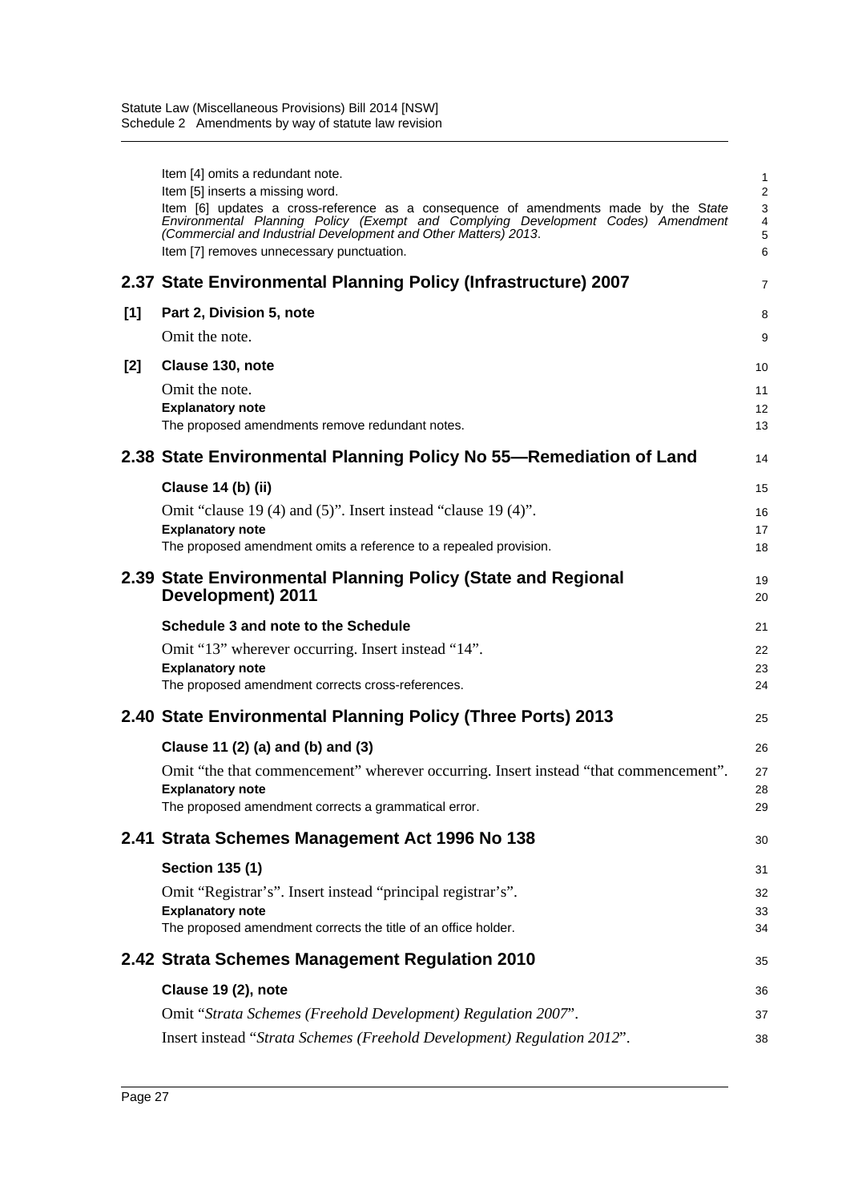Item [4] omits a redundant note.

Item [5] inserts a missing word.

Item [6] updates a cross-reference as a consequence of amendments made by the *State Environmental Planning Policy (Exempt and Complying Development Codes) Amendment (Commercial and Industrial Development and Other Matters) 2013*.

Item [7] removes unnecessary punctuation.

## 2.37 State Environmental Planning Policy (Infrastructure) 2007

**[1] Part 2, Division 5, note**

Omit the note.

**[2] Clause 130, note**

Omit the note.

**Explanatory note**

The proposed amendments remove redundant notes.

## 2.38 State Environmental Planning Policy No 55—Remediation of Land

**Clause 14 (b) (ii)**

Omit "clause 19 (4) and (5)". Insert instead "clause 19 (4)".

**Explanatory note**

The proposed amendment omits a reference to a repealed provision.

## 2.39 State Environmental Planning Policy (State and Regional Development) 2011

**Schedule 3 and note to the Schedule**

Omit "13" wherever occurring. Insert instead "14".

**Explanatory note**

The proposed amendment corrects cross-references.

## 2.40 State Environmental Planning Policy (Three Ports) 2013

**Clause 11 (2) (a) and (b) and (3)**

Omit "the that commencement" wherever occurring. Insert instead "that commencement".

**Explanatory note**

The proposed amendment corrects a grammatical error.

## 2.41 Strata Schemes Management Act 1996 No 138

**Section 135 (1)**

Omit "Registrar's". Insert instead "principal registrar's".

**Explanatory note**

The proposed amendment corrects the title of an office holder.

## 2.42 Strata Schemes Management Regulation 2010

**Clause 19 (2), note**

Omit "*Strata Schemes (Freehold Development) Regulation 2007*".

Insert instead "*Strata Schemes (Freehold Development) Regulation 2012*".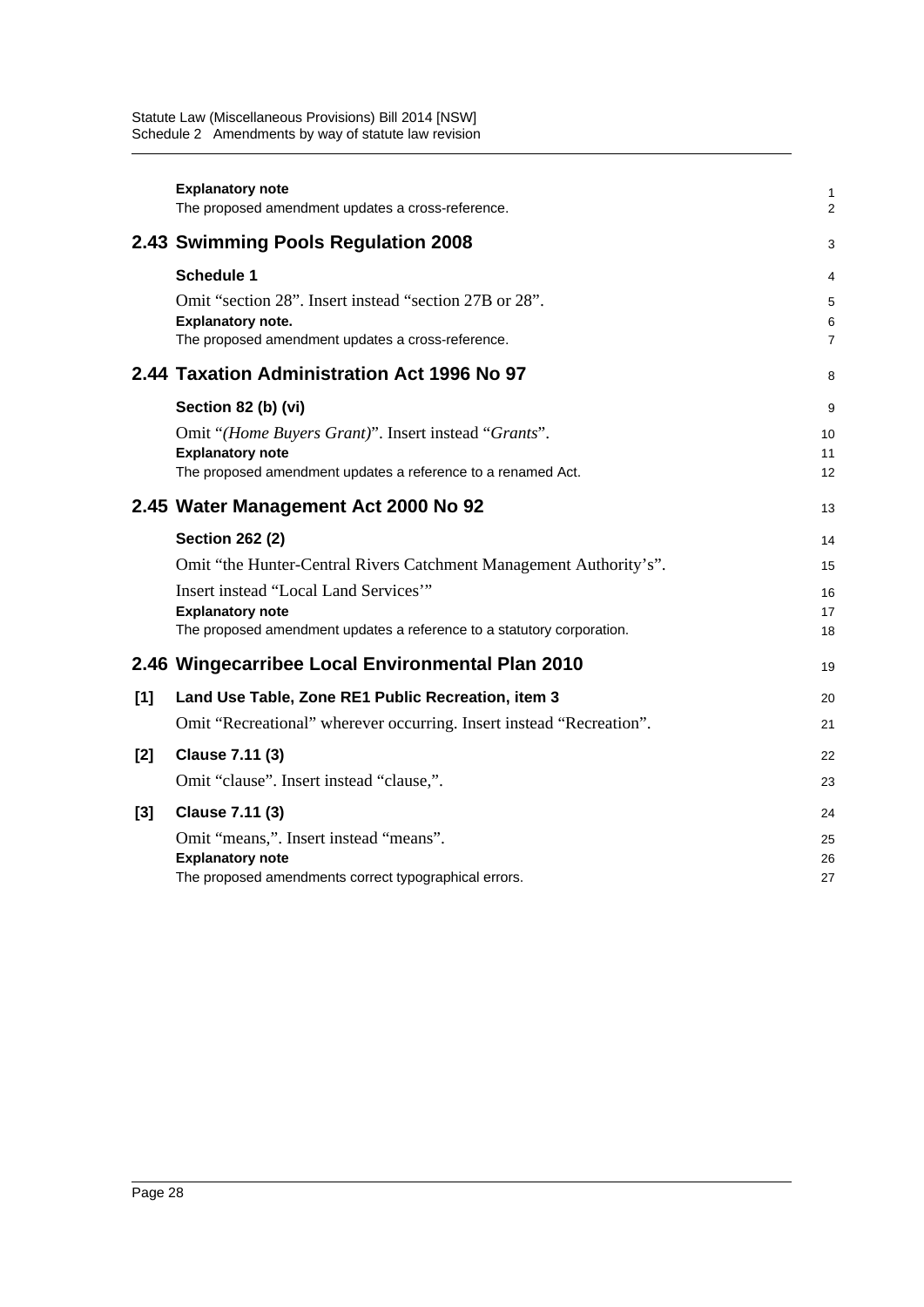**Explanatory note**

The proposed amendment updates a cross-reference.

## 2.43 Swimming Pools Regulation 2008

**Schedule 1**

Omit "section 28". Insert instead "section 27B or 28".

**Explanatory note.**

The proposed amendment updates a cross-reference.

## 2.44 Taxation Administration Act 1996 No 97

**Section 82 (b) (vi)**

Omit "*(Home Buyers Grant)*". Insert instead "*Grants*".

**Explanatory note**

The proposed amendment updates a reference to a renamed Act.

## 2.45 Water Management Act 2000 No 92

**Section 262 (2)**

Omit "the Hunter-Central Rivers Catchment Management Authority's".

Insert instead "Local Land Services'"

**Explanatory note**

The proposed amendment updates a reference to a statutory corporation.

## 2.46 Wingecarribee Local Environmental Plan 2010

**[1] Land Use Table, Zone RE1 Public Recreation, item 3**

Omit "Recreational" wherever occurring. Insert instead "Recreation".

**[2] Clause 7.11 (3)**

Omit "clause". Insert instead "clause,".

**[3] Clause 7.11 (3)**

Omit "means,". Insert instead "means".

**Explanatory note**

The proposed amendments correct typographical errors.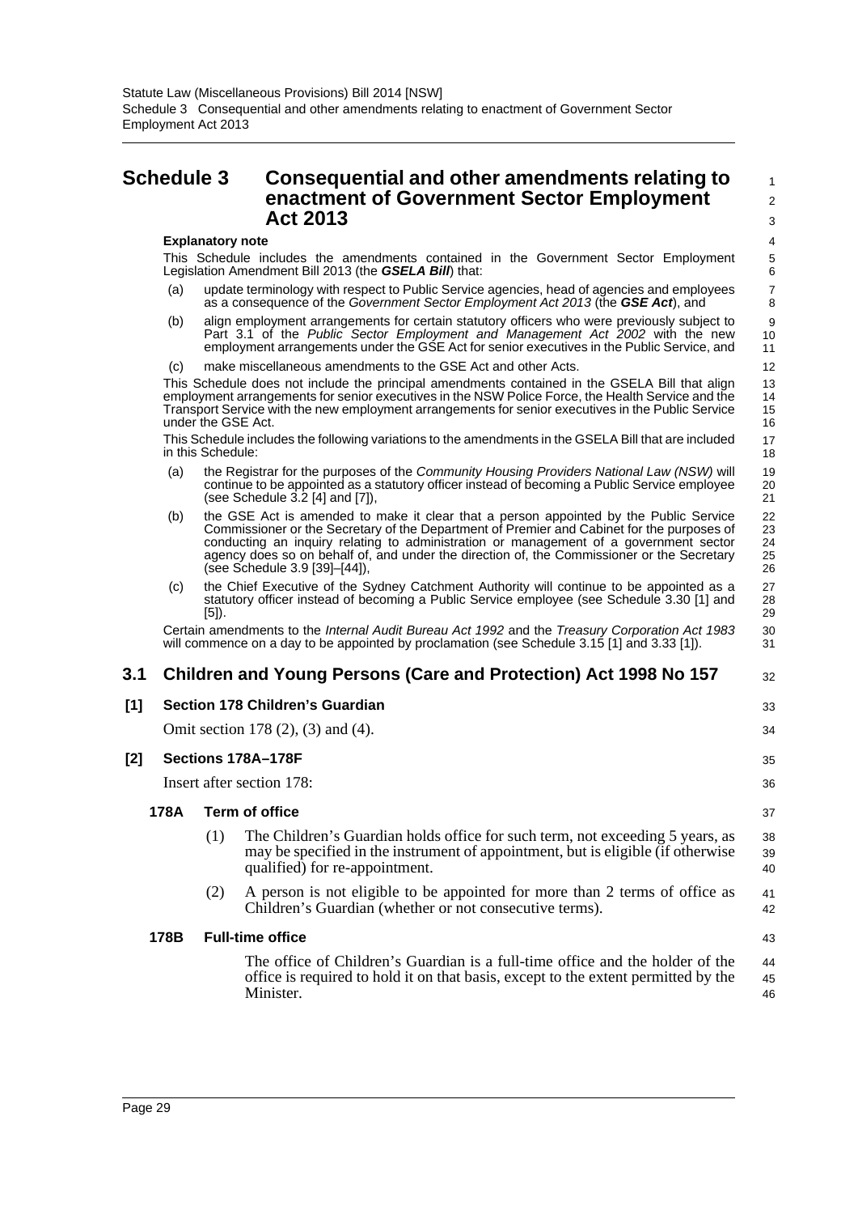# Schedule 3 Consequential and other amendments relating to enactment of Government Sector Employment Act 2013

**Explanatory note**

This Schedule includes the amendments contained in the Government Sector Employment Legislation Amendment Bill 2013 (the ***GSELA Bill***) that:

(a) update terminology with respect to Public Service agencies, head of agencies and employees as a consequence of the *Government Sector Employment Act 2013* (the ***GSE Act***), and

(b) align employment arrangements for certain statutory officers who were previously subject to Part 3.1 of the *Public Sector Employment and Management Act 2002* with the new employment arrangements under the GSE Act for senior executives in the Public Service, and

(c) make miscellaneous amendments to the GSE Act and other Acts.

This Schedule does not include the principal amendments contained in the GSELA Bill that align employment arrangements for senior executives in the NSW Police Force, the Health Service and the Transport Service with the new employment arrangements for senior executives in the Public Service under the GSE Act.

This Schedule includes the following variations to the amendments in the GSELA Bill that are included in this Schedule:

(a) the Registrar for the purposes of the *Community Housing Providers National Law (NSW)* will continue to be appointed as a statutory officer instead of becoming a Public Service employee (see Schedule 3.2 [4] and [7]),

(b) the GSE Act is amended to make it clear that a person appointed by the Public Service Commissioner or the Secretary of the Department of Premier and Cabinet for the purposes of conducting an inquiry relating to administration or management of a government sector agency does so on behalf of, and under the direction of, the Commissioner or the Secretary (see Schedule 3.9 [39]–[44]),

(c) the Chief Executive of the Sydney Catchment Authority will continue to be appointed as a statutory officer instead of becoming a Public Service employee (see Schedule 3.30 [1] and [5]).

Certain amendments to the *Internal Audit Bureau Act 1992* and the *Treasury Corporation Act 1983* will commence on a day to be appointed by proclamation (see Schedule 3.15 [1] and 3.33 [1]).

## 3.1 Children and Young Persons (Care and Protection) Act 1998 No 157

### [1] Section 178 Children's Guardian

Omit section 178 (2), (3) and (4).

### [2] Sections 178A–178F

Insert after section 178:

**178A Term of office**

(1) The Children's Guardian holds office for such term, not exceeding 5 years, as may be specified in the instrument of appointment, but is eligible (if otherwise qualified) for re-appointment.

(2) A person is not eligible to be appointed for more than 2 terms of office as Children's Guardian (whether or not consecutive terms).

**178B Full-time office**

The office of Children's Guardian is a full-time office and the holder of the office is required to hold it on that basis, except to the extent permitted by the Minister.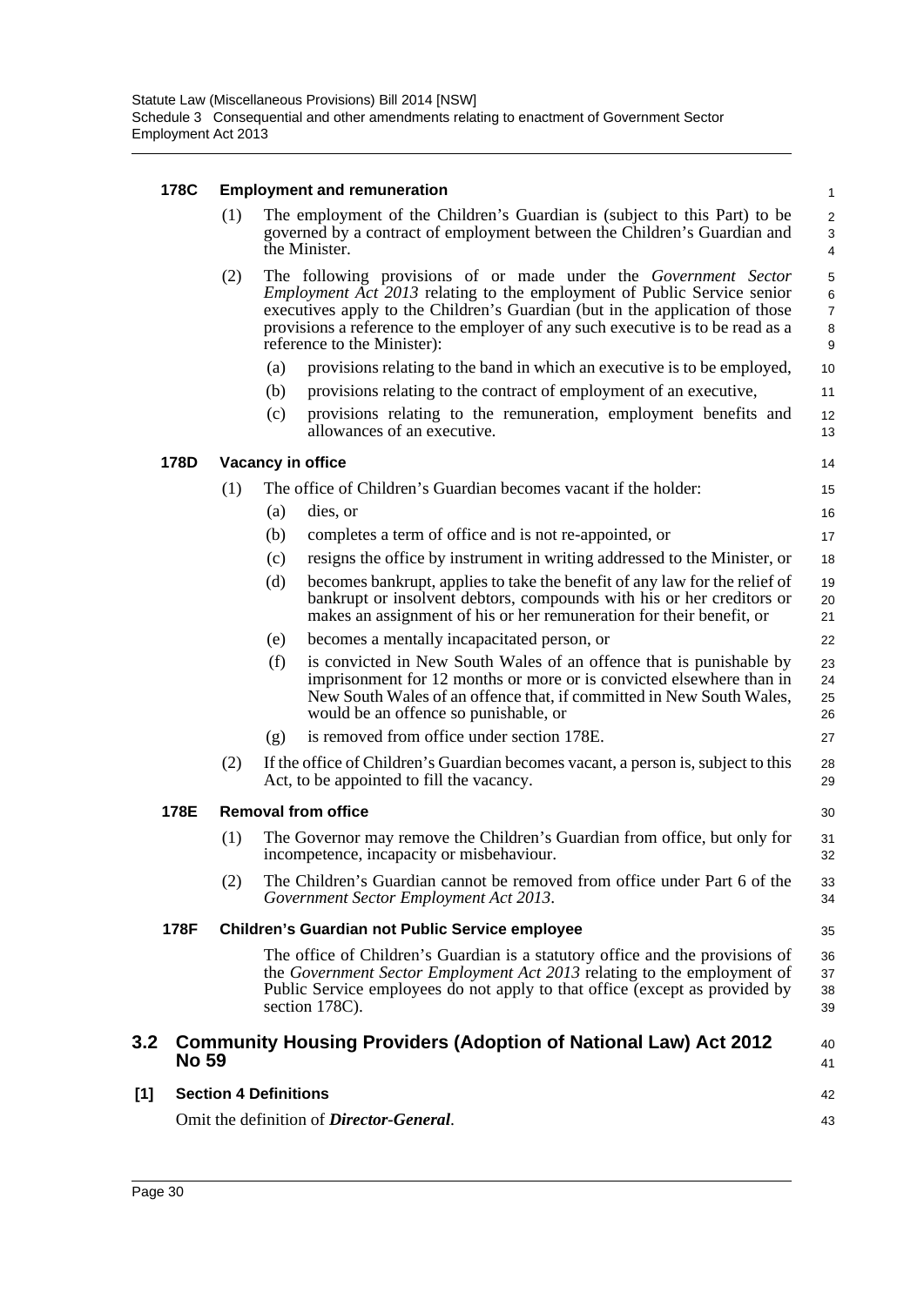**178C Employment and remuneration**

(1) The employment of the Children's Guardian is (subject to this Part) to be governed by a contract of employment between the Children's Guardian and the Minister.

(2) The following provisions of or made under the *Government Sector Employment Act 2013* relating to the employment of Public Service senior executives apply to the Children's Guardian (but in the application of those provisions a reference to the employer of any such executive is to be read as a reference to the Minister):

(a) provisions relating to the band in which an executive is to be employed,

(b) provisions relating to the contract of employment of an executive,

(c) provisions relating to the remuneration, employment benefits and allowances of an executive.

**178D Vacancy in office**

(1) The office of Children's Guardian becomes vacant if the holder:

(a) dies, or

(b) completes a term of office and is not re-appointed, or

(c) resigns the office by instrument in writing addressed to the Minister, or

(d) becomes bankrupt, applies to take the benefit of any law for the relief of bankrupt or insolvent debtors, compounds with his or her creditors or makes an assignment of his or her remuneration for their benefit, or

(e) becomes a mentally incapacitated person, or

(f) is convicted in New South Wales of an offence that is punishable by imprisonment for 12 months or more or is convicted elsewhere than in New South Wales of an offence that, if committed in New South Wales, would be an offence so punishable, or

(g) is removed from office under section 178E.

(2) If the office of Children's Guardian becomes vacant, a person is, subject to this Act, to be appointed to fill the vacancy.

**178E Removal from office**

(1) The Governor may remove the Children's Guardian from office, but only for incompetence, incapacity or misbehaviour.

(2) The Children's Guardian cannot be removed from office under Part 6 of the *Government Sector Employment Act 2013*.

**178F Children's Guardian not Public Service employee**

The office of Children's Guardian is a statutory office and the provisions of the *Government Sector Employment Act 2013* relating to the employment of Public Service employees do not apply to that office (except as provided by section 178C).

## 3.2 Community Housing Providers (Adoption of National Law) Act 2012 No 59

**[1] Section 4 Definitions**

Omit the definition of ***Director-General***.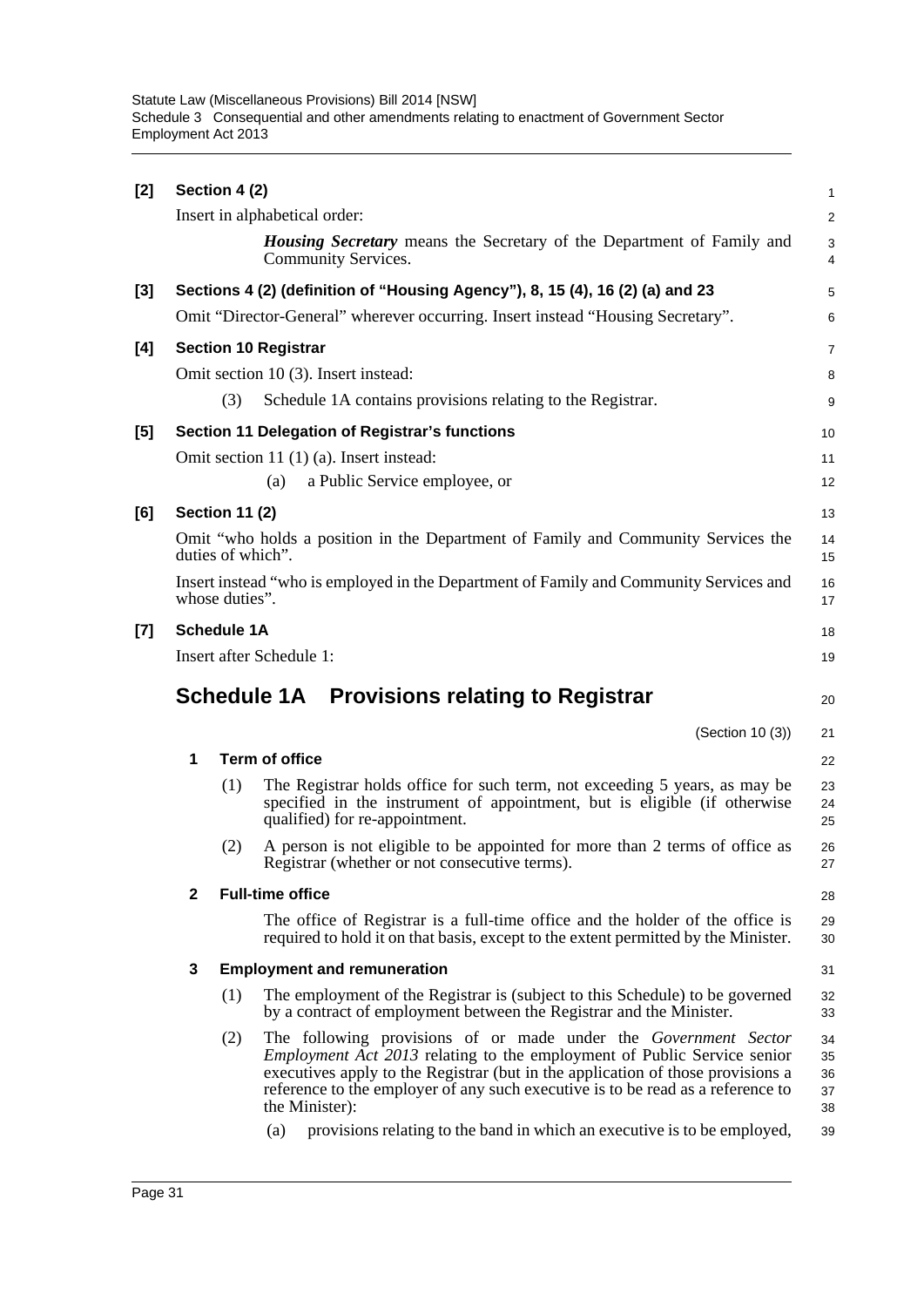**[2] Section 4 (2)**

Insert in alphabetical order:

> ***Housing Secretary*** means the Secretary of the Department of Family and Community Services.

**[3] Sections 4 (2) (definition of "Housing Agency"), 8, 15 (4), 16 (2) (a) and 23**

Omit "Director-General" wherever occurring. Insert instead "Housing Secretary".

**[4] Section 10 Registrar**

Omit section 10 (3). Insert instead:

> (3) Schedule 1A contains provisions relating to the Registrar.

**[5] Section 11 Delegation of Registrar's functions**

Omit section 11 (1) (a). Insert instead:

> (a) a Public Service employee, or

**[6] Section 11 (2)**

Omit "who holds a position in the Department of Family and Community Services the duties of which".

Insert instead "who is employed in the Department of Family and Community Services and whose duties".

**[7] Schedule 1A**

Insert after Schedule 1:

## Schedule 1A Provisions relating to Registrar

(Section 10 (3))

**1 Term of office**

(1) The Registrar holds office for such term, not exceeding 5 years, as may be specified in the instrument of appointment, but is eligible (if otherwise qualified) for re-appointment.

(2) A person is not eligible to be appointed for more than 2 terms of office as Registrar (whether or not consecutive terms).

**2 Full-time office**

The office of Registrar is a full-time office and the holder of the office is required to hold it on that basis, except to the extent permitted by the Minister.

**3 Employment and remuneration**

(1) The employment of the Registrar is (subject to this Schedule) to be governed by a contract of employment between the Registrar and the Minister.

(2) The following provisions of or made under the *Government Sector Employment Act 2013* relating to the employment of Public Service senior executives apply to the Registrar (but in the application of those provisions a reference to the employer of any such executive is to be read as a reference to the Minister):

(a) provisions relating to the band in which an executive is to be employed,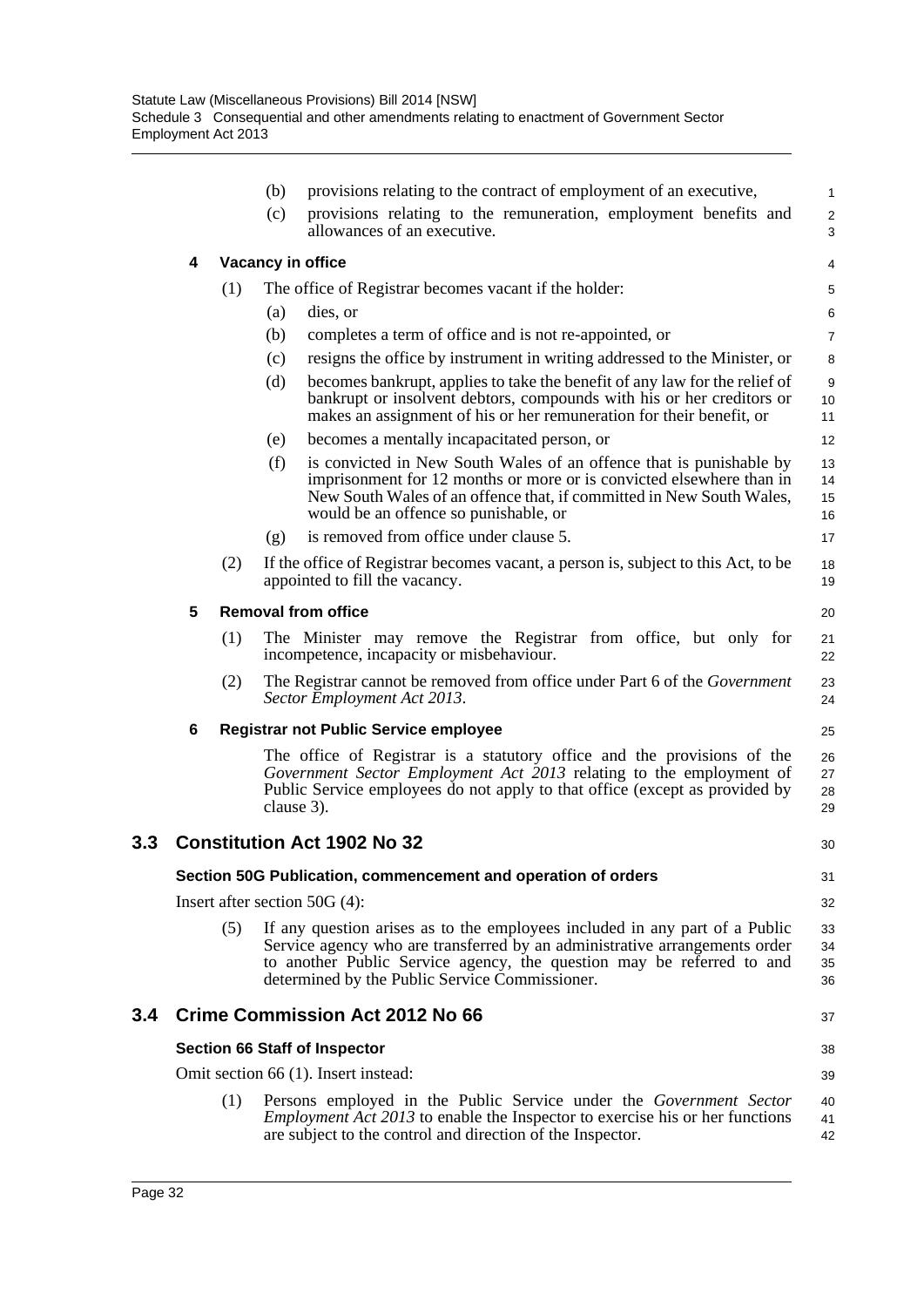(b) provisions relating to the contract of employment of an executive,

(c) provisions relating to the remuneration, employment benefits and allowances of an executive.

#### 4 Vacancy in office

(1) The office of Registrar becomes vacant if the holder:

(a) dies, or

(b) completes a term of office and is not re-appointed, or

(c) resigns the office by instrument in writing addressed to the Minister, or

(d) becomes bankrupt, applies to take the benefit of any law for the relief of bankrupt or insolvent debtors, compounds with his or her creditors or makes an assignment of his or her remuneration for their benefit, or

(e) becomes a mentally incapacitated person, or

(f) is convicted in New South Wales of an offence that is punishable by imprisonment for 12 months or more or is convicted elsewhere than in New South Wales of an offence that, if committed in New South Wales, would be an offence so punishable, or

(g) is removed from office under clause 5.

(2) If the office of Registrar becomes vacant, a person is, subject to this Act, to be appointed to fill the vacancy.

#### 5 Removal from office

(1) The Minister may remove the Registrar from office, but only for incompetence, incapacity or misbehaviour.

(2) The Registrar cannot be removed from office under Part 6 of the *Government Sector Employment Act 2013*.

#### 6 Registrar not Public Service employee

The office of Registrar is a statutory office and the provisions of the *Government Sector Employment Act 2013* relating to the employment of Public Service employees do not apply to that office (except as provided by clause 3).

## 3.3 Constitution Act 1902 No 32

### Section 50G Publication, commencement and operation of orders

Insert after section 50G (4):

(5) If any question arises as to the employees included in any part of a Public Service agency who are transferred by an administrative arrangements order to another Public Service agency, the question may be referred to and determined by the Public Service Commissioner.

## 3.4 Crime Commission Act 2012 No 66

### Section 66 Staff of Inspector

Omit section 66 (1). Insert instead:

(1) Persons employed in the Public Service under the *Government Sector Employment Act 2013* to enable the Inspector to exercise his or her functions are subject to the control and direction of the Inspector.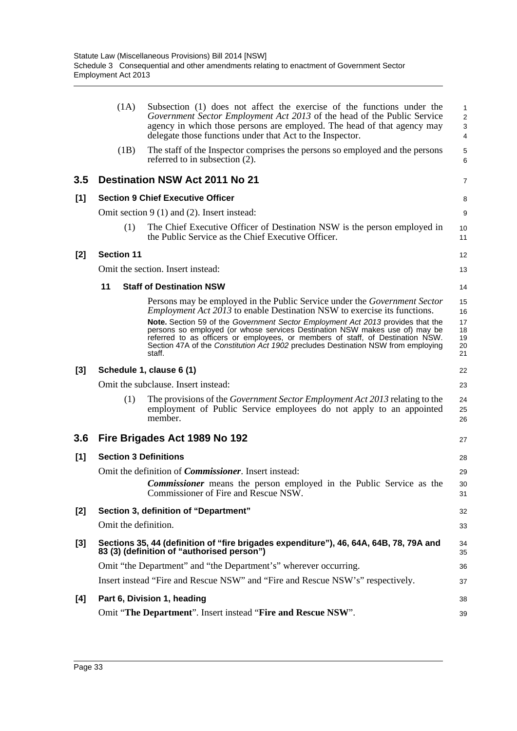(1A) Subsection (1) does not affect the exercise of the functions under the *Government Sector Employment Act 2013* of the head of the Public Service agency in which those persons are employed. The head of that agency may delegate those functions under that Act to the Inspector.

(1B) The staff of the Inspector comprises the persons so employed and the persons referred to in subsection (2).

## 3.5 Destination NSW Act 2011 No 21

### [1] Section 9 Chief Executive Officer

Omit section 9 (1) and (2). Insert instead:

(1) The Chief Executive Officer of Destination NSW is the person employed in the Public Service as the Chief Executive Officer.

### [2] Section 11

Omit the section. Insert instead:

**11 Staff of Destination NSW**

Persons may be employed in the Public Service under the *Government Sector Employment Act 2013* to enable Destination NSW to exercise its functions.

**Note.** Section 59 of the *Government Sector Employment Act 2013* provides that the persons so employed (or whose services Destination NSW makes use of) may be referred to as officers or employees, or members of staff, of Destination NSW. Section 47A of the *Constitution Act 1902* precludes Destination NSW from employing staff.

### [3] Schedule 1, clause 6 (1)

Omit the subclause. Insert instead:

(1) The provisions of the *Government Sector Employment Act 2013* relating to the employment of Public Service employees do not apply to an appointed member.

## 3.6 Fire Brigades Act 1989 No 192

### [1] Section 3 Definitions

Omit the definition of ***Commissioner***. Insert instead:

***Commissioner*** means the person employed in the Public Service as the Commissioner of Fire and Rescue NSW.

### [2] Section 3, definition of "Department"

Omit the definition.

### [3] Sections 35, 44 (definition of "fire brigades expenditure"), 46, 64A, 64B, 78, 79A and 83 (3) (definition of "authorised person")

Omit "the Department" and "the Department's" wherever occurring.

Insert instead "Fire and Rescue NSW" and "Fire and Rescue NSW's" respectively.

### [4] Part 6, Division 1, heading

Omit "**The Department**". Insert instead "**Fire and Rescue NSW**".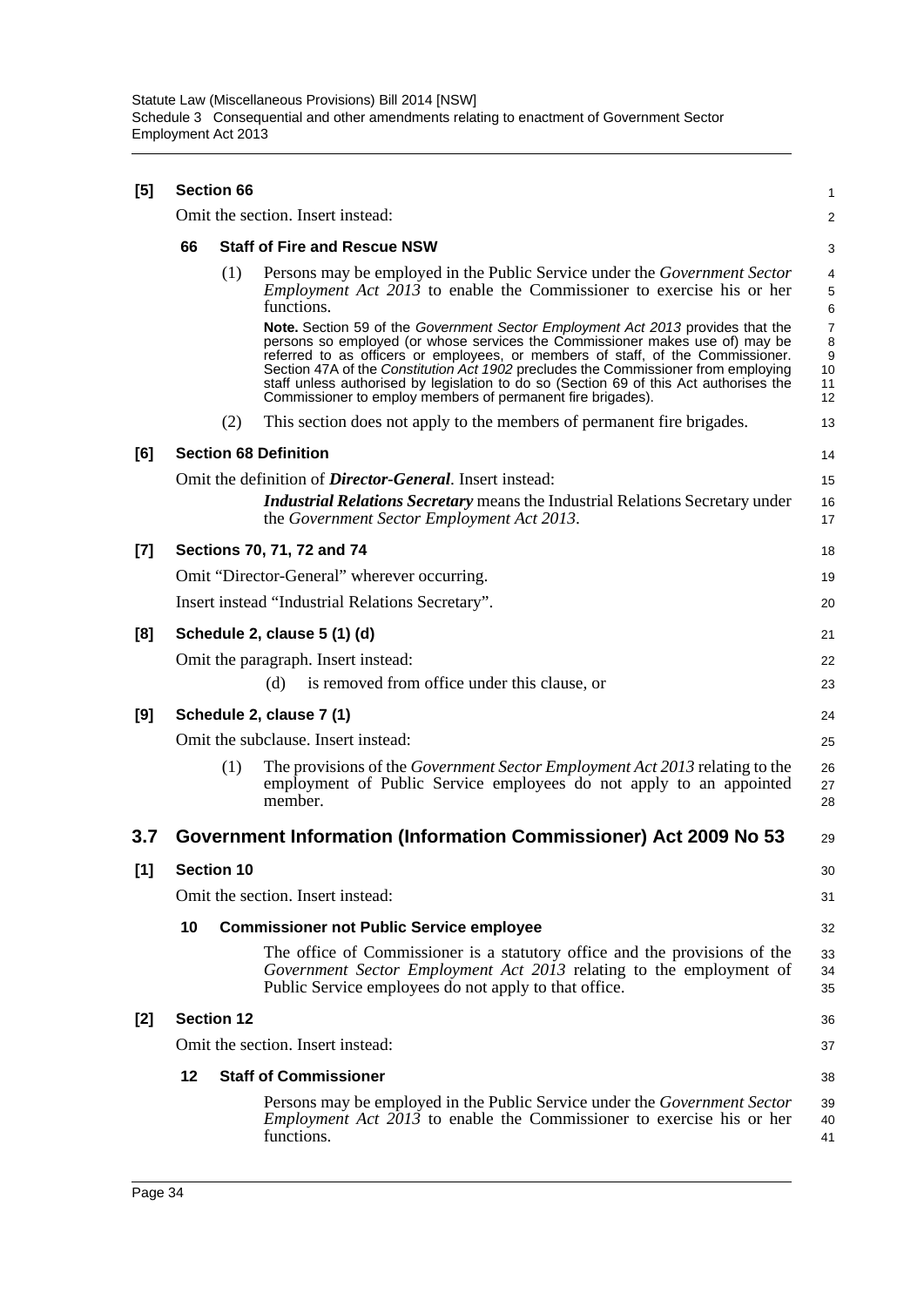**[5] Section 66**

Omit the section. Insert instead:

**66 Staff of Fire and Rescue NSW**

(1) Persons may be employed in the Public Service under the *Government Sector Employment Act 2013* to enable the Commissioner to exercise his or her functions.

**Note.** Section 59 of the *Government Sector Employment Act 2013* provides that the persons so employed (or whose services the Commissioner makes use of) may be referred to as officers or employees, or members of staff, of the Commissioner. Section 47A of the *Constitution Act 1902* precludes the Commissioner from employing staff unless authorised by legislation to do so (Section 69 of this Act authorises the Commissioner to employ members of permanent fire brigades).

(2) This section does not apply to the members of permanent fire brigades.

**[6] Section 68 Definition**

Omit the definition of ***Director-General***. Insert instead:

***Industrial Relations Secretary*** means the Industrial Relations Secretary under the *Government Sector Employment Act 2013*.

**[7] Sections 70, 71, 72 and 74**

Omit "Director-General" wherever occurring.

Insert instead "Industrial Relations Secretary".

**[8] Schedule 2, clause 5 (1) (d)**

Omit the paragraph. Insert instead:

(d) is removed from office under this clause, or

**[9] Schedule 2, clause 7 (1)**

Omit the subclause. Insert instead:

(1) The provisions of the *Government Sector Employment Act 2013* relating to the employment of Public Service employees do not apply to an appointed member.

## 3.7 Government Information (Information Commissioner) Act 2009 No 53

**[1] Section 10**

Omit the section. Insert instead:

**10 Commissioner not Public Service employee**

The office of Commissioner is a statutory office and the provisions of the *Government Sector Employment Act 2013* relating to the employment of Public Service employees do not apply to that office.

**[2] Section 12**

Omit the section. Insert instead:

**12 Staff of Commissioner**

Persons may be employed in the Public Service under the *Government Sector Employment Act 2013* to enable the Commissioner to exercise his or her functions.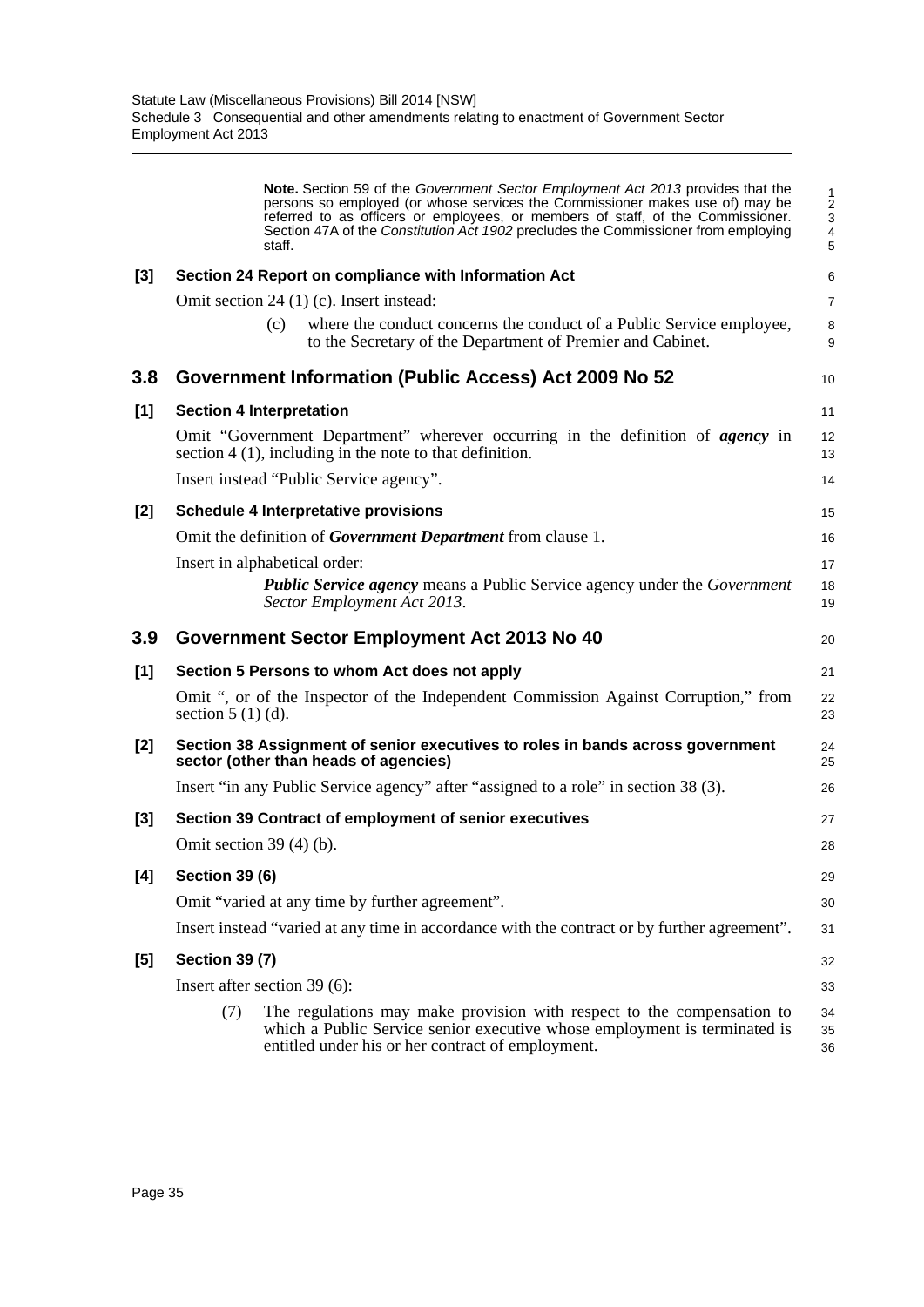**Note.** Section 59 of the *Government Sector Employment Act 2013* provides that the persons so employed (or whose services the Commissioner makes use of) may be referred to as officers or employees, or members of staff, of the Commissioner. Section 47A of the *Constitution Act 1902* precludes the Commissioner from employing staff.

**[3] Section 24 Report on compliance with Information Act**

Omit section 24 (1) (c). Insert instead:

(c) where the conduct concerns the conduct of a Public Service employee, to the Secretary of the Department of Premier and Cabinet.

## 3.8 Government Information (Public Access) Act 2009 No 52

**[1] Section 4 Interpretation**

Omit "Government Department" wherever occurring in the definition of ***agency*** in section 4 (1), including in the note to that definition.

Insert instead "Public Service agency".

**[2] Schedule 4 Interpretative provisions**

Omit the definition of ***Government Department*** from clause 1.

Insert in alphabetical order:

***Public Service agency*** means a Public Service agency under the *Government Sector Employment Act 2013*.

## 3.9 Government Sector Employment Act 2013 No 40

**[1] Section 5 Persons to whom Act does not apply**

Omit ", or of the Inspector of the Independent Commission Against Corruption," from section 5 (1) (d).

**[2] Section 38 Assignment of senior executives to roles in bands across government sector (other than heads of agencies)**

Insert "in any Public Service agency" after "assigned to a role" in section 38 (3).

**[3] Section 39 Contract of employment of senior executives**

Omit section 39 (4) (b).

**[4] Section 39 (6)**

Omit "varied at any time by further agreement".

Insert instead "varied at any time in accordance with the contract or by further agreement".

**[5] Section 39 (7)**

Insert after section 39 (6):

(7) The regulations may make provision with respect to the compensation to which a Public Service senior executive whose employment is terminated is entitled under his or her contract of employment.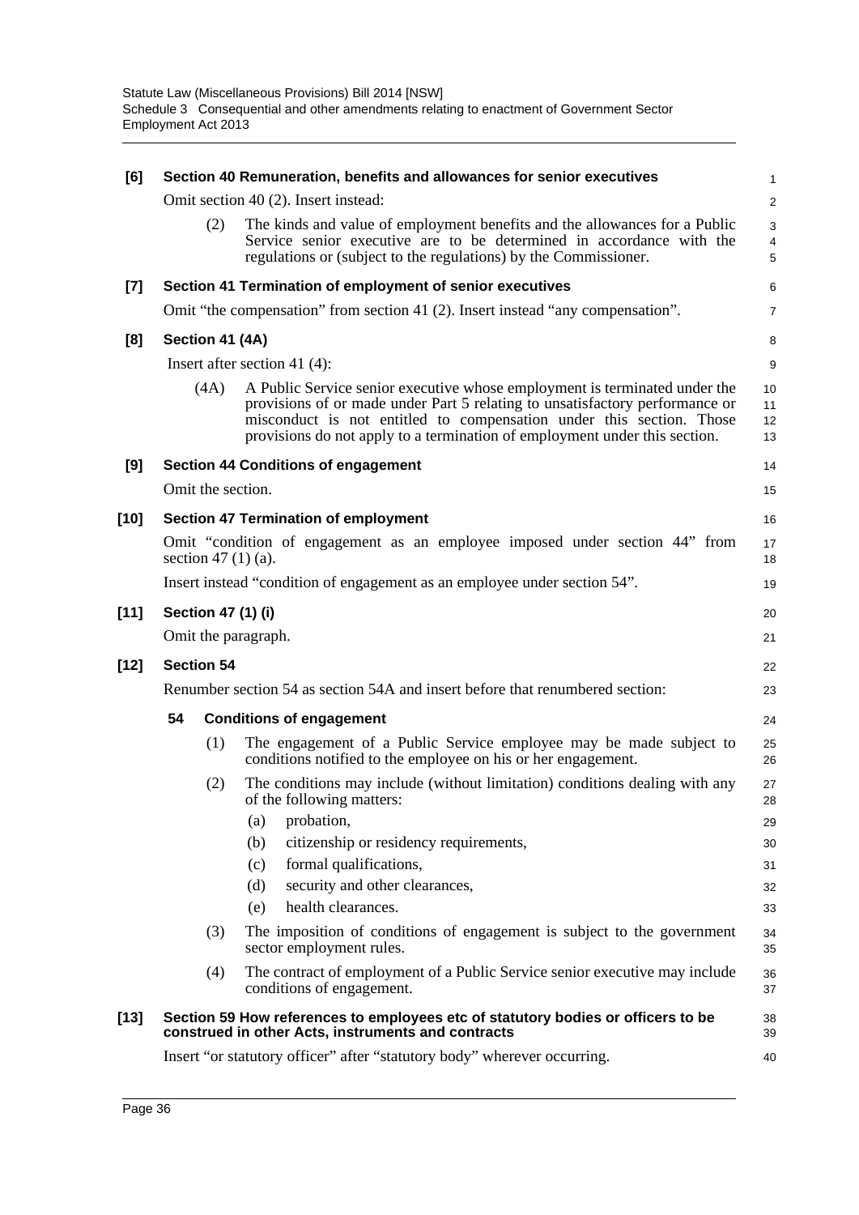**[6] Section 40 Remuneration, benefits and allowances for senior executives**

Omit section 40 (2). Insert instead:

(2) The kinds and value of employment benefits and the allowances for a Public Service senior executive are to be determined in accordance with the regulations or (subject to the regulations) by the Commissioner.

**[7] Section 41 Termination of employment of senior executives**

Omit "the compensation" from section 41 (2). Insert instead "any compensation".

**[8] Section 41 (4A)**

Insert after section 41 (4):

(4A) A Public Service senior executive whose employment is terminated under the provisions of or made under Part 5 relating to unsatisfactory performance or misconduct is not entitled to compensation under this section. Those provisions do not apply to a termination of employment under this section.

**[9] Section 44 Conditions of engagement**

Omit the section.

**[10] Section 47 Termination of employment**

Omit "condition of engagement as an employee imposed under section 44" from section 47 (1) (a).

Insert instead "condition of engagement as an employee under section 54".

**[11] Section 47 (1) (i)**

Omit the paragraph.

**[12] Section 54**

Renumber section 54 as section 54A and insert before that renumbered section:

**54 Conditions of engagement**

(1) The engagement of a Public Service employee may be made subject to conditions notified to the employee on his or her engagement.

(2) The conditions may include (without limitation) conditions dealing with any of the following matters:

(a) probation,

(b) citizenship or residency requirements,

(c) formal qualifications,

(d) security and other clearances,

(e) health clearances.

(3) The imposition of conditions of engagement is subject to the government sector employment rules.

(4) The contract of employment of a Public Service senior executive may include conditions of engagement.

**[13] Section 59 How references to employees etc of statutory bodies or officers to be construed in other Acts, instruments and contracts**

Insert "or statutory officer" after "statutory body" wherever occurring.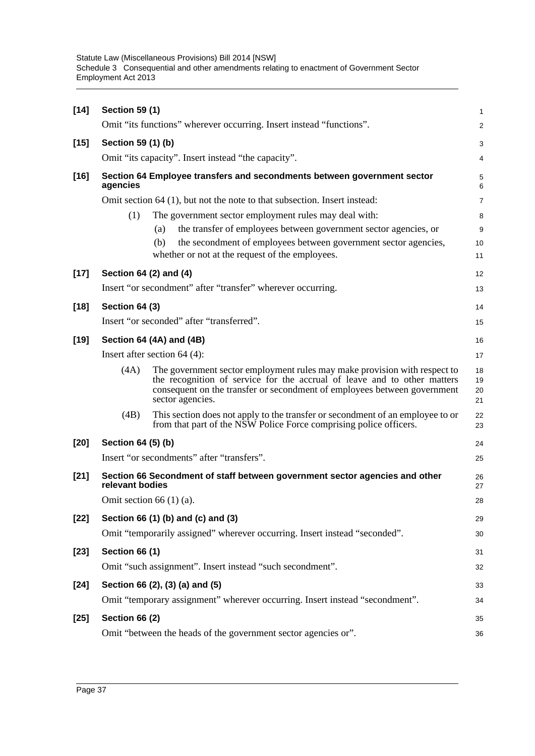**[14] Section 59 (1)**

Omit "its functions" wherever occurring. Insert instead "functions".

**[15] Section 59 (1) (b)**

Omit "its capacity". Insert instead "the capacity".

**[16] Section 64 Employee transfers and secondments between government sector agencies**

Omit section 64 (1), but not the note to that subsection. Insert instead:

(1) The government sector employment rules may deal with:

(a) the transfer of employees between government sector agencies, or

(b) the secondment of employees between government sector agencies,

whether or not at the request of the employees.

**[17] Section 64 (2) and (4)**

Insert "or secondment" after "transfer" wherever occurring.

**[18] Section 64 (3)**

Insert "or seconded" after "transferred".

**[19] Section 64 (4A) and (4B)**

Insert after section 64 (4):

(4A) The government sector employment rules may make provision with respect to the recognition of service for the accrual of leave and to other matters consequent on the transfer or secondment of employees between government sector agencies.

(4B) This section does not apply to the transfer or secondment of an employee to or from that part of the NSW Police Force comprising police officers.

**[20] Section 64 (5) (b)**

Insert "or secondments" after "transfers".

**[21] Section 66 Secondment of staff between government sector agencies and other relevant bodies**

Omit section 66 (1) (a).

**[22] Section 66 (1) (b) and (c) and (3)**

Omit "temporarily assigned" wherever occurring. Insert instead "seconded".

**[23] Section 66 (1)**

Omit "such assignment". Insert instead "such secondment".

**[24] Section 66 (2), (3) (a) and (5)**

Omit "temporary assignment" wherever occurring. Insert instead "secondment".

**[25] Section 66 (2)**

Omit "between the heads of the government sector agencies or".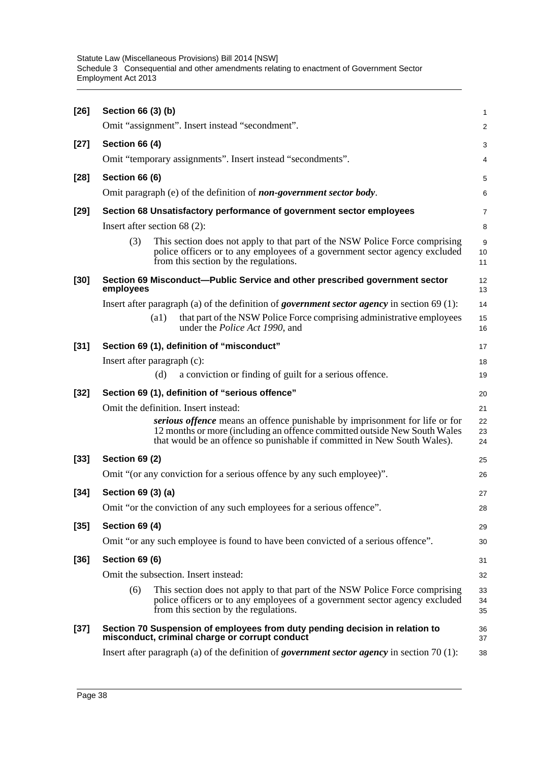**[26] Section 66 (3) (b)**

Omit "assignment". Insert instead "secondment".

**[27] Section 66 (4)**

Omit "temporary assignments". Insert instead "secondments".

**[28] Section 66 (6)**

Omit paragraph (e) of the definition of ***non-government sector body***.

**[29] Section 68 Unsatisfactory performance of government sector employees**

Insert after section 68 (2):

(3) This section does not apply to that part of the NSW Police Force comprising police officers or to any employees of a government sector agency excluded from this section by the regulations.

**[30] Section 69 Misconduct—Public Service and other prescribed government sector employees**

Insert after paragraph (a) of the definition of ***government sector agency*** in section 69 (1):

(a1) that part of the NSW Police Force comprising administrative employees under the *Police Act 1990*, and

**[31] Section 69 (1), definition of "misconduct"**

Insert after paragraph (c):

(d) a conviction or finding of guilt for a serious offence.

**[32] Section 69 (1), definition of "serious offence"**

Omit the definition. Insert instead:

***serious offence*** means an offence punishable by imprisonment for life or for 12 months or more (including an offence committed outside New South Wales that would be an offence so punishable if committed in New South Wales).

**[33] Section 69 (2)**

Omit "(or any conviction for a serious offence by any such employee)".

**[34] Section 69 (3) (a)**

Omit "or the conviction of any such employees for a serious offence".

**[35] Section 69 (4)**

Omit "or any such employee is found to have been convicted of a serious offence".

**[36] Section 69 (6)**

Omit the subsection. Insert instead:

(6) This section does not apply to that part of the NSW Police Force comprising police officers or to any employees of a government sector agency excluded from this section by the regulations.

**[37] Section 70 Suspension of employees from duty pending decision in relation to misconduct, criminal charge or corrupt conduct**

Insert after paragraph (a) of the definition of ***government sector agency*** in section 70 (1):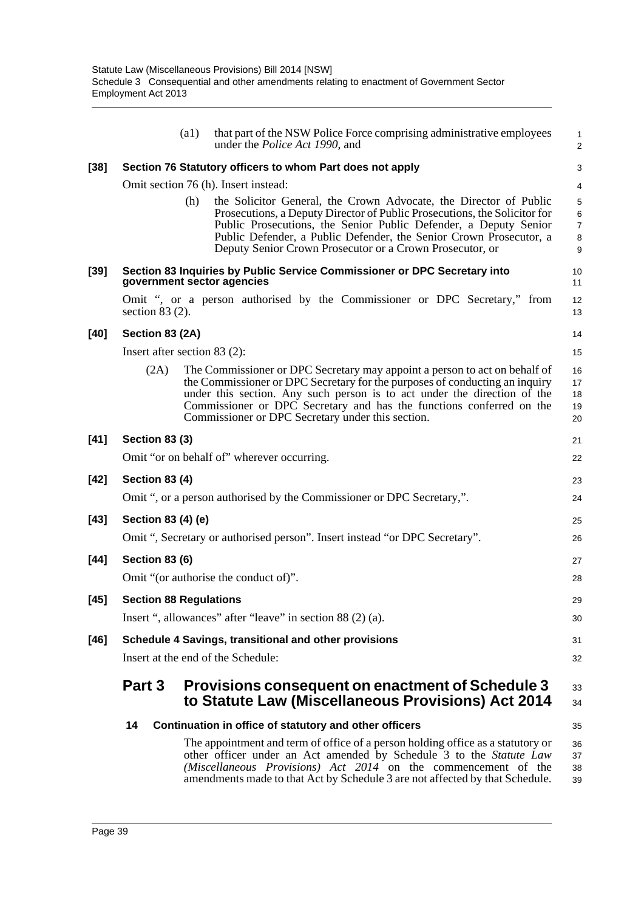(a1) that part of the NSW Police Force comprising administrative employees under the *Police Act 1990*, and

**[38] Section 76 Statutory officers to whom Part does not apply**

Omit section 76 (h). Insert instead:

(h) the Solicitor General, the Crown Advocate, the Director of Public Prosecutions, a Deputy Director of Public Prosecutions, the Solicitor for Public Prosecutions, the Senior Public Defender, a Deputy Senior Public Defender, a Public Defender, the Senior Crown Prosecutor, a Deputy Senior Crown Prosecutor or a Crown Prosecutor, or

**[39] Section 83 Inquiries by Public Service Commissioner or DPC Secretary into government sector agencies**

Omit ", or a person authorised by the Commissioner or DPC Secretary," from section 83 (2).

**[40] Section 83 (2A)**

Insert after section 83 (2):

(2A) The Commissioner or DPC Secretary may appoint a person to act on behalf of the Commissioner or DPC Secretary for the purposes of conducting an inquiry under this section. Any such person is to act under the direction of the Commissioner or DPC Secretary and has the functions conferred on the Commissioner or DPC Secretary under this section.

**[41] Section 83 (3)**

Omit "or on behalf of" wherever occurring.

**[42] Section 83 (4)**

Omit ", or a person authorised by the Commissioner or DPC Secretary,".

**[43] Section 83 (4) (e)**

Omit ", Secretary or authorised person". Insert instead "or DPC Secretary".

**[44] Section 83 (6)**

Omit "(or authorise the conduct of)".

**[45] Section 88 Regulations**

Insert ", allowances" after "leave" in section 88 (2) (a).

**[46] Schedule 4 Savings, transitional and other provisions**

Insert at the end of the Schedule:

## Part 3 Provisions consequent on enactment of Schedule 3 to Statute Law (Miscellaneous Provisions) Act 2014

**14 Continuation in office of statutory and other officers**

The appointment and term of office of a person holding office as a statutory or other officer under an Act amended by Schedule 3 to the *Statute Law (Miscellaneous Provisions) Act 2014* on the commencement of the amendments made to that Act by Schedule 3 are not affected by that Schedule.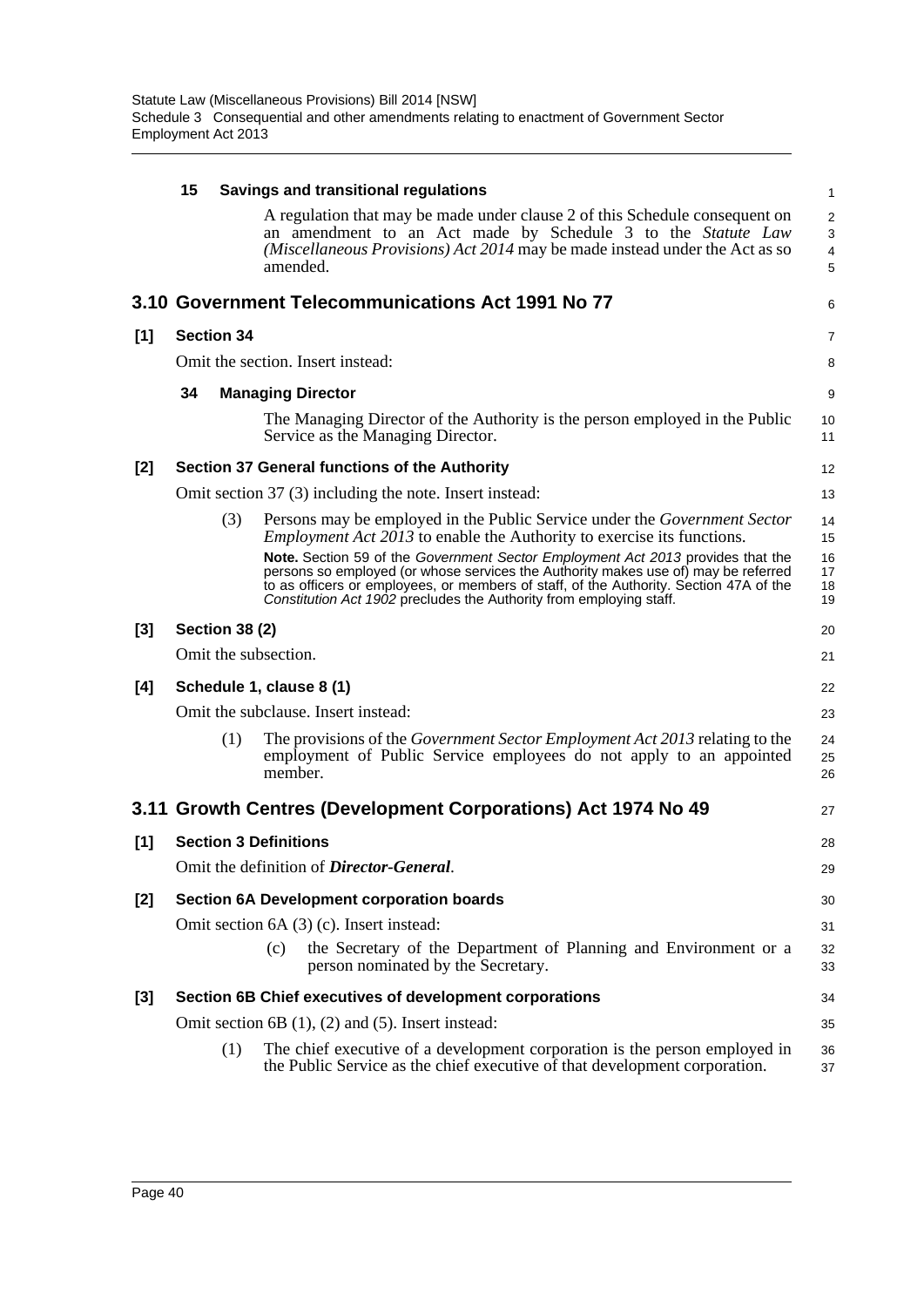**15 Savings and transitional regulations**

A regulation that may be made under clause 2 of this Schedule consequent on an amendment to an Act made by Schedule 3 to the *Statute Law (Miscellaneous Provisions) Act 2014* may be made instead under the Act as so amended.

## 3.10 Government Telecommunications Act 1991 No 77

**[1] Section 34**

Omit the section. Insert instead:

**34 Managing Director**

The Managing Director of the Authority is the person employed in the Public Service as the Managing Director.

**[2] Section 37 General functions of the Authority**

Omit section 37 (3) including the note. Insert instead:

(3) Persons may be employed in the Public Service under the *Government Sector Employment Act 2013* to enable the Authority to exercise its functions.

**Note.** Section 59 of the *Government Sector Employment Act 2013* provides that the persons so employed (or whose services the Authority makes use of) may be referred to as officers or employees, or members of staff, of the Authority. Section 47A of the *Constitution Act 1902* precludes the Authority from employing staff.

**[3] Section 38 (2)**

Omit the subsection.

**[4] Schedule 1, clause 8 (1)**

Omit the subclause. Insert instead:

(1) The provisions of the *Government Sector Employment Act 2013* relating to the employment of Public Service employees do not apply to an appointed member.

## 3.11 Growth Centres (Development Corporations) Act 1974 No 49

**[1] Section 3 Definitions**

Omit the definition of ***Director-General***.

**[2] Section 6A Development corporation boards**

Omit section 6A (3) (c). Insert instead:

(c) the Secretary of the Department of Planning and Environment or a person nominated by the Secretary.

**[3] Section 6B Chief executives of development corporations**

Omit section 6B (1), (2) and (5). Insert instead:

(1) The chief executive of a development corporation is the person employed in the Public Service as the chief executive of that development corporation.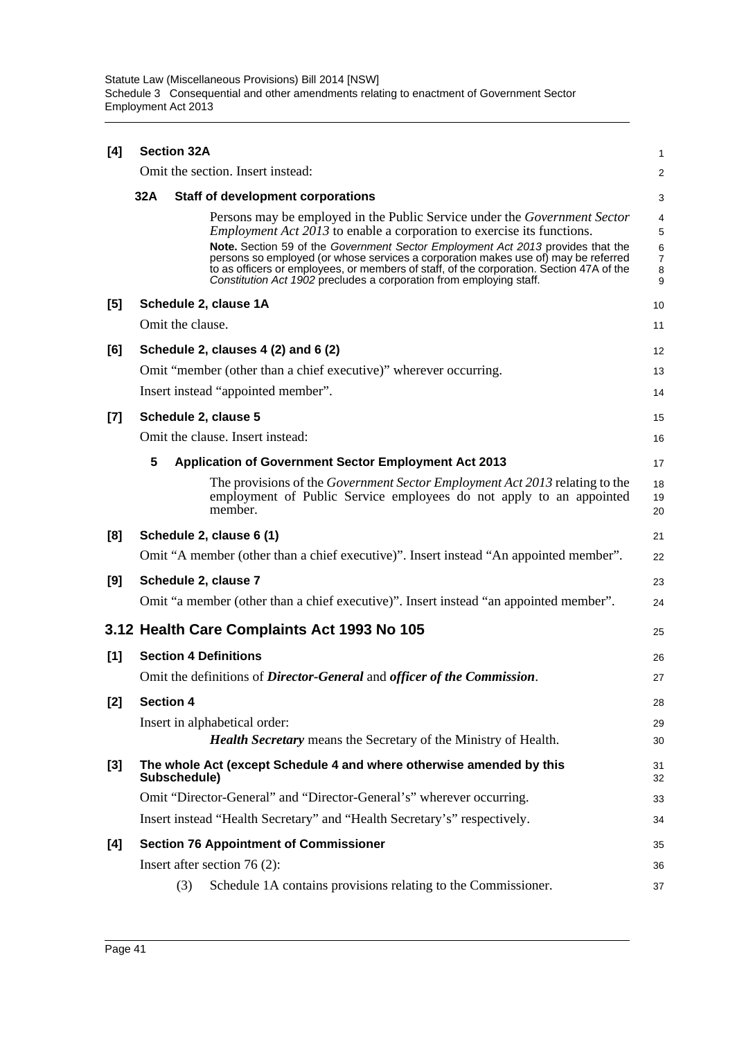**[4] Section 32A**

Omit the section. Insert instead:

**32A Staff of development corporations**

Persons may be employed in the Public Service under the *Government Sector Employment Act 2013* to enable a corporation to exercise its functions.

**Note.** Section 59 of the *Government Sector Employment Act 2013* provides that the persons so employed (or whose services a corporation makes use of) may be referred to as officers or employees, or members of staff, of the corporation. Section 47A of the *Constitution Act 1902* precludes a corporation from employing staff.

**[5] Schedule 2, clause 1A**

Omit the clause.

**[6] Schedule 2, clauses 4 (2) and 6 (2)**

Omit "member (other than a chief executive)" wherever occurring.

Insert instead "appointed member".

**[7] Schedule 2, clause 5**

Omit the clause. Insert instead:

**5 Application of Government Sector Employment Act 2013**

The provisions of the *Government Sector Employment Act 2013* relating to the employment of Public Service employees do not apply to an appointed member.

**[8] Schedule 2, clause 6 (1)**

Omit "A member (other than a chief executive)". Insert instead "An appointed member".

**[9] Schedule 2, clause 7**

Omit "a member (other than a chief executive)". Insert instead "an appointed member".

## 3.12 Health Care Complaints Act 1993 No 105

**[1] Section 4 Definitions**

Omit the definitions of ***Director-General*** and ***officer of the Commission***.

**[2] Section 4**

Insert in alphabetical order:

***Health Secretary*** means the Secretary of the Ministry of Health.

**[3] The whole Act (except Schedule 4 and where otherwise amended by this Subschedule)**

Omit "Director-General" and "Director-General's" wherever occurring.

Insert instead "Health Secretary" and "Health Secretary's" respectively.

**[4] Section 76 Appointment of Commissioner**

Insert after section 76 (2):

(3) Schedule 1A contains provisions relating to the Commissioner.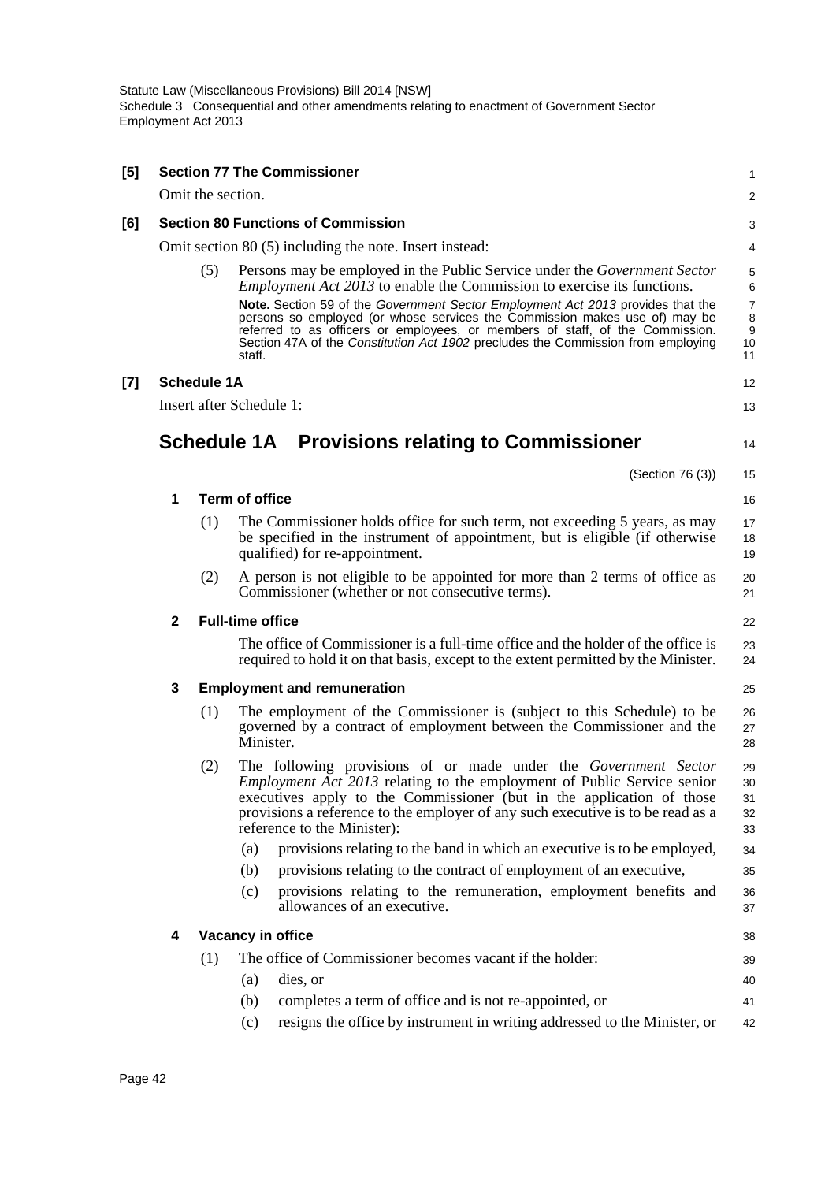**[5] Section 77 The Commissioner**

Omit the section.

**[6] Section 80 Functions of Commission**

Omit section 80 (5) including the note. Insert instead:

(5) Persons may be employed in the Public Service under the *Government Sector Employment Act 2013* to enable the Commission to exercise its functions.

**Note.** Section 59 of the *Government Sector Employment Act 2013* provides that the persons so employed (or whose services the Commission makes use of) may be referred to as officers or employees, or members of staff, of the Commission. Section 47A of the *Constitution Act 1902* precludes the Commission from employing staff.

**[7] Schedule 1A**

Insert after Schedule 1:

# Schedule 1A Provisions relating to Commissioner

(Section 76 (3))

### 1 Term of office

(1) The Commissioner holds office for such term, not exceeding 5 years, as may be specified in the instrument of appointment, but is eligible (if otherwise qualified) for re-appointment.

(2) A person is not eligible to be appointed for more than 2 terms of office as Commissioner (whether or not consecutive terms).

### 2 Full-time office

The office of Commissioner is a full-time office and the holder of the office is required to hold it on that basis, except to the extent permitted by the Minister.

### 3 Employment and remuneration

(1) The employment of the Commissioner is (subject to this Schedule) to be governed by a contract of employment between the Commissioner and the Minister.

(2) The following provisions of or made under the *Government Sector Employment Act 2013* relating to the employment of Public Service senior executives apply to the Commissioner (but in the application of those provisions a reference to the employer of any such executive is to be read as a reference to the Minister):

(a) provisions relating to the band in which an executive is to be employed,

(b) provisions relating to the contract of employment of an executive,

(c) provisions relating to the remuneration, employment benefits and allowances of an executive.

### 4 Vacancy in office

(1) The office of Commissioner becomes vacant if the holder:

(a) dies, or

(b) completes a term of office and is not re-appointed, or

(c) resigns the office by instrument in writing addressed to the Minister, or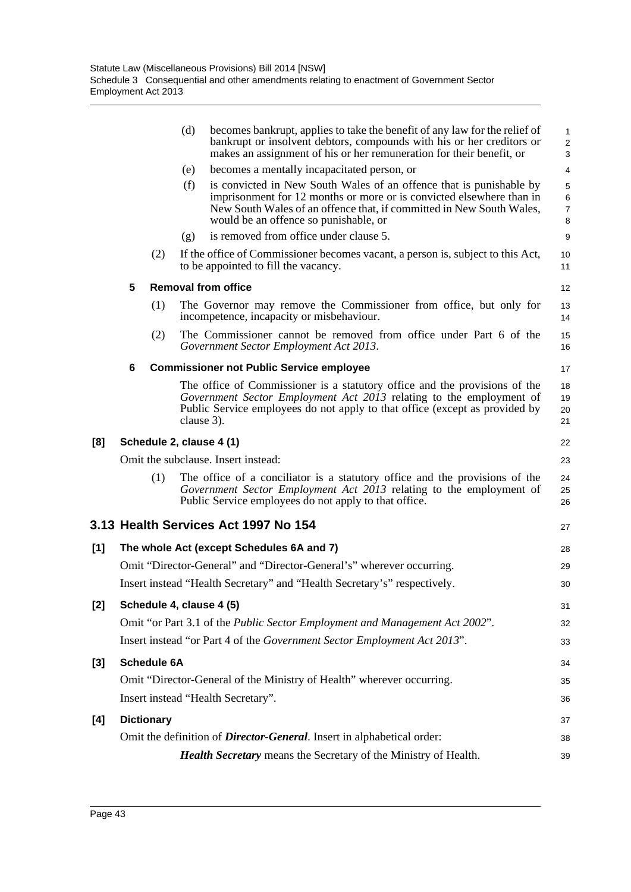(d) becomes bankrupt, applies to take the benefit of any law for the relief of bankrupt or insolvent debtors, compounds with his or her creditors or makes an assignment of his or her remuneration for their benefit, or

(e) becomes a mentally incapacitated person, or

(f) is convicted in New South Wales of an offence that is punishable by imprisonment for 12 months or more or is convicted elsewhere than in New South Wales of an offence that, if committed in New South Wales, would be an offence so punishable, or

(g) is removed from office under clause 5.

(2) If the office of Commissioner becomes vacant, a person is, subject to this Act, to be appointed to fill the vacancy.

**5 Removal from office**

(1) The Governor may remove the Commissioner from office, but only for incompetence, incapacity or misbehaviour.

(2) The Commissioner cannot be removed from office under Part 6 of the *Government Sector Employment Act 2013*.

**6 Commissioner not Public Service employee**

The office of Commissioner is a statutory office and the provisions of the *Government Sector Employment Act 2013* relating to the employment of Public Service employees do not apply to that office (except as provided by clause 3).

**[8] Schedule 2, clause 4 (1)**

Omit the subclause. Insert instead:

(1) The office of a conciliator is a statutory office and the provisions of the *Government Sector Employment Act 2013* relating to the employment of Public Service employees do not apply to that office.

## 3.13 Health Services Act 1997 No 154

**[1] The whole Act (except Schedules 6A and 7)**

Omit "Director-General" and "Director-General's" wherever occurring.

Insert instead "Health Secretary" and "Health Secretary's" respectively.

**[2] Schedule 4, clause 4 (5)**

Omit "or Part 3.1 of the *Public Sector Employment and Management Act 2002*".

Insert instead "or Part 4 of the *Government Sector Employment Act 2013*".

**[3] Schedule 6A**

Omit "Director-General of the Ministry of Health" wherever occurring.

Insert instead "Health Secretary".

**[4] Dictionary**

Omit the definition of ***Director-General***. Insert in alphabetical order:

***Health Secretary*** means the Secretary of the Ministry of Health.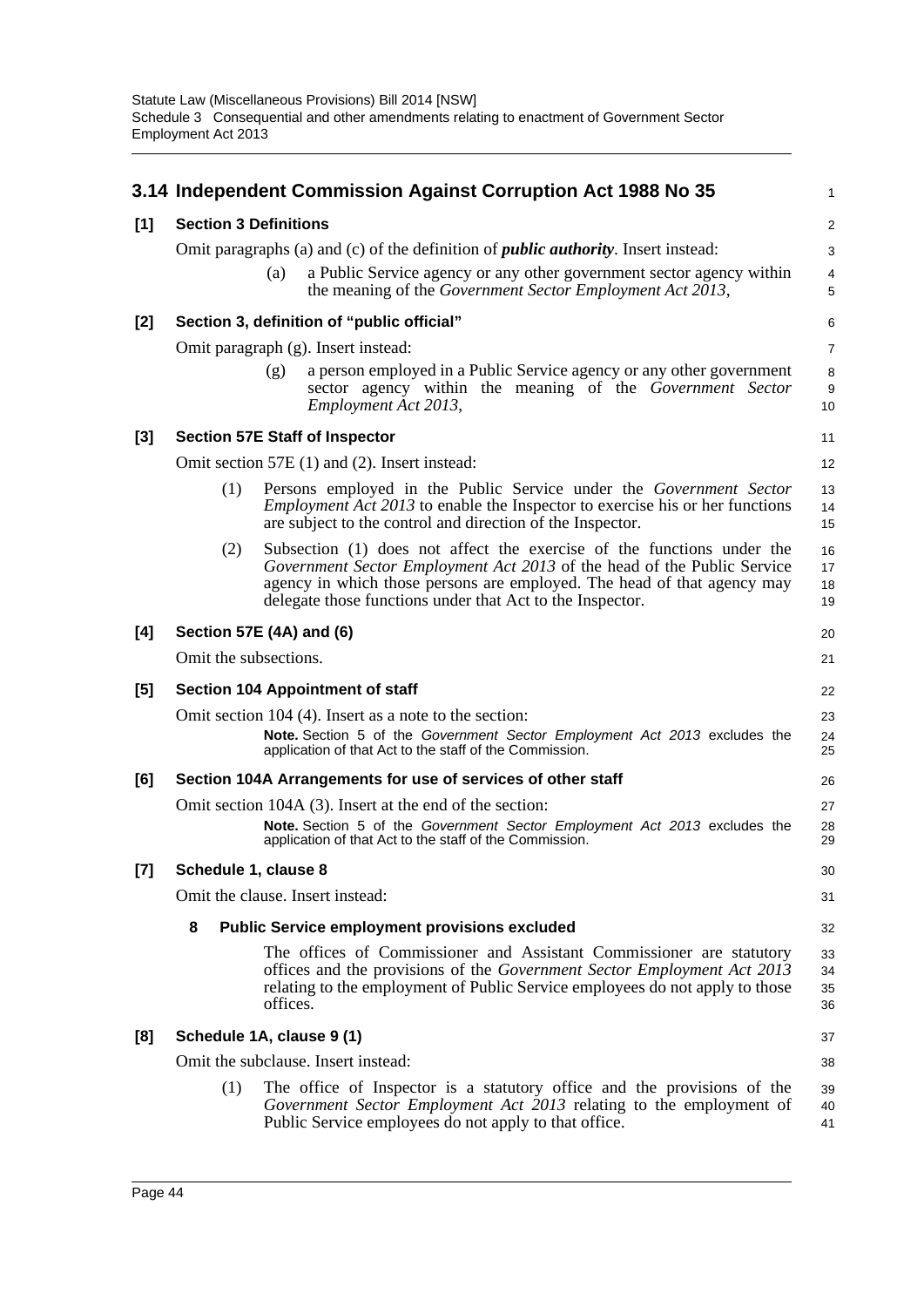## 3.14 Independent Commission Against Corruption Act 1988 No 35

**[1] Section 3 Definitions**

Omit paragraphs (a) and (c) of the definition of ***public authority***. Insert instead:

> (a) a Public Service agency or any other government sector agency within the meaning of the *Government Sector Employment Act 2013*,

**[2] Section 3, definition of "public official"**

Omit paragraph (g). Insert instead:

> (g) a person employed in a Public Service agency or any other government sector agency within the meaning of the *Government Sector Employment Act 2013*,

**[3] Section 57E Staff of Inspector**

Omit section 57E (1) and (2). Insert instead:

> (1) Persons employed in the Public Service under the *Government Sector Employment Act 2013* to enable the Inspector to exercise his or her functions are subject to the control and direction of the Inspector.
>
> (2) Subsection (1) does not affect the exercise of the functions under the *Government Sector Employment Act 2013* of the head of the Public Service agency in which those persons are employed. The head of that agency may delegate those functions under that Act to the Inspector.

**[4] Section 57E (4A) and (6)**

Omit the subsections.

**[5] Section 104 Appointment of staff**

Omit section 104 (4). Insert as a note to the section:

> **Note.** Section 5 of the *Government Sector Employment Act 2013* excludes the application of that Act to the staff of the Commission.

**[6] Section 104A Arrangements for use of services of other staff**

Omit section 104A (3). Insert at the end of the section:

> **Note.** Section 5 of the *Government Sector Employment Act 2013* excludes the application of that Act to the staff of the Commission.

**[7] Schedule 1, clause 8**

Omit the clause. Insert instead:

> **8 Public Service employment provisions excluded**
>
> The offices of Commissioner and Assistant Commissioner are statutory offices and the provisions of the *Government Sector Employment Act 2013* relating to the employment of Public Service employees do not apply to those offices.

**[8] Schedule 1A, clause 9 (1)**

Omit the subclause. Insert instead:

> (1) The office of Inspector is a statutory office and the provisions of the *Government Sector Employment Act 2013* relating to the employment of Public Service employees do not apply to that office.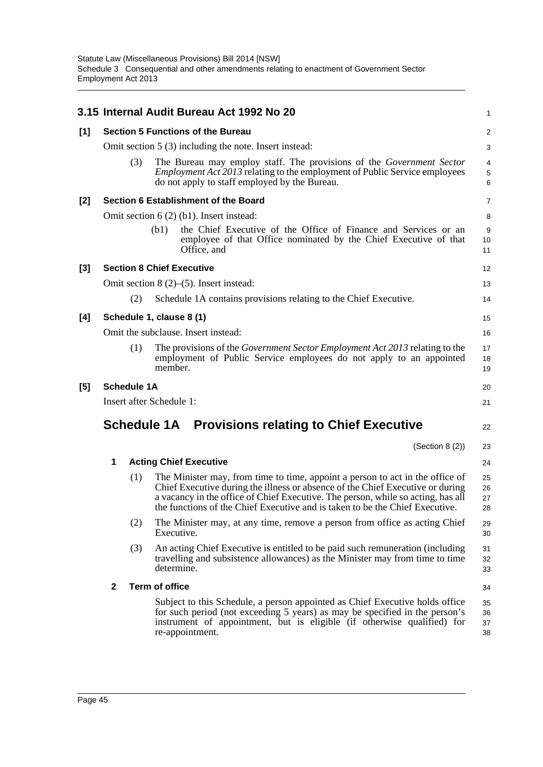## 3.15 Internal Audit Bureau Act 1992 No 20

**[1] Section 5 Functions of the Bureau**

Omit section 5 (3) including the note. Insert instead:

(3) The Bureau may employ staff. The provisions of the *Government Sector Employment Act 2013* relating to the employment of Public Service employees do not apply to staff employed by the Bureau.

**[2] Section 6 Establishment of the Board**

Omit section 6 (2) (b1). Insert instead:

(b1) the Chief Executive of the Office of Finance and Services or an employee of that Office nominated by the Chief Executive of that Office, and

**[3] Section 8 Chief Executive**

Omit section 8 (2)–(5). Insert instead:

(2) Schedule 1A contains provisions relating to the Chief Executive.

**[4] Schedule 1, clause 8 (1)**

Omit the subclause. Insert instead:

(1) The provisions of the *Government Sector Employment Act 2013* relating to the employment of Public Service employees do not apply to an appointed member.

**[5] Schedule 1A**

Insert after Schedule 1:

# Schedule 1A Provisions relating to Chief Executive

(Section 8 (2))

**1 Acting Chief Executive**

(1) The Minister may, from time to time, appoint a person to act in the office of Chief Executive during the illness or absence of the Chief Executive or during a vacancy in the office of Chief Executive. The person, while so acting, has all the functions of the Chief Executive and is taken to be the Chief Executive.

(2) The Minister may, at any time, remove a person from office as acting Chief Executive.

(3) An acting Chief Executive is entitled to be paid such remuneration (including travelling and subsistence allowances) as the Minister may from time to time determine.

**2 Term of office**

Subject to this Schedule, a person appointed as Chief Executive holds office for such period (not exceeding 5 years) as may be specified in the person's instrument of appointment, but is eligible (if otherwise qualified) for re-appointment.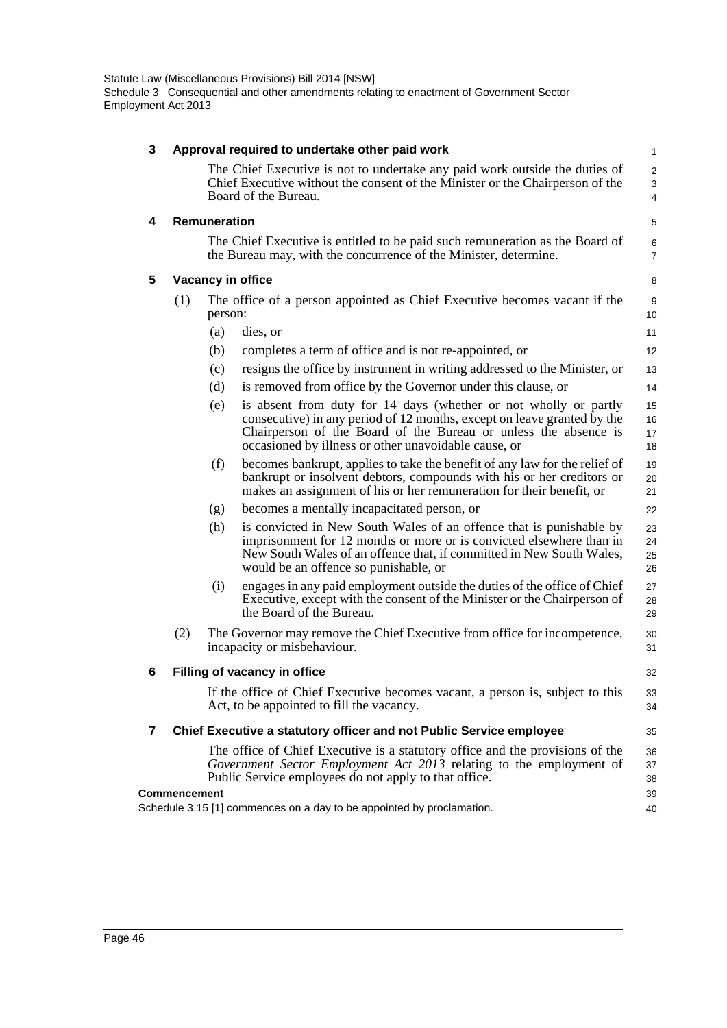### 3 Approval required to undertake other paid work

The Chief Executive is not to undertake any paid work outside the duties of Chief Executive without the consent of the Minister or the Chairperson of the Board of the Bureau.

### 4 Remuneration

The Chief Executive is entitled to be paid such remuneration as the Board of the Bureau may, with the concurrence of the Minister, determine.

### 5 Vacancy in office

(1) The office of a person appointed as Chief Executive becomes vacant if the person:

(a) dies, or

(b) completes a term of office and is not re-appointed, or

(c) resigns the office by instrument in writing addressed to the Minister, or

(d) is removed from office by the Governor under this clause, or

(e) is absent from duty for 14 days (whether or not wholly or partly consecutive) in any period of 12 months, except on leave granted by the Chairperson of the Board of the Bureau or unless the absence is occasioned by illness or other unavoidable cause, or

(f) becomes bankrupt, applies to take the benefit of any law for the relief of bankrupt or insolvent debtors, compounds with his or her creditors or makes an assignment of his or her remuneration for their benefit, or

(g) becomes a mentally incapacitated person, or

(h) is convicted in New South Wales of an offence that is punishable by imprisonment for 12 months or more or is convicted elsewhere than in New South Wales of an offence that, if committed in New South Wales, would be an offence so punishable, or

(i) engages in any paid employment outside the duties of the office of Chief Executive, except with the consent of the Minister or the Chairperson of the Board of the Bureau.

(2) The Governor may remove the Chief Executive from office for incompetence, incapacity or misbehaviour.

### 6 Filling of vacancy in office

If the office of Chief Executive becomes vacant, a person is, subject to this Act, to be appointed to fill the vacancy.

### 7 Chief Executive a statutory officer and not Public Service employee

The office of Chief Executive is a statutory office and the provisions of the *Government Sector Employment Act 2013* relating to the employment of Public Service employees do not apply to that office.

**Commencement**

Schedule 3.15 [1] commences on a day to be appointed by proclamation.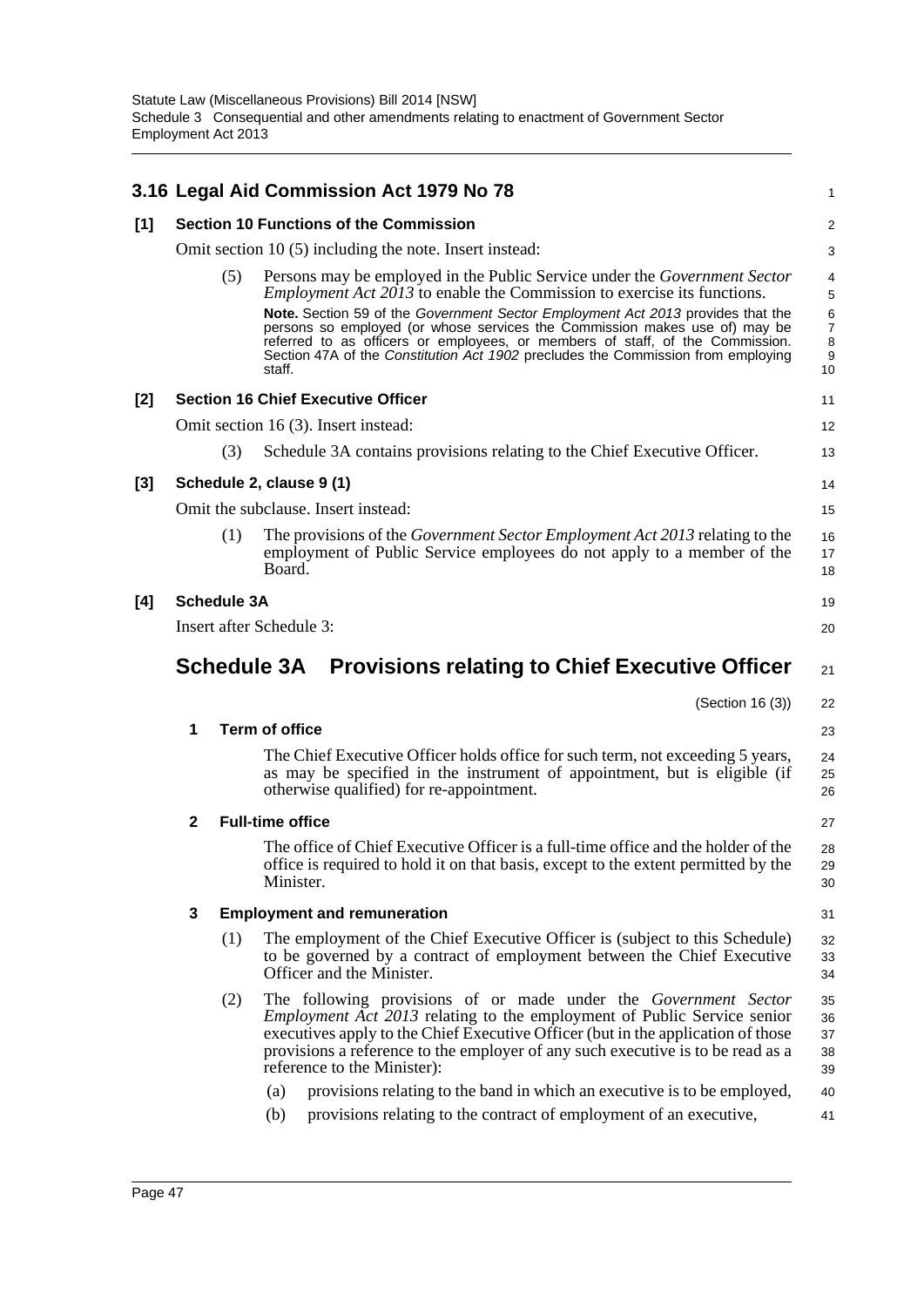## 3.16 Legal Aid Commission Act 1979 No 78

**[1] Section 10 Functions of the Commission**

Omit section 10 (5) including the note. Insert instead:

(5) Persons may be employed in the Public Service under the *Government Sector Employment Act 2013* to enable the Commission to exercise its functions.

**Note.** Section 59 of the *Government Sector Employment Act 2013* provides that the persons so employed (or whose services the Commission makes use of) may be referred to as officers or employees, or members of staff, of the Commission. Section 47A of the *Constitution Act 1902* precludes the Commission from employing staff.

**[2] Section 16 Chief Executive Officer**

Omit section 16 (3). Insert instead:

(3) Schedule 3A contains provisions relating to the Chief Executive Officer.

**[3] Schedule 2, clause 9 (1)**

Omit the subclause. Insert instead:

(1) The provisions of the *Government Sector Employment Act 2013* relating to the employment of Public Service employees do not apply to a member of the Board.

**[4] Schedule 3A**

Insert after Schedule 3:

# Schedule 3A Provisions relating to Chief Executive Officer

(Section 16 (3))

**1 Term of office**

The Chief Executive Officer holds office for such term, not exceeding 5 years, as may be specified in the instrument of appointment, but is eligible (if otherwise qualified) for re-appointment.

**2 Full-time office**

The office of Chief Executive Officer is a full-time office and the holder of the office is required to hold it on that basis, except to the extent permitted by the Minister.

**3 Employment and remuneration**

(1) The employment of the Chief Executive Officer is (subject to this Schedule) to be governed by a contract of employment between the Chief Executive Officer and the Minister.

(2) The following provisions of or made under the *Government Sector Employment Act 2013* relating to the employment of Public Service senior executives apply to the Chief Executive Officer (but in the application of those provisions a reference to the employer of any such executive is to be read as a reference to the Minister):

(a) provisions relating to the band in which an executive is to be employed,

(b) provisions relating to the contract of employment of an executive,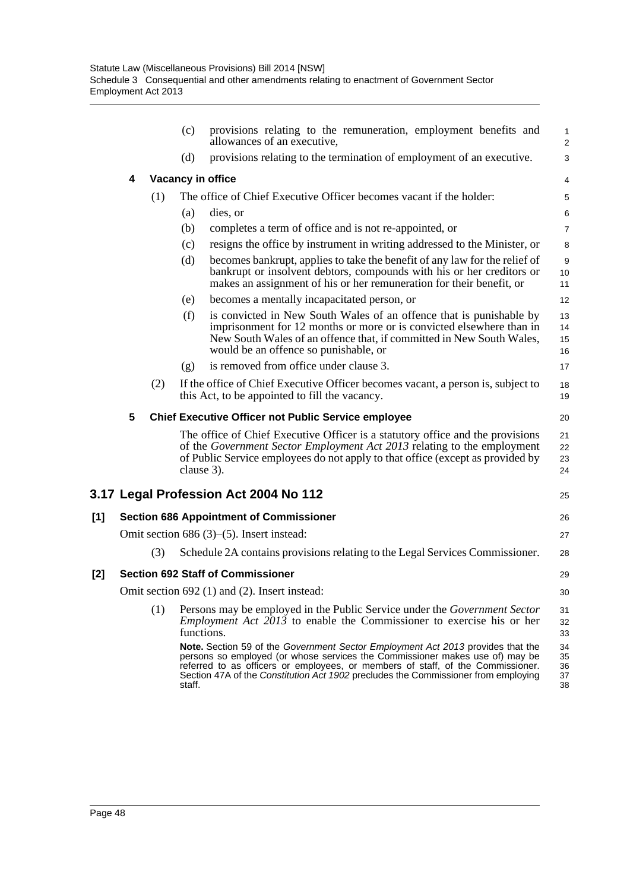(c) provisions relating to the remuneration, employment benefits and allowances of an executive,

(d) provisions relating to the termination of employment of an executive.

**4 Vacancy in office**

(1) The office of Chief Executive Officer becomes vacant if the holder:

(a) dies, or

(b) completes a term of office and is not re-appointed, or

(c) resigns the office by instrument in writing addressed to the Minister, or

(d) becomes bankrupt, applies to take the benefit of any law for the relief of bankrupt or insolvent debtors, compounds with his or her creditors or makes an assignment of his or her remuneration for their benefit, or

(e) becomes a mentally incapacitated person, or

(f) is convicted in New South Wales of an offence that is punishable by imprisonment for 12 months or more or is convicted elsewhere than in New South Wales of an offence that, if committed in New South Wales, would be an offence so punishable, or

(g) is removed from office under clause 3.

(2) If the office of Chief Executive Officer becomes vacant, a person is, subject to this Act, to be appointed to fill the vacancy.

**5 Chief Executive Officer not Public Service employee**

The office of Chief Executive Officer is a statutory office and the provisions of the *Government Sector Employment Act 2013* relating to the employment of Public Service employees do not apply to that office (except as provided by clause 3).

## 3.17 Legal Profession Act 2004 No 112

**[1] Section 686 Appointment of Commissioner**

Omit section 686 (3)–(5). Insert instead:

(3) Schedule 2A contains provisions relating to the Legal Services Commissioner.

**[2] Section 692 Staff of Commissioner**

Omit section 692 (1) and (2). Insert instead:

(1) Persons may be employed in the Public Service under the *Government Sector Employment Act 2013* to enable the Commissioner to exercise his or her functions.

**Note.** Section 59 of the *Government Sector Employment Act 2013* provides that the persons so employed (or whose services the Commissioner makes use of) may be referred to as officers or employees, or members of staff, of the Commissioner. Section 47A of the *Constitution Act 1902* precludes the Commissioner from employing staff.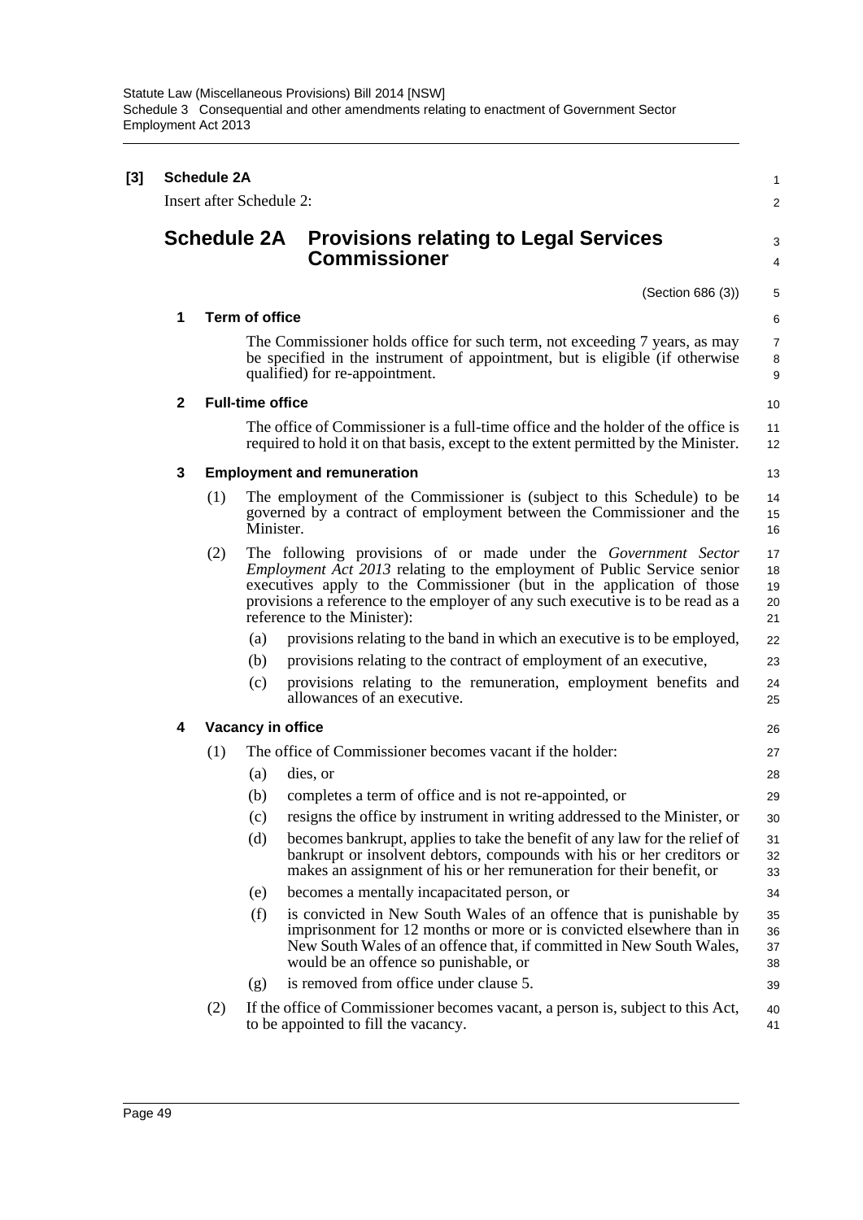**[3] Schedule 2A**

Insert after Schedule 2:

## Schedule 2A Provisions relating to Legal Services Commissioner

(Section 686 (3))

### 1 Term of office

The Commissioner holds office for such term, not exceeding 7 years, as may be specified in the instrument of appointment, but is eligible (if otherwise qualified) for re-appointment.

### 2 Full-time office

The office of Commissioner is a full-time office and the holder of the office is required to hold it on that basis, except to the extent permitted by the Minister.

### 3 Employment and remuneration

(1) The employment of the Commissioner is (subject to this Schedule) to be governed by a contract of employment between the Commissioner and the Minister.

(2) The following provisions of or made under the *Government Sector Employment Act 2013* relating to the employment of Public Service senior executives apply to the Commissioner (but in the application of those provisions a reference to the employer of any such executive is to be read as a reference to the Minister):

- (a) provisions relating to the band in which an executive is to be employed,
- (b) provisions relating to the contract of employment of an executive,
- (c) provisions relating to the remuneration, employment benefits and allowances of an executive.

### 4 Vacancy in office

(1) The office of Commissioner becomes vacant if the holder:

- (a) dies, or
- (b) completes a term of office and is not re-appointed, or
- (c) resigns the office by instrument in writing addressed to the Minister, or
- (d) becomes bankrupt, applies to take the benefit of any law for the relief of bankrupt or insolvent debtors, compounds with his or her creditors or makes an assignment of his or her remuneration for their benefit, or
- (e) becomes a mentally incapacitated person, or
- (f) is convicted in New South Wales of an offence that is punishable by imprisonment for 12 months or more or is convicted elsewhere than in New South Wales of an offence that, if committed in New South Wales, would be an offence so punishable, or
- (g) is removed from office under clause 5.

(2) If the office of Commissioner becomes vacant, a person is, subject to this Act, to be appointed to fill the vacancy.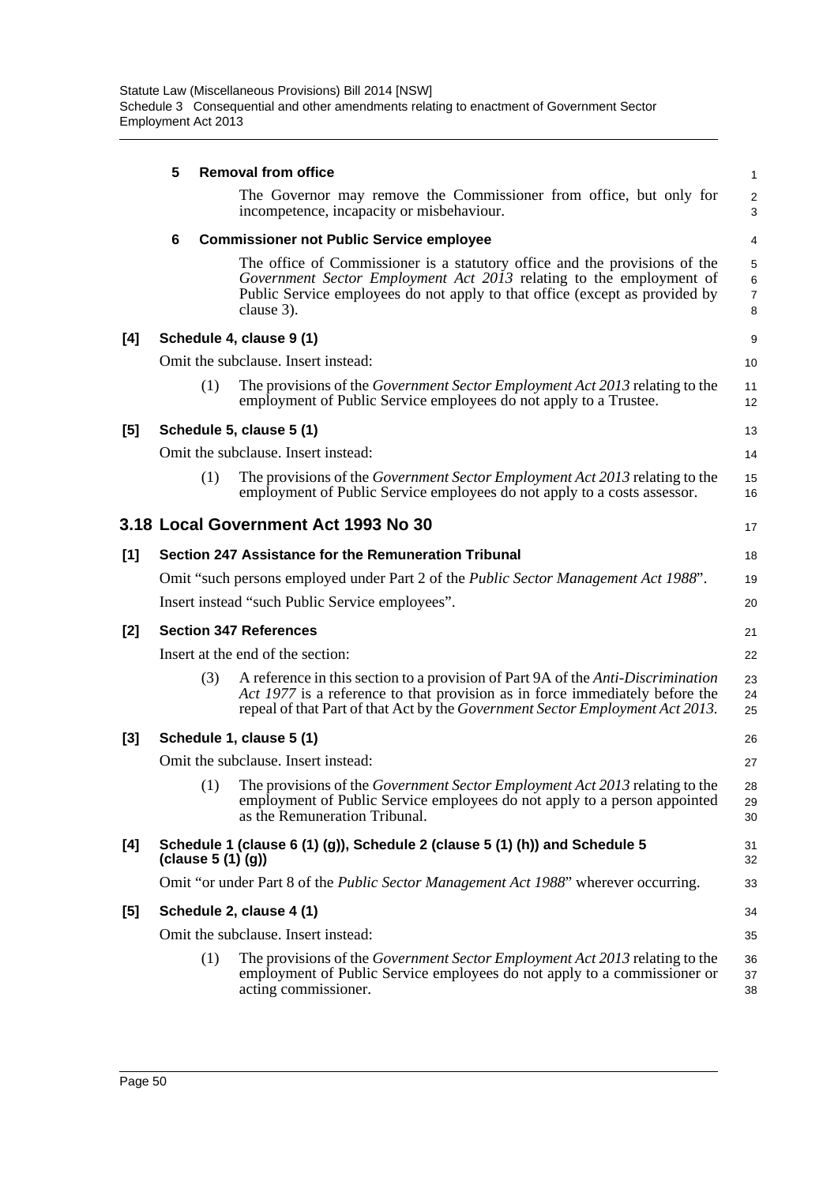**5 Removal from office**

The Governor may remove the Commissioner from office, but only for incompetence, incapacity or misbehaviour.

**6 Commissioner not Public Service employee**

The office of Commissioner is a statutory office and the provisions of the *Government Sector Employment Act 2013* relating to the employment of Public Service employees do not apply to that office (except as provided by clause 3).

**[4] Schedule 4, clause 9 (1)**

Omit the subclause. Insert instead:

(1) The provisions of the *Government Sector Employment Act 2013* relating to the employment of Public Service employees do not apply to a Trustee.

**[5] Schedule 5, clause 5 (1)**

Omit the subclause. Insert instead:

(1) The provisions of the *Government Sector Employment Act 2013* relating to the employment of Public Service employees do not apply to a costs assessor.

## 3.18 Local Government Act 1993 No 30

**[1] Section 247 Assistance for the Remuneration Tribunal**

Omit "such persons employed under Part 2 of the *Public Sector Management Act 1988*".

Insert instead "such Public Service employees".

**[2] Section 347 References**

Insert at the end of the section:

(3) A reference in this section to a provision of Part 9A of the *Anti-Discrimination Act 1977* is a reference to that provision as in force immediately before the repeal of that Part of that Act by the *Government Sector Employment Act 2013*.

**[3] Schedule 1, clause 5 (1)**

Omit the subclause. Insert instead:

(1) The provisions of the *Government Sector Employment Act 2013* relating to the employment of Public Service employees do not apply to a person appointed as the Remuneration Tribunal.

**[4] Schedule 1 (clause 6 (1) (g)), Schedule 2 (clause 5 (1) (h)) and Schedule 5 (clause 5 (1) (g))**

Omit "or under Part 8 of the *Public Sector Management Act 1988*" wherever occurring.

**[5] Schedule 2, clause 4 (1)**

Omit the subclause. Insert instead:

(1) The provisions of the *Government Sector Employment Act 2013* relating to the employment of Public Service employees do not apply to a commissioner or acting commissioner.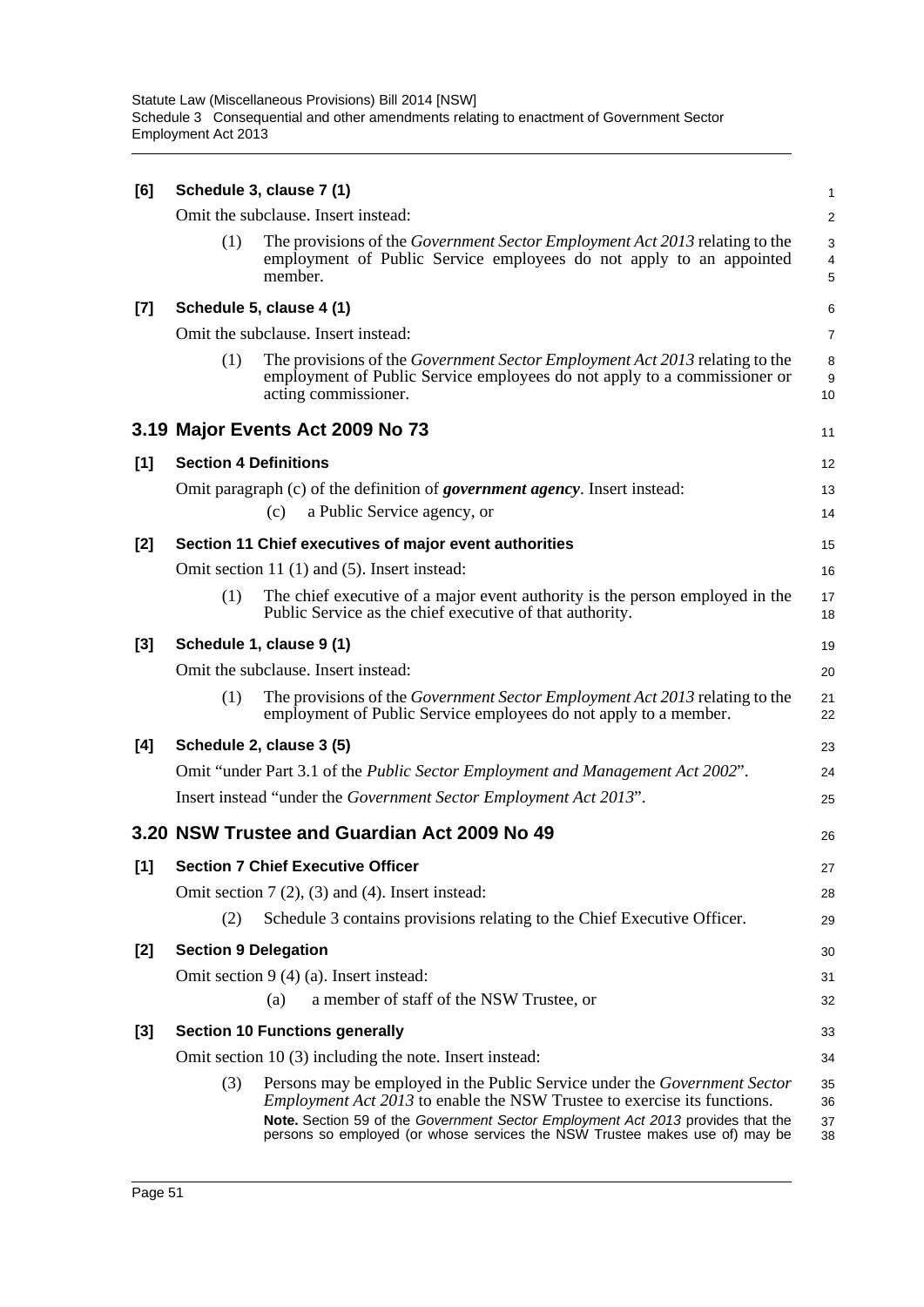**[6] Schedule 3, clause 7 (1)**

Omit the subclause. Insert instead:

(1) The provisions of the *Government Sector Employment Act 2013* relating to the employment of Public Service employees do not apply to an appointed member.

**[7] Schedule 5, clause 4 (1)**

Omit the subclause. Insert instead:

(1) The provisions of the *Government Sector Employment Act 2013* relating to the employment of Public Service employees do not apply to a commissioner or acting commissioner.

## 3.19 Major Events Act 2009 No 73

**[1] Section 4 Definitions**

Omit paragraph (c) of the definition of ***government agency***. Insert instead:

(c) a Public Service agency, or

**[2] Section 11 Chief executives of major event authorities**

Omit section 11 (1) and (5). Insert instead:

(1) The chief executive of a major event authority is the person employed in the Public Service as the chief executive of that authority.

**[3] Schedule 1, clause 9 (1)**

Omit the subclause. Insert instead:

(1) The provisions of the *Government Sector Employment Act 2013* relating to the employment of Public Service employees do not apply to a member.

**[4] Schedule 2, clause 3 (5)**

Omit "under Part 3.1 of the *Public Sector Employment and Management Act 2002*".

Insert instead "under the *Government Sector Employment Act 2013*".

## 3.20 NSW Trustee and Guardian Act 2009 No 49

**[1] Section 7 Chief Executive Officer**

Omit section 7 (2), (3) and (4). Insert instead:

(2) Schedule 3 contains provisions relating to the Chief Executive Officer.

**[2] Section 9 Delegation**

Omit section 9 (4) (a). Insert instead:

(a) a member of staff of the NSW Trustee, or

**[3] Section 10 Functions generally**

Omit section 10 (3) including the note. Insert instead:

(3) Persons may be employed in the Public Service under the *Government Sector Employment Act 2013* to enable the NSW Trustee to exercise its functions.

**Note.** Section 59 of the *Government Sector Employment Act 2013* provides that the persons so employed (or whose services the NSW Trustee makes use of) may be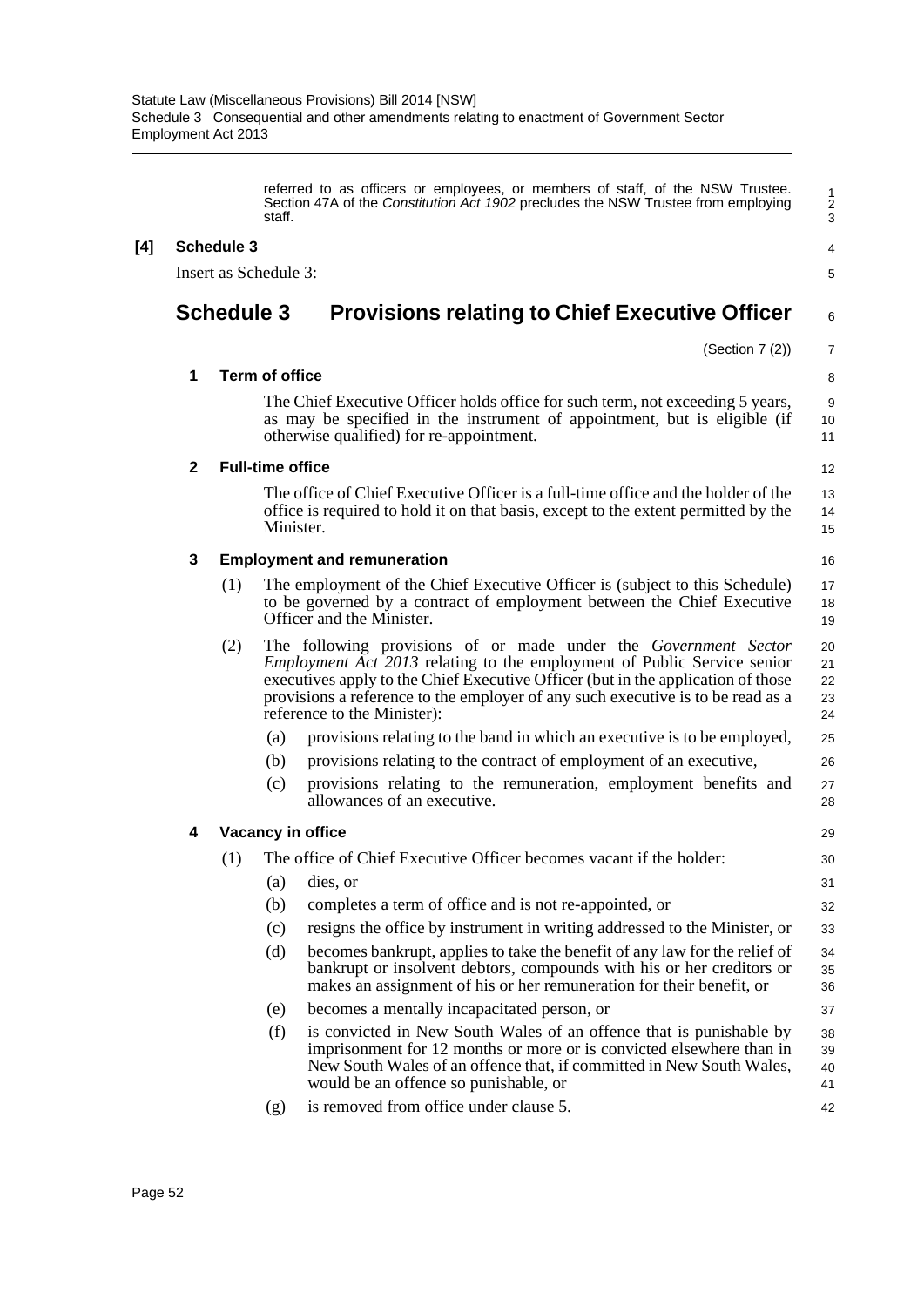referred to as officers or employees, or members of staff, of the NSW Trustee. Section 47A of the *Constitution Act 1902* precludes the NSW Trustee from employing staff.

**[4] Schedule 3**

Insert as Schedule 3:

## Schedule 3 Provisions relating to Chief Executive Officer

(Section 7 (2))

**1 Term of office**

The Chief Executive Officer holds office for such term, not exceeding 5 years, as may be specified in the instrument of appointment, but is eligible (if otherwise qualified) for re-appointment.

**2 Full-time office**

The office of Chief Executive Officer is a full-time office and the holder of the office is required to hold it on that basis, except to the extent permitted by the Minister.

**3 Employment and remuneration**

(1) The employment of the Chief Executive Officer is (subject to this Schedule) to be governed by a contract of employment between the Chief Executive Officer and the Minister.

(2) The following provisions of or made under the *Government Sector Employment Act 2013* relating to the employment of Public Service senior executives apply to the Chief Executive Officer (but in the application of those provisions a reference to the employer of any such executive is to be read as a reference to the Minister):

- (a) provisions relating to the band in which an executive is to be employed,
- (b) provisions relating to the contract of employment of an executive,
- (c) provisions relating to the remuneration, employment benefits and allowances of an executive.

**4 Vacancy in office**

(1) The office of Chief Executive Officer becomes vacant if the holder:

- (a) dies, or
- (b) completes a term of office and is not re-appointed, or
- (c) resigns the office by instrument in writing addressed to the Minister, or
- (d) becomes bankrupt, applies to take the benefit of any law for the relief of bankrupt or insolvent debtors, compounds with his or her creditors or makes an assignment of his or her remuneration for their benefit, or
- (e) becomes a mentally incapacitated person, or
- (f) is convicted in New South Wales of an offence that is punishable by imprisonment for 12 months or more or is convicted elsewhere than in New South Wales of an offence that, if committed in New South Wales, would be an offence so punishable, or
- (g) is removed from office under clause 5.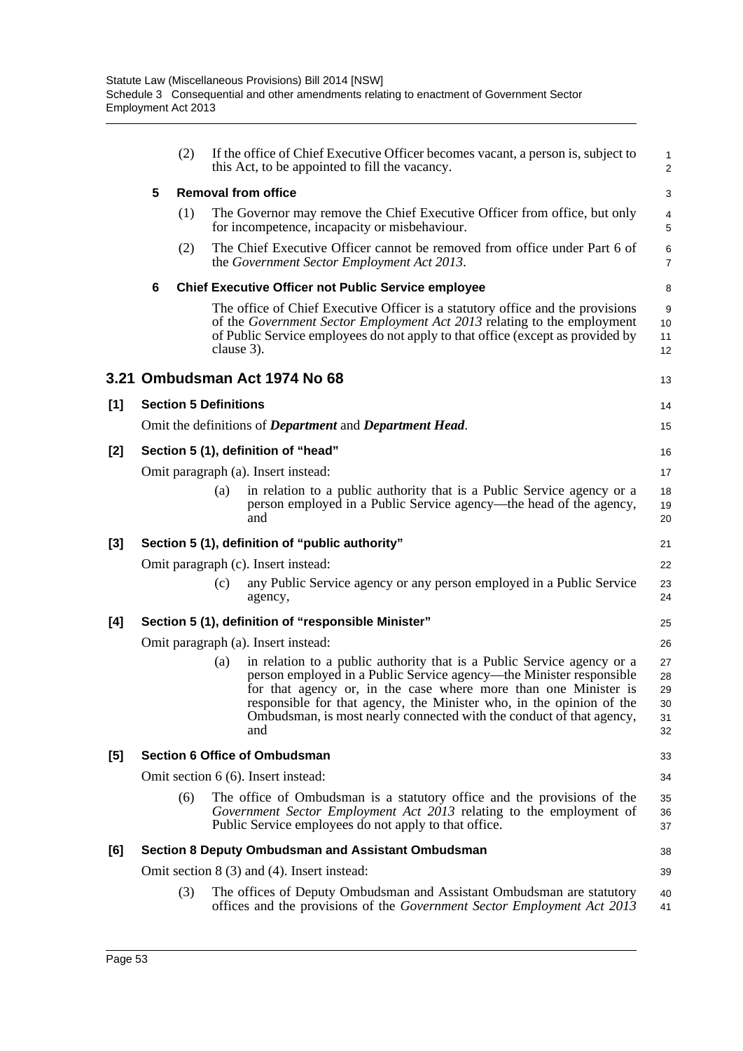(2) If the office of Chief Executive Officer becomes vacant, a person is, subject to this Act, to be appointed to fill the vacancy.

**5 Removal from office**

(1) The Governor may remove the Chief Executive Officer from office, but only for incompetence, incapacity or misbehaviour.

(2) The Chief Executive Officer cannot be removed from office under Part 6 of the *Government Sector Employment Act 2013*.

**6 Chief Executive Officer not Public Service employee**

The office of Chief Executive Officer is a statutory office and the provisions of the *Government Sector Employment Act 2013* relating to the employment of Public Service employees do not apply to that office (except as provided by clause 3).

## 3.21 Ombudsman Act 1974 No 68

**[1] Section 5 Definitions**

Omit the definitions of ***Department*** and ***Department Head***.

**[2] Section 5 (1), definition of "head"**

Omit paragraph (a). Insert instead:

(a) in relation to a public authority that is a Public Service agency or a person employed in a Public Service agency—the head of the agency, and

**[3] Section 5 (1), definition of "public authority"**

Omit paragraph (c). Insert instead:

(c) any Public Service agency or any person employed in a Public Service agency,

**[4] Section 5 (1), definition of "responsible Minister"**

Omit paragraph (a). Insert instead:

(a) in relation to a public authority that is a Public Service agency or a person employed in a Public Service agency—the Minister responsible for that agency or, in the case where more than one Minister is responsible for that agency, the Minister who, in the opinion of the Ombudsman, is most nearly connected with the conduct of that agency, and

**[5] Section 6 Office of Ombudsman**

Omit section 6 (6). Insert instead:

(6) The office of Ombudsman is a statutory office and the provisions of the *Government Sector Employment Act 2013* relating to the employment of Public Service employees do not apply to that office.

**[6] Section 8 Deputy Ombudsman and Assistant Ombudsman**

Omit section 8 (3) and (4). Insert instead:

(3) The offices of Deputy Ombudsman and Assistant Ombudsman are statutory offices and the provisions of the *Government Sector Employment Act 2013*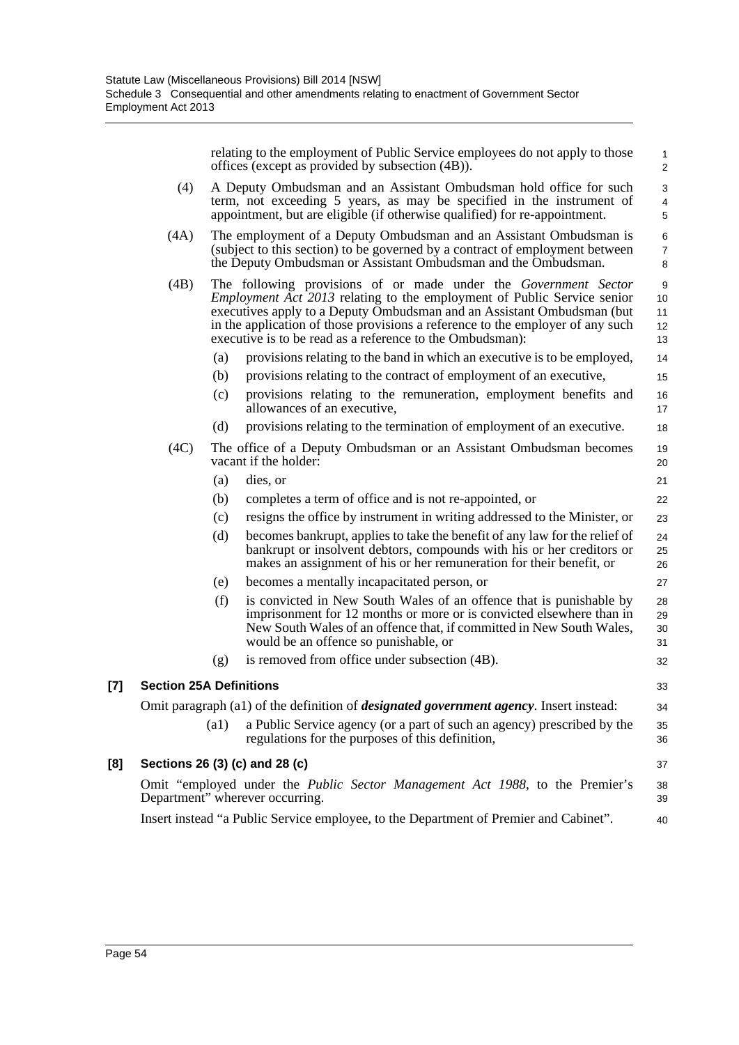relating to the employment of Public Service employees do not apply to those offices (except as provided by subsection (4B)).

(4) A Deputy Ombudsman and an Assistant Ombudsman hold office for such term, not exceeding 5 years, as may be specified in the instrument of appointment, but are eligible (if otherwise qualified) for re-appointment.

(4A) The employment of a Deputy Ombudsman and an Assistant Ombudsman is (subject to this section) to be governed by a contract of employment between the Deputy Ombudsman or Assistant Ombudsman and the Ombudsman.

(4B) The following provisions of or made under the *Government Sector Employment Act 2013* relating to the employment of Public Service senior executives apply to a Deputy Ombudsman and an Assistant Ombudsman (but in the application of those provisions a reference to the employer of any such executive is to be read as a reference to the Ombudsman):

- (a) provisions relating to the band in which an executive is to be employed,
- (b) provisions relating to the contract of employment of an executive,
- (c) provisions relating to the remuneration, employment benefits and allowances of an executive,
- (d) provisions relating to the termination of employment of an executive.

(4C) The office of a Deputy Ombudsman or an Assistant Ombudsman becomes vacant if the holder:

- (a) dies, or
- (b) completes a term of office and is not re-appointed, or
- (c) resigns the office by instrument in writing addressed to the Minister, or
- (d) becomes bankrupt, applies to take the benefit of any law for the relief of bankrupt or insolvent debtors, compounds with his or her creditors or makes an assignment of his or her remuneration for their benefit, or
- (e) becomes a mentally incapacitated person, or
- (f) is convicted in New South Wales of an offence that is punishable by imprisonment for 12 months or more or is convicted elsewhere than in New South Wales of an offence that, if committed in New South Wales, would be an offence so punishable, or
- (g) is removed from office under subsection (4B).

### [7] Section 25A Definitions

Omit paragraph (a1) of the definition of ***designated government agency***. Insert instead:

(a1) a Public Service agency (or a part of such an agency) prescribed by the regulations for the purposes of this definition,

### [8] Sections 26 (3) (c) and 28 (c)

Omit "employed under the *Public Sector Management Act 1988*, to the Premier's Department" wherever occurring.

Insert instead "a Public Service employee, to the Department of Premier and Cabinet".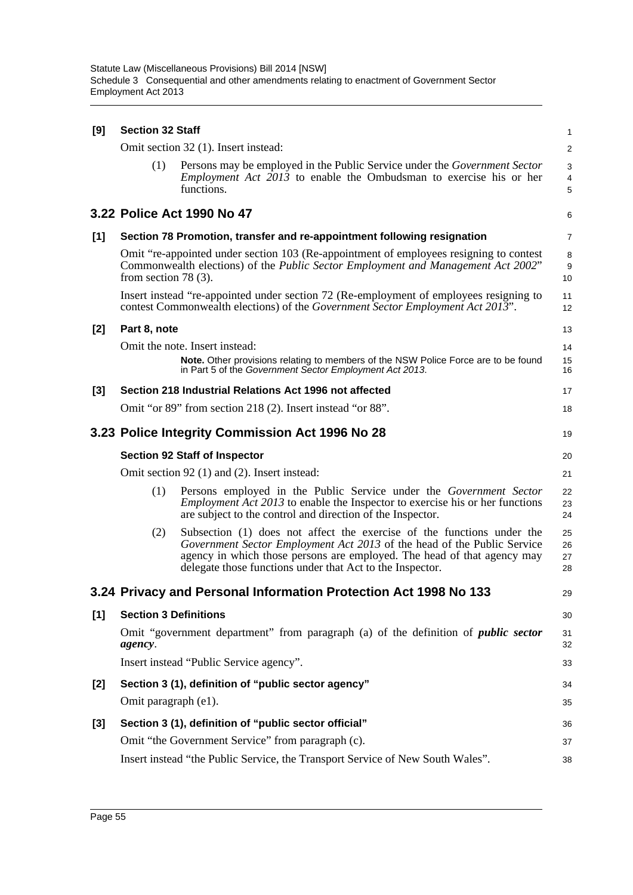**[9] Section 32 Staff**

Omit section 32 (1). Insert instead:

(1) Persons may be employed in the Public Service under the *Government Sector Employment Act 2013* to enable the Ombudsman to exercise his or her functions.

## 3.22 Police Act 1990 No 47

**[1] Section 78 Promotion, transfer and re-appointment following resignation**

Omit "re-appointed under section 103 (Re-appointment of employees resigning to contest Commonwealth elections) of the *Public Sector Employment and Management Act 2002*" from section 78 (3).

Insert instead "re-appointed under section 72 (Re-employment of employees resigning to contest Commonwealth elections) of the *Government Sector Employment Act 2013*".

**[2] Part 8, note**

Omit the note. Insert instead:

**Note.** Other provisions relating to members of the NSW Police Force are to be found in Part 5 of the *Government Sector Employment Act 2013*.

**[3] Section 218 Industrial Relations Act 1996 not affected**

Omit "or 89" from section 218 (2). Insert instead "or 88".

## 3.23 Police Integrity Commission Act 1996 No 28

**Section 92 Staff of Inspector**

Omit section 92 (1) and (2). Insert instead:

(1) Persons employed in the Public Service under the *Government Sector Employment Act 2013* to enable the Inspector to exercise his or her functions are subject to the control and direction of the Inspector.

(2) Subsection (1) does not affect the exercise of the functions under the *Government Sector Employment Act 2013* of the head of the Public Service agency in which those persons are employed. The head of that agency may delegate those functions under that Act to the Inspector.

## 3.24 Privacy and Personal Information Protection Act 1998 No 133

**[1] Section 3 Definitions**

Omit "government department" from paragraph (a) of the definition of ***public sector agency***.

Insert instead "Public Service agency".

**[2] Section 3 (1), definition of "public sector agency"**

Omit paragraph (e1).

**[3] Section 3 (1), definition of "public sector official"**

Omit "the Government Service" from paragraph (c).

Insert instead "the Public Service, the Transport Service of New South Wales".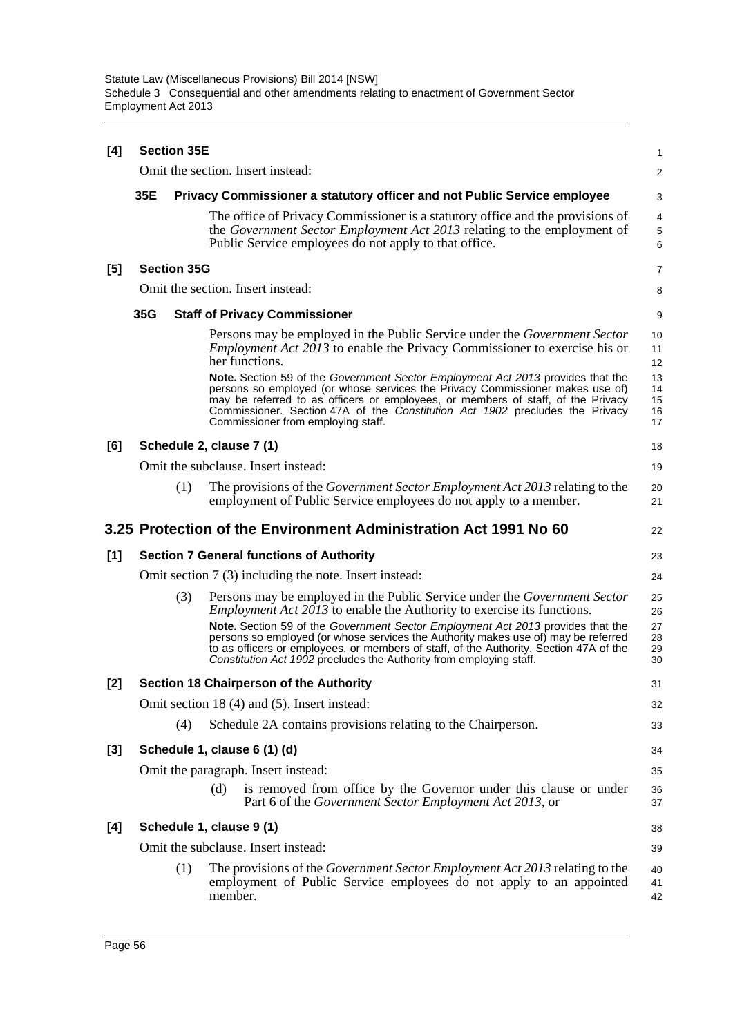**[4] Section 35E**

Omit the section. Insert instead:

**35E Privacy Commissioner a statutory officer and not Public Service employee**

The office of Privacy Commissioner is a statutory office and the provisions of the *Government Sector Employment Act 2013* relating to the employment of Public Service employees do not apply to that office.

**[5] Section 35G**

Omit the section. Insert instead:

**35G Staff of Privacy Commissioner**

Persons may be employed in the Public Service under the *Government Sector Employment Act 2013* to enable the Privacy Commissioner to exercise his or her functions.

**Note.** Section 59 of the *Government Sector Employment Act 2013* provides that the persons so employed (or whose services the Privacy Commissioner makes use of) may be referred to as officers or employees, or members of staff, of the Privacy Commissioner. Section 47A of the *Constitution Act 1902* precludes the Privacy Commissioner from employing staff.

**[6] Schedule 2, clause 7 (1)**

Omit the subclause. Insert instead:

(1) The provisions of the *Government Sector Employment Act 2013* relating to the employment of Public Service employees do not apply to a member.

## 3.25 Protection of the Environment Administration Act 1991 No 60

**[1] Section 7 General functions of Authority**

Omit section 7 (3) including the note. Insert instead:

(3) Persons may be employed in the Public Service under the *Government Sector Employment Act 2013* to enable the Authority to exercise its functions.

**Note.** Section 59 of the *Government Sector Employment Act 2013* provides that the persons so employed (or whose services the Authority makes use of) may be referred to as officers or employees, or members of staff, of the Authority. Section 47A of the *Constitution Act 1902* precludes the Authority from employing staff.

**[2] Section 18 Chairperson of the Authority**

Omit section 18 (4) and (5). Insert instead:

(4) Schedule 2A contains provisions relating to the Chairperson.

**[3] Schedule 1, clause 6 (1) (d)**

Omit the paragraph. Insert instead:

(d) is removed from office by the Governor under this clause or under Part 6 of the *Government Sector Employment Act 2013*, or

**[4] Schedule 1, clause 9 (1)**

Omit the subclause. Insert instead:

(1) The provisions of the *Government Sector Employment Act 2013* relating to the employment of Public Service employees do not apply to an appointed member.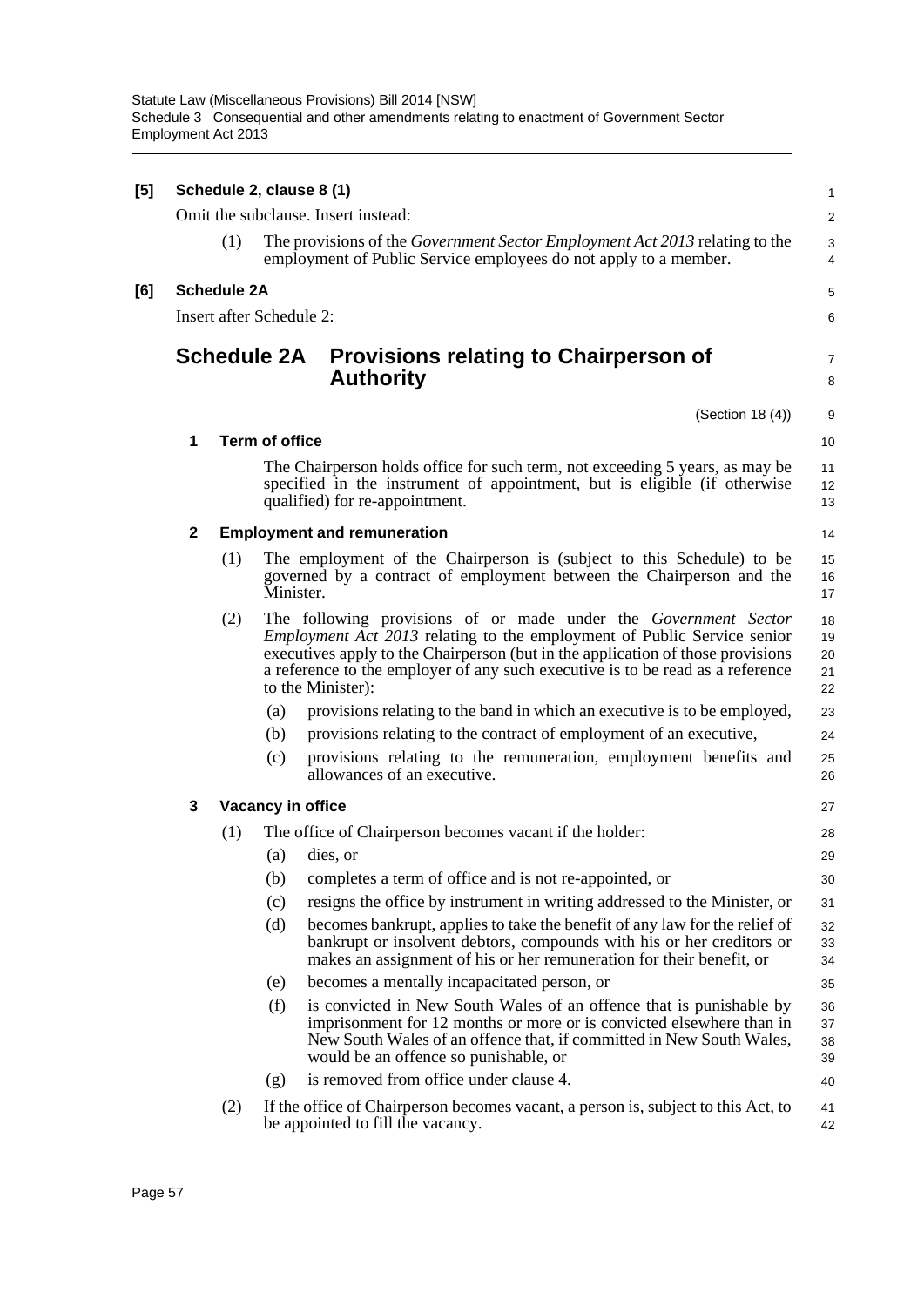**[5] Schedule 2, clause 8 (1)**

Omit the subclause. Insert instead:

(1) The provisions of the *Government Sector Employment Act 2013* relating to the employment of Public Service employees do not apply to a member.

**[6] Schedule 2A**

Insert after Schedule 2:

## Schedule 2A Provisions relating to Chairperson of Authority

(Section 18 (4))

### 1 Term of office

The Chairperson holds office for such term, not exceeding 5 years, as may be specified in the instrument of appointment, but is eligible (if otherwise qualified) for re-appointment.

### 2 Employment and remuneration

(1) The employment of the Chairperson is (subject to this Schedule) to be governed by a contract of employment between the Chairperson and the Minister.

(2) The following provisions of or made under the *Government Sector Employment Act 2013* relating to the employment of Public Service senior executives apply to the Chairperson (but in the application of those provisions a reference to the employer of any such executive is to be read as a reference to the Minister):

- (a) provisions relating to the band in which an executive is to be employed,
- (b) provisions relating to the contract of employment of an executive,
- (c) provisions relating to the remuneration, employment benefits and allowances of an executive.

### 3 Vacancy in office

(1) The office of Chairperson becomes vacant if the holder:

- (a) dies, or
- (b) completes a term of office and is not re-appointed, or
- (c) resigns the office by instrument in writing addressed to the Minister, or
- (d) becomes bankrupt, applies to take the benefit of any law for the relief of bankrupt or insolvent debtors, compounds with his or her creditors or makes an assignment of his or her remuneration for their benefit, or
- (e) becomes a mentally incapacitated person, or
- (f) is convicted in New South Wales of an offence that is punishable by imprisonment for 12 months or more or is convicted elsewhere than in New South Wales of an offence that, if committed in New South Wales, would be an offence so punishable, or
- (g) is removed from office under clause 4.

(2) If the office of Chairperson becomes vacant, a person is, subject to this Act, to be appointed to fill the vacancy.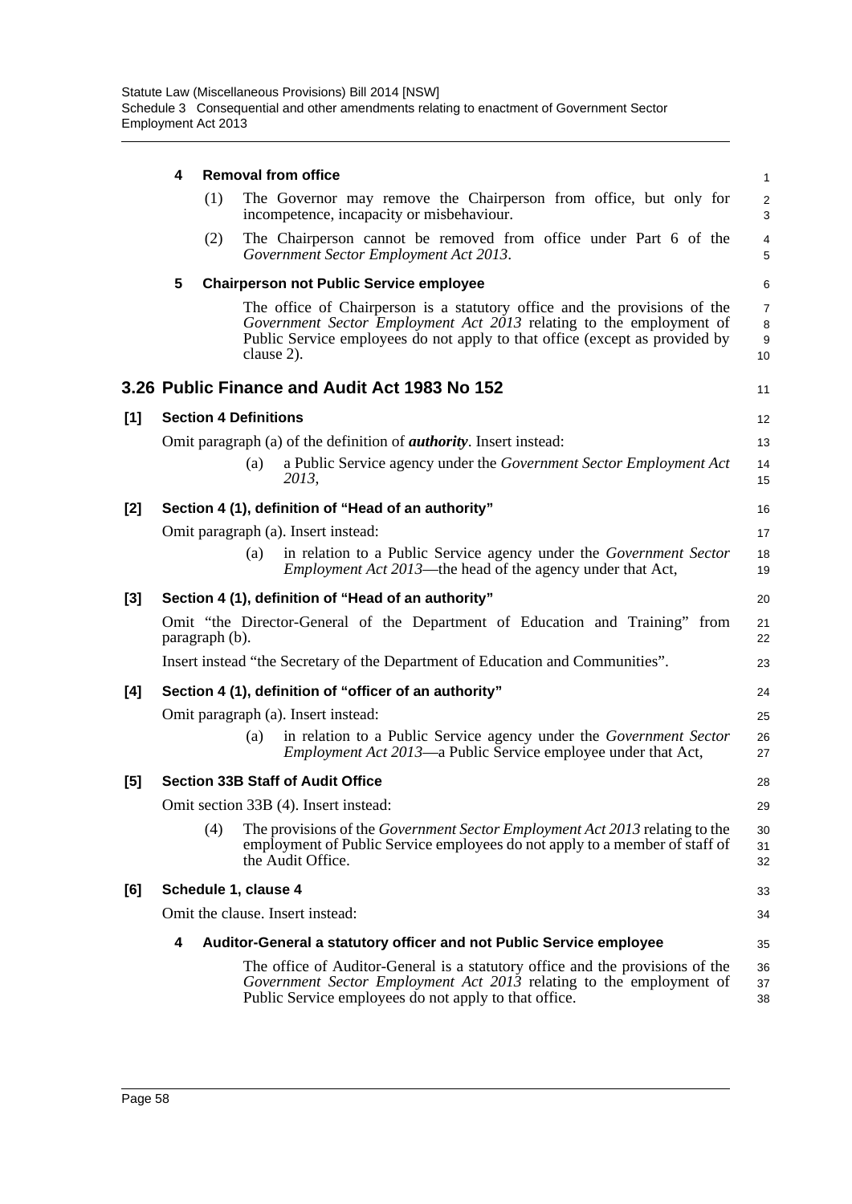**4 Removal from office**

(1) The Governor may remove the Chairperson from office, but only for incompetence, incapacity or misbehaviour.

(2) The Chairperson cannot be removed from office under Part 6 of the *Government Sector Employment Act 2013*.

**5 Chairperson not Public Service employee**

The office of Chairperson is a statutory office and the provisions of the *Government Sector Employment Act 2013* relating to the employment of Public Service employees do not apply to that office (except as provided by clause 2).

## 3.26 Public Finance and Audit Act 1983 No 152

**[1] Section 4 Definitions**

Omit paragraph (a) of the definition of ***authority***. Insert instead:

(a) a Public Service agency under the *Government Sector Employment Act 2013*,

**[2] Section 4 (1), definition of "Head of an authority"**

Omit paragraph (a). Insert instead:

(a) in relation to a Public Service agency under the *Government Sector Employment Act 2013*—the head of the agency under that Act,

**[3] Section 4 (1), definition of "Head of an authority"**

Omit "the Director-General of the Department of Education and Training" from paragraph (b).

Insert instead "the Secretary of the Department of Education and Communities".

**[4] Section 4 (1), definition of "officer of an authority"**

Omit paragraph (a). Insert instead:

(a) in relation to a Public Service agency under the *Government Sector Employment Act 2013*—a Public Service employee under that Act,

**[5] Section 33B Staff of Audit Office**

Omit section 33B (4). Insert instead:

(4) The provisions of the *Government Sector Employment Act 2013* relating to the employment of Public Service employees do not apply to a member of staff of the Audit Office.

**[6] Schedule 1, clause 4**

Omit the clause. Insert instead:

**4 Auditor-General a statutory officer and not Public Service employee**

The office of Auditor-General is a statutory office and the provisions of the *Government Sector Employment Act 2013* relating to the employment of Public Service employees do not apply to that office.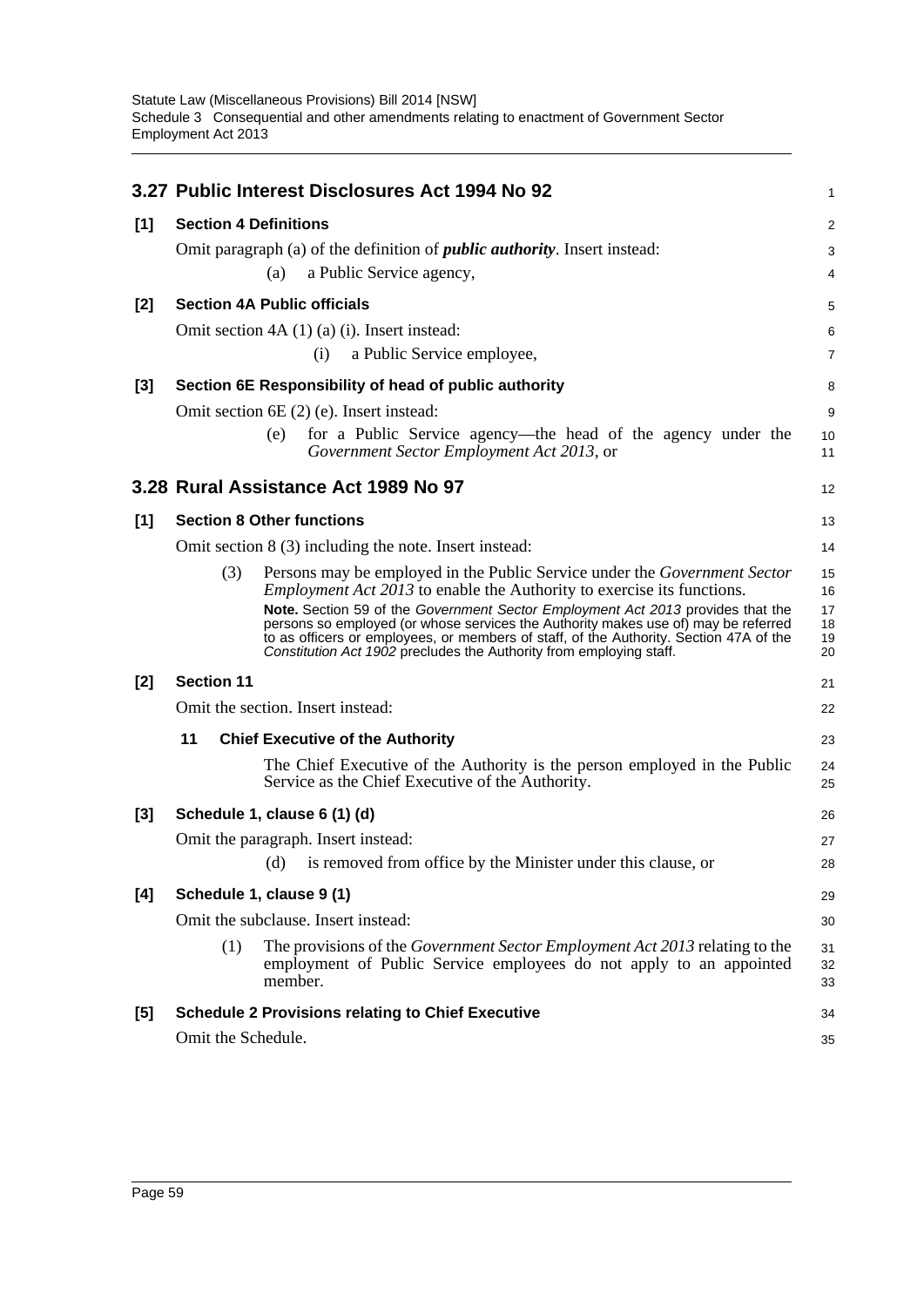## 3.27 Public Interest Disclosures Act 1994 No 92

**[1] Section 4 Definitions**

Omit paragraph (a) of the definition of ***public authority***. Insert instead:

(a) a Public Service agency,

**[2] Section 4A Public officials**

Omit section 4A (1) (a) (i). Insert instead:

(i) a Public Service employee,

**[3] Section 6E Responsibility of head of public authority**

Omit section 6E (2) (e). Insert instead:

(e) for a Public Service agency—the head of the agency under the *Government Sector Employment Act 2013*, or

## 3.28 Rural Assistance Act 1989 No 97

**[1] Section 8 Other functions**

Omit section 8 (3) including the note. Insert instead:

(3) Persons may be employed in the Public Service under the *Government Sector Employment Act 2013* to enable the Authority to exercise its functions.

**Note.** Section 59 of the *Government Sector Employment Act 2013* provides that the persons so employed (or whose services the Authority makes use of) may be referred to as officers or employees, or members of staff, of the Authority. Section 47A of the *Constitution Act 1902* precludes the Authority from employing staff.

**[2] Section 11**

Omit the section. Insert instead:

**11 Chief Executive of the Authority**

The Chief Executive of the Authority is the person employed in the Public Service as the Chief Executive of the Authority.

**[3] Schedule 1, clause 6 (1) (d)**

Omit the paragraph. Insert instead:

(d) is removed from office by the Minister under this clause, or

**[4] Schedule 1, clause 9 (1)**

Omit the subclause. Insert instead:

(1) The provisions of the *Government Sector Employment Act 2013* relating to the employment of Public Service employees do not apply to an appointed member.

**[5] Schedule 2 Provisions relating to Chief Executive**

Omit the Schedule.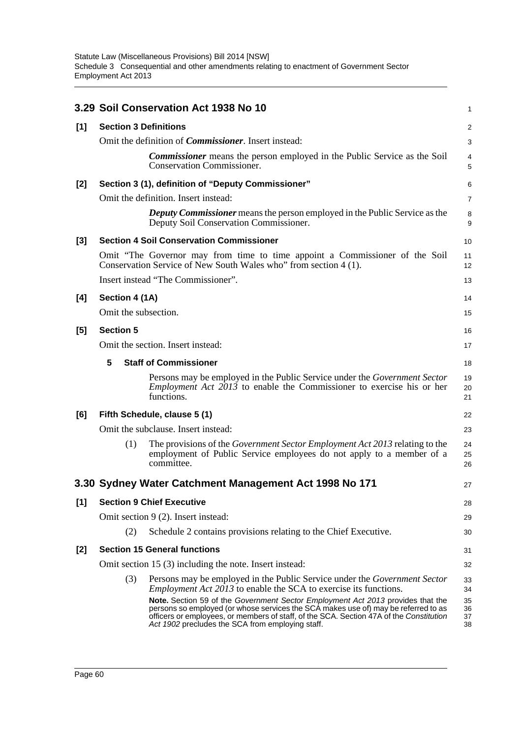## 3.29 Soil Conservation Act 1938 No 10

**[1] Section 3 Definitions**

Omit the definition of ***Commissioner***. Insert instead:

> ***Commissioner*** means the person employed in the Public Service as the Soil Conservation Commissioner.

**[2] Section 3 (1), definition of "Deputy Commissioner"**

Omit the definition. Insert instead:

> ***Deputy Commissioner*** means the person employed in the Public Service as the Deputy Soil Conservation Commissioner.

**[3] Section 4 Soil Conservation Commissioner**

Omit "The Governor may from time to time appoint a Commissioner of the Soil Conservation Service of New South Wales who" from section 4 (1).

Insert instead "The Commissioner".

**[4] Section 4 (1A)**

Omit the subsection.

**[5] Section 5**

Omit the section. Insert instead:

> **5 Staff of Commissioner**
>
> Persons may be employed in the Public Service under the *Government Sector Employment Act 2013* to enable the Commissioner to exercise his or her functions.

**[6] Fifth Schedule, clause 5 (1)**

Omit the subclause. Insert instead:

> (1) The provisions of the *Government Sector Employment Act 2013* relating to the employment of Public Service employees do not apply to a member of a committee.

## 3.30 Sydney Water Catchment Management Act 1998 No 171

**[1] Section 9 Chief Executive**

Omit section 9 (2). Insert instead:

> (2) Schedule 2 contains provisions relating to the Chief Executive.

**[2] Section 15 General functions**

Omit section 15 (3) including the note. Insert instead:

> (3) Persons may be employed in the Public Service under the *Government Sector Employment Act 2013* to enable the SCA to exercise its functions.
>
> **Note.** Section 59 of the *Government Sector Employment Act 2013* provides that the persons so employed (or whose services the SCA makes use of) may be referred to as officers or employees, or members of staff, of the SCA. Section 47A of the *Constitution Act 1902* precludes the SCA from employing staff.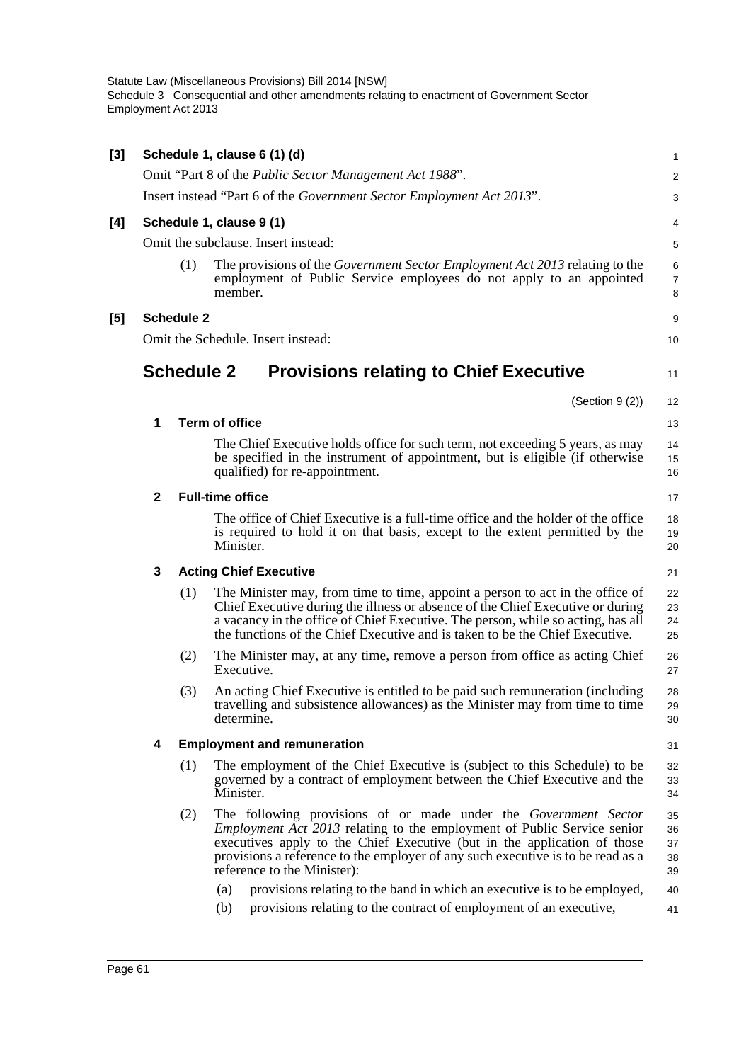**[3] Schedule 1, clause 6 (1) (d)**

Omit "Part 8 of the *Public Sector Management Act 1988*".

Insert instead "Part 6 of the *Government Sector Employment Act 2013*".

**[4] Schedule 1, clause 9 (1)**

Omit the subclause. Insert instead:

(1) The provisions of the *Government Sector Employment Act 2013* relating to the employment of Public Service employees do not apply to an appointed member.

**[5] Schedule 2**

Omit the Schedule. Insert instead:

## Schedule 2 Provisions relating to Chief Executive

(Section 9 (2))

**1 Term of office**

The Chief Executive holds office for such term, not exceeding 5 years, as may be specified in the instrument of appointment, but is eligible (if otherwise qualified) for re-appointment.

**2 Full-time office**

The office of Chief Executive is a full-time office and the holder of the office is required to hold it on that basis, except to the extent permitted by the Minister.

**3 Acting Chief Executive**

(1) The Minister may, from time to time, appoint a person to act in the office of Chief Executive during the illness or absence of the Chief Executive or during a vacancy in the office of Chief Executive. The person, while so acting, has all the functions of the Chief Executive and is taken to be the Chief Executive.

(2) The Minister may, at any time, remove a person from office as acting Chief Executive.

(3) An acting Chief Executive is entitled to be paid such remuneration (including travelling and subsistence allowances) as the Minister may from time to time determine.

**4 Employment and remuneration**

(1) The employment of the Chief Executive is (subject to this Schedule) to be governed by a contract of employment between the Chief Executive and the Minister.

(2) The following provisions of or made under the *Government Sector Employment Act 2013* relating to the employment of Public Service senior executives apply to the Chief Executive (but in the application of those provisions a reference to the employer of any such executive is to be read as a reference to the Minister):

(a) provisions relating to the band in which an executive is to be employed,

(b) provisions relating to the contract of employment of an executive,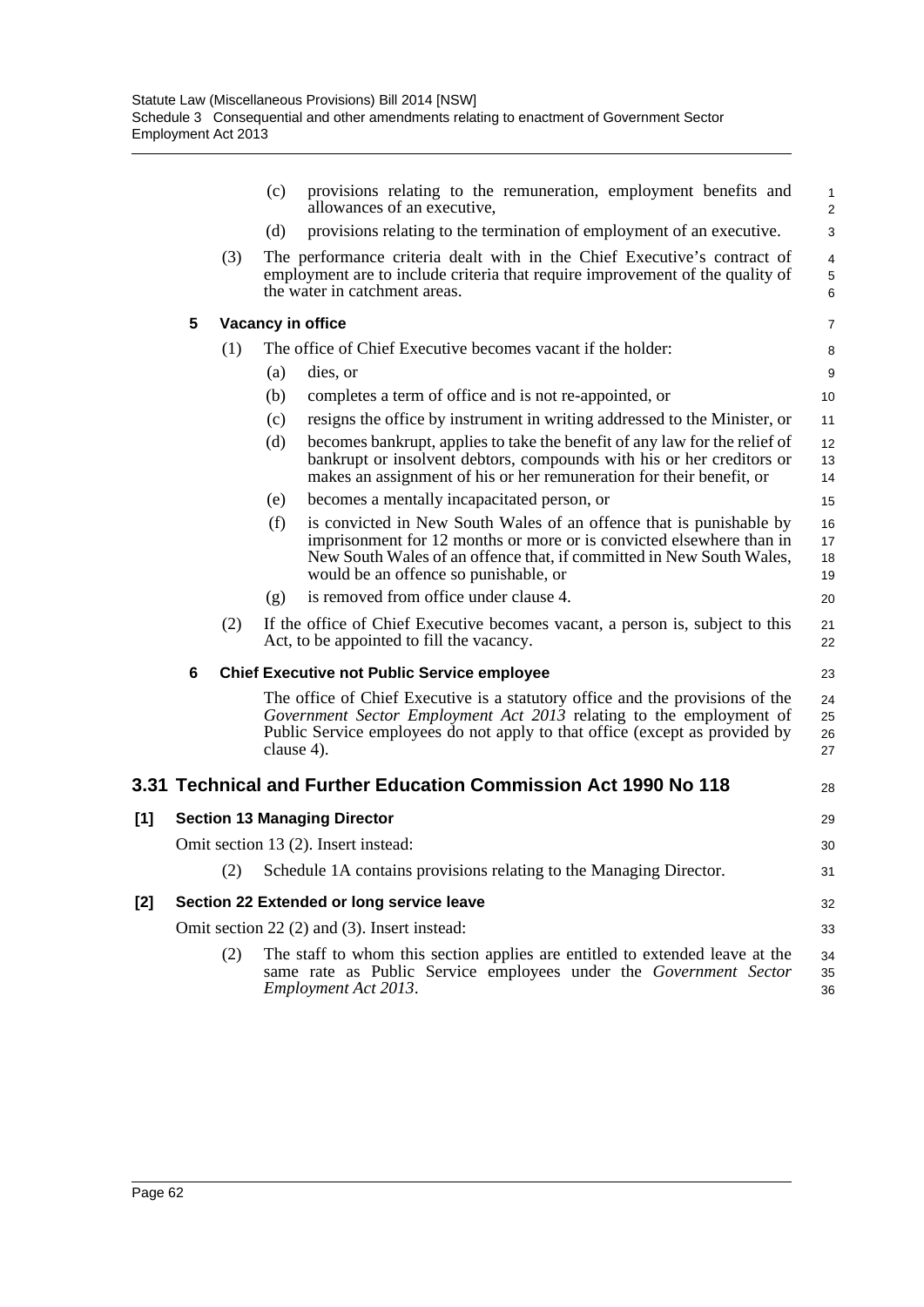(c) provisions relating to the remuneration, employment benefits and allowances of an executive,

(d) provisions relating to the termination of employment of an executive.

(3) The performance criteria dealt with in the Chief Executive's contract of employment are to include criteria that require improvement of the quality of the water in catchment areas.

**5 Vacancy in office**

(1) The office of Chief Executive becomes vacant if the holder:

(a) dies, or

(b) completes a term of office and is not re-appointed, or

(c) resigns the office by instrument in writing addressed to the Minister, or

(d) becomes bankrupt, applies to take the benefit of any law for the relief of bankrupt or insolvent debtors, compounds with his or her creditors or makes an assignment of his or her remuneration for their benefit, or

(e) becomes a mentally incapacitated person, or

(f) is convicted in New South Wales of an offence that is punishable by imprisonment for 12 months or more or is convicted elsewhere than in New South Wales of an offence that, if committed in New South Wales, would be an offence so punishable, or

(g) is removed from office under clause 4.

(2) If the office of Chief Executive becomes vacant, a person is, subject to this Act, to be appointed to fill the vacancy.

**6 Chief Executive not Public Service employee**

The office of Chief Executive is a statutory office and the provisions of the *Government Sector Employment Act 2013* relating to the employment of Public Service employees do not apply to that office (except as provided by clause 4).

## 3.31 Technical and Further Education Commission Act 1990 No 118

**[1] Section 13 Managing Director**

Omit section 13 (2). Insert instead:

(2) Schedule 1A contains provisions relating to the Managing Director.

**[2] Section 22 Extended or long service leave**

Omit section 22 (2) and (3). Insert instead:

(2) The staff to whom this section applies are entitled to extended leave at the same rate as Public Service employees under the *Government Sector Employment Act 2013*.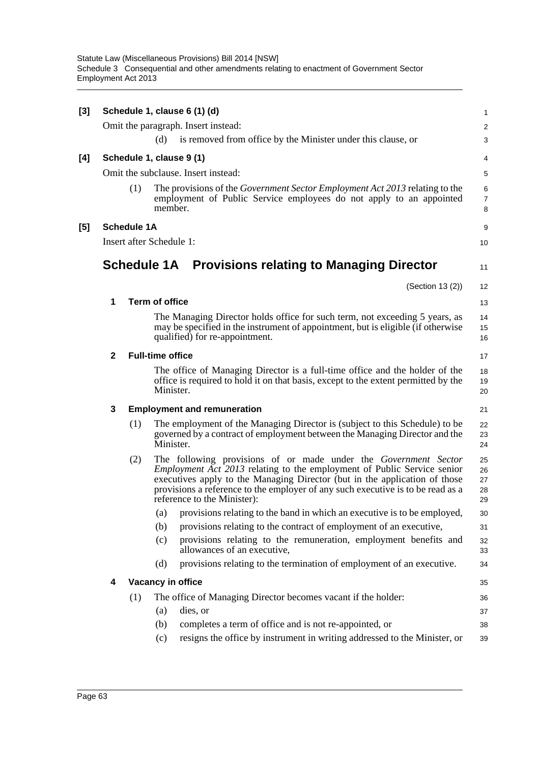**[3] Schedule 1, clause 6 (1) (d)**

Omit the paragraph. Insert instead:

(d) is removed from office by the Minister under this clause, or

**[4] Schedule 1, clause 9 (1)**

Omit the subclause. Insert instead:

(1) The provisions of the *Government Sector Employment Act 2013* relating to the employment of Public Service employees do not apply to an appointed member.

**[5] Schedule 1A**

Insert after Schedule 1:

# Schedule 1A Provisions relating to Managing Director

(Section 13 (2))

### 1 Term of office

The Managing Director holds office for such term, not exceeding 5 years, as may be specified in the instrument of appointment, but is eligible (if otherwise qualified) for re-appointment.

### 2 Full-time office

The office of Managing Director is a full-time office and the holder of the office is required to hold it on that basis, except to the extent permitted by the Minister.

### 3 Employment and remuneration

(1) The employment of the Managing Director is (subject to this Schedule) to be governed by a contract of employment between the Managing Director and the Minister.

(2) The following provisions of or made under the *Government Sector Employment Act 2013* relating to the employment of Public Service senior executives apply to the Managing Director (but in the application of those provisions a reference to the employer of any such executive is to be read as a reference to the Minister):

(a) provisions relating to the band in which an executive is to be employed,

(b) provisions relating to the contract of employment of an executive,

(c) provisions relating to the remuneration, employment benefits and allowances of an executive,

(d) provisions relating to the termination of employment of an executive.

### 4 Vacancy in office

(1) The office of Managing Director becomes vacant if the holder:

(a) dies, or

(b) completes a term of office and is not re-appointed, or

(c) resigns the office by instrument in writing addressed to the Minister, or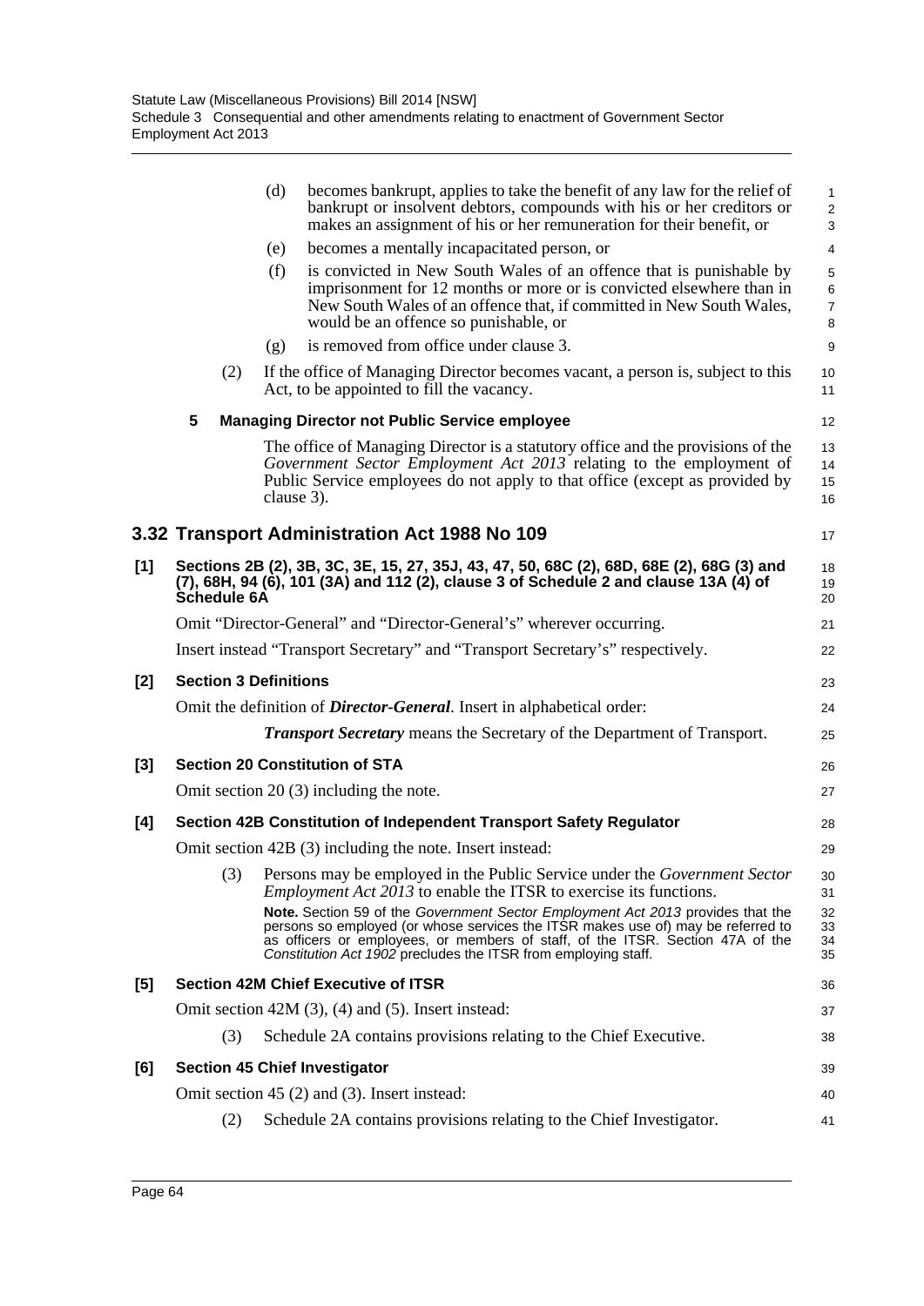(d) becomes bankrupt, applies to take the benefit of any law for the relief of bankrupt or insolvent debtors, compounds with his or her creditors or makes an assignment of his or her remuneration for their benefit, or

(e) becomes a mentally incapacitated person, or

(f) is convicted in New South Wales of an offence that is punishable by imprisonment for 12 months or more or is convicted elsewhere than in New South Wales of an offence that, if committed in New South Wales, would be an offence so punishable, or

(g) is removed from office under clause 3.

(2) If the office of Managing Director becomes vacant, a person is, subject to this Act, to be appointed to fill the vacancy.

**5 Managing Director not Public Service employee**

The office of Managing Director is a statutory office and the provisions of the *Government Sector Employment Act 2013* relating to the employment of Public Service employees do not apply to that office (except as provided by clause 3).

## 3.32 Transport Administration Act 1988 No 109

**[1] Sections 2B (2), 3B, 3C, 3E, 15, 27, 35J, 43, 47, 50, 68C (2), 68D, 68E (2), 68G (3) and (7), 68H, 94 (6), 101 (3A) and 112 (2), clause 3 of Schedule 2 and clause 13A (4) of Schedule 6A**

Omit "Director-General" and "Director-General's" wherever occurring.

Insert instead "Transport Secretary" and "Transport Secretary's" respectively.

**[2] Section 3 Definitions**

Omit the definition of ***Director-General***. Insert in alphabetical order:

***Transport Secretary*** means the Secretary of the Department of Transport.

**[3] Section 20 Constitution of STA**

Omit section 20 (3) including the note.

**[4] Section 42B Constitution of Independent Transport Safety Regulator**

Omit section 42B (3) including the note. Insert instead:

(3) Persons may be employed in the Public Service under the *Government Sector Employment Act 2013* to enable the ITSR to exercise its functions.

**Note.** Section 59 of the *Government Sector Employment Act 2013* provides that the persons so employed (or whose services the ITSR makes use of) may be referred to as officers or employees, or members of staff, of the ITSR. Section 47A of the *Constitution Act 1902* precludes the ITSR from employing staff.

**[5] Section 42M Chief Executive of ITSR**

Omit section 42M (3), (4) and (5). Insert instead:

(3) Schedule 2A contains provisions relating to the Chief Executive.

**[6] Section 45 Chief Investigator**

Omit section 45 (2) and (3). Insert instead:

(2) Schedule 2A contains provisions relating to the Chief Investigator.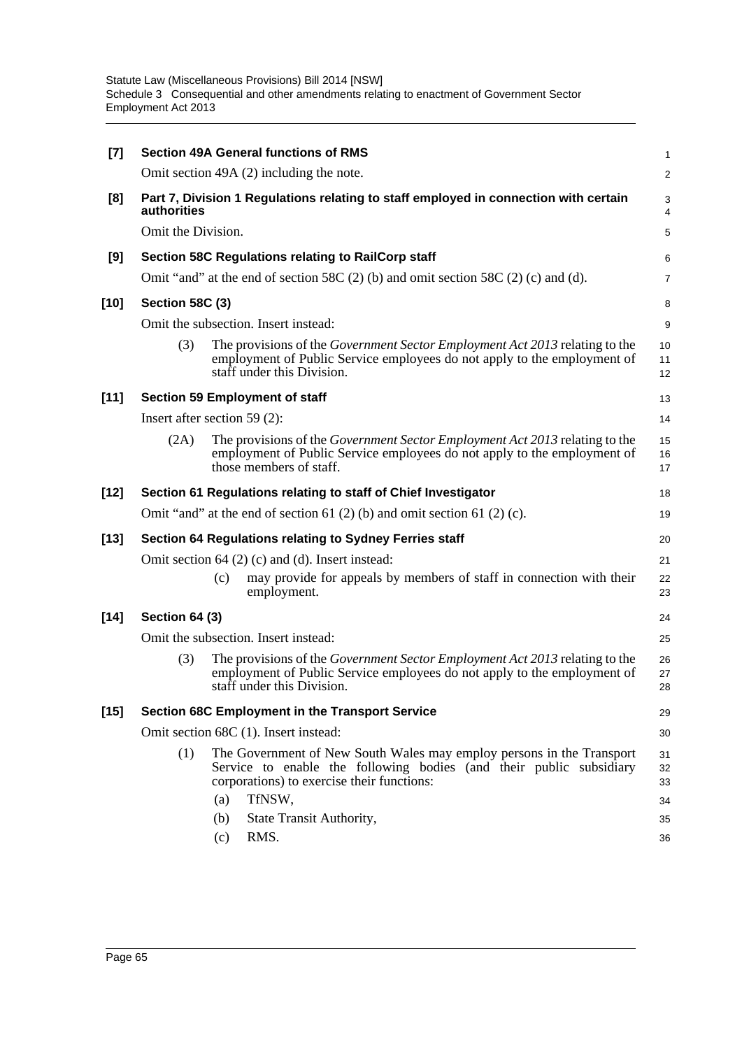**[7] Section 49A General functions of RMS**

Omit section 49A (2) including the note.

**[8] Part 7, Division 1 Regulations relating to staff employed in connection with certain authorities**

Omit the Division.

**[9] Section 58C Regulations relating to RailCorp staff**

Omit "and" at the end of section 58C (2) (b) and omit section 58C (2) (c) and (d).

**[10] Section 58C (3)**

Omit the subsection. Insert instead:

(3) The provisions of the *Government Sector Employment Act 2013* relating to the employment of Public Service employees do not apply to the employment of staff under this Division.

**[11] Section 59 Employment of staff**

Insert after section 59 (2):

(2A) The provisions of the *Government Sector Employment Act 2013* relating to the employment of Public Service employees do not apply to the employment of those members of staff.

**[12] Section 61 Regulations relating to staff of Chief Investigator**

Omit "and" at the end of section 61 (2) (b) and omit section 61 (2) (c).

**[13] Section 64 Regulations relating to Sydney Ferries staff**

Omit section 64 (2) (c) and (d). Insert instead:

(c) may provide for appeals by members of staff in connection with their employment.

**[14] Section 64 (3)**

Omit the subsection. Insert instead:

(3) The provisions of the *Government Sector Employment Act 2013* relating to the employment of Public Service employees do not apply to the employment of staff under this Division.

**[15] Section 68C Employment in the Transport Service**

Omit section 68C (1). Insert instead:

(1) The Government of New South Wales may employ persons in the Transport Service to enable the following bodies (and their public subsidiary corporations) to exercise their functions:

(a) TfNSW,

(b) State Transit Authority,

(c) RMS.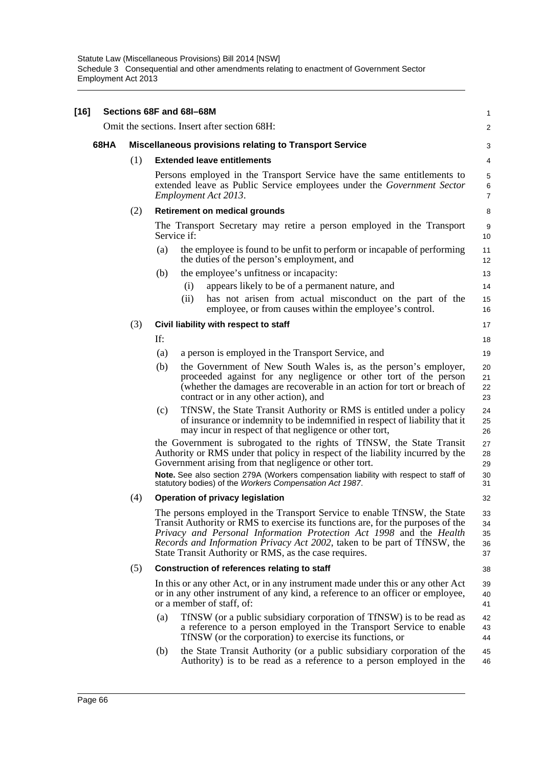**[16] Sections 68F and 68I–68M**

Omit the sections. Insert after section 68H:

**68HA Miscellaneous provisions relating to Transport Service**

(1) **Extended leave entitlements**

Persons employed in the Transport Service have the same entitlements to extended leave as Public Service employees under the *Government Sector Employment Act 2013*.

(2) **Retirement on medical grounds**

The Transport Secretary may retire a person employed in the Transport Service if:

(a) the employee is found to be unfit to perform or incapable of performing the duties of the person's employment, and

(b) the employee's unfitness or incapacity:

(i) appears likely to be of a permanent nature, and

(ii) has not arisen from actual misconduct on the part of the employee, or from causes within the employee's control.

(3) **Civil liability with respect to staff**

If:

(a) a person is employed in the Transport Service, and

(b) the Government of New South Wales is, as the person's employer, proceeded against for any negligence or other tort of the person (whether the damages are recoverable in an action for tort or breach of contract or in any other action), and

(c) TfNSW, the State Transit Authority or RMS is entitled under a policy of insurance or indemnity to be indemnified in respect of liability that it may incur in respect of that negligence or other tort,

the Government is subrogated to the rights of TfNSW, the State Transit Authority or RMS under that policy in respect of the liability incurred by the Government arising from that negligence or other tort.

**Note.** See also section 279A (Workers compensation liability with respect to staff of statutory bodies) of the *Workers Compensation Act 1987*.

(4) **Operation of privacy legislation**

The persons employed in the Transport Service to enable TfNSW, the State Transit Authority or RMS to exercise its functions are, for the purposes of the *Privacy and Personal Information Protection Act 1998* and the *Health Records and Information Privacy Act 2002*, taken to be part of TfNSW, the State Transit Authority or RMS, as the case requires.

(5) **Construction of references relating to staff**

In this or any other Act, or in any instrument made under this or any other Act or in any other instrument of any kind, a reference to an officer or employee, or a member of staff, of:

(a) TfNSW (or a public subsidiary corporation of TfNSW) is to be read as a reference to a person employed in the Transport Service to enable TfNSW (or the corporation) to exercise its functions, or

(b) the State Transit Authority (or a public subsidiary corporation of the Authority) is to be read as a reference to a person employed in the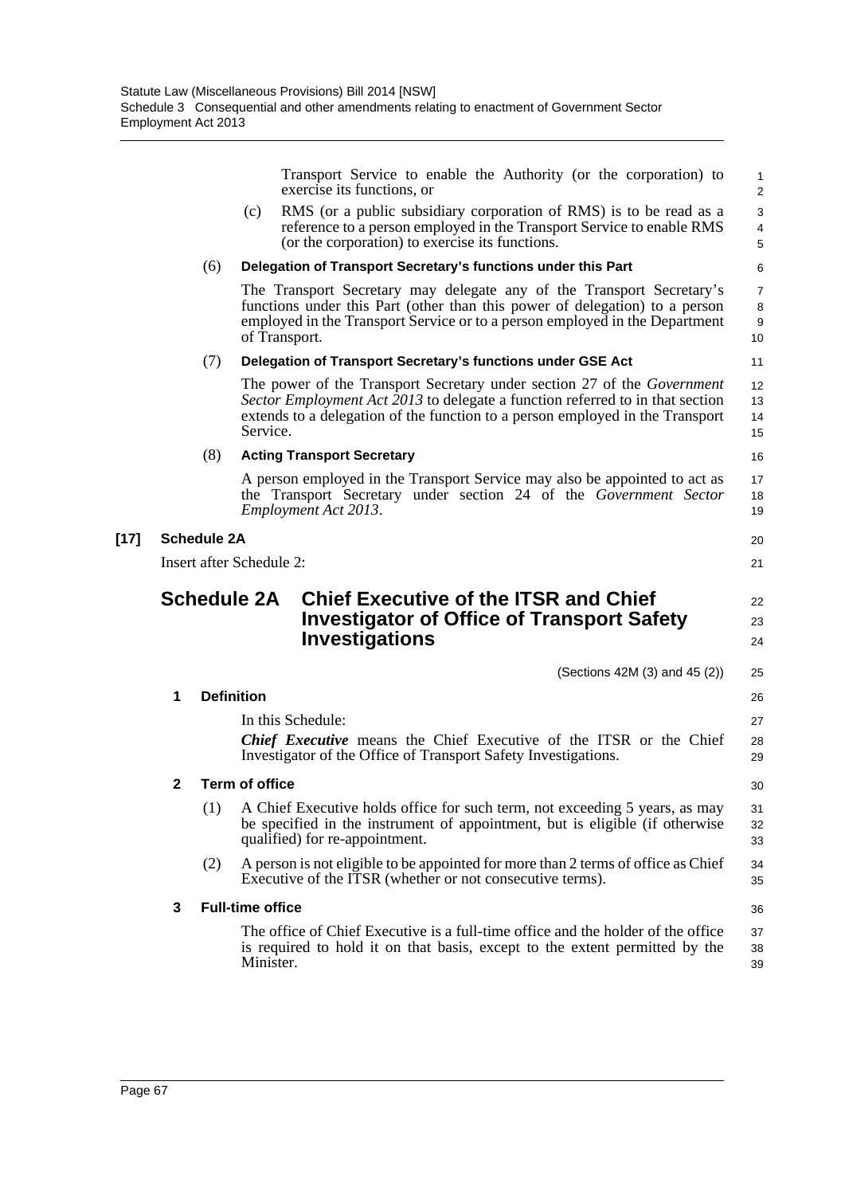Transport Service to enable the Authority (or the corporation) to exercise its functions, or

(c) RMS (or a public subsidiary corporation of RMS) is to be read as a reference to a person employed in the Transport Service to enable RMS (or the corporation) to exercise its functions.

(6) **Delegation of Transport Secretary's functions under this Part**

The Transport Secretary may delegate any of the Transport Secretary's functions under this Part (other than this power of delegation) to a person employed in the Transport Service or to a person employed in the Department of Transport.

(7) **Delegation of Transport Secretary's functions under GSE Act**

The power of the Transport Secretary under section 27 of the *Government Sector Employment Act 2013* to delegate a function referred to in that section extends to a delegation of the function to a person employed in the Transport Service.

(8) **Acting Transport Secretary**

A person employed in the Transport Service may also be appointed to act as the Transport Secretary under section 24 of the *Government Sector Employment Act 2013*.

**[17] Schedule 2A**

Insert after Schedule 2:

## Schedule 2A Chief Executive of the ITSR and Chief Investigator of Office of Transport Safety Investigations

(Sections 42M (3) and 45 (2))

**1 Definition**

In this Schedule:

***Chief Executive*** means the Chief Executive of the ITSR or the Chief Investigator of the Office of Transport Safety Investigations.

**2 Term of office**

(1) A Chief Executive holds office for such term, not exceeding 5 years, as may be specified in the instrument of appointment, but is eligible (if otherwise qualified) for re-appointment.

(2) A person is not eligible to be appointed for more than 2 terms of office as Chief Executive of the ITSR (whether or not consecutive terms).

**3 Full-time office**

The office of Chief Executive is a full-time office and the holder of the office is required to hold it on that basis, except to the extent permitted by the Minister.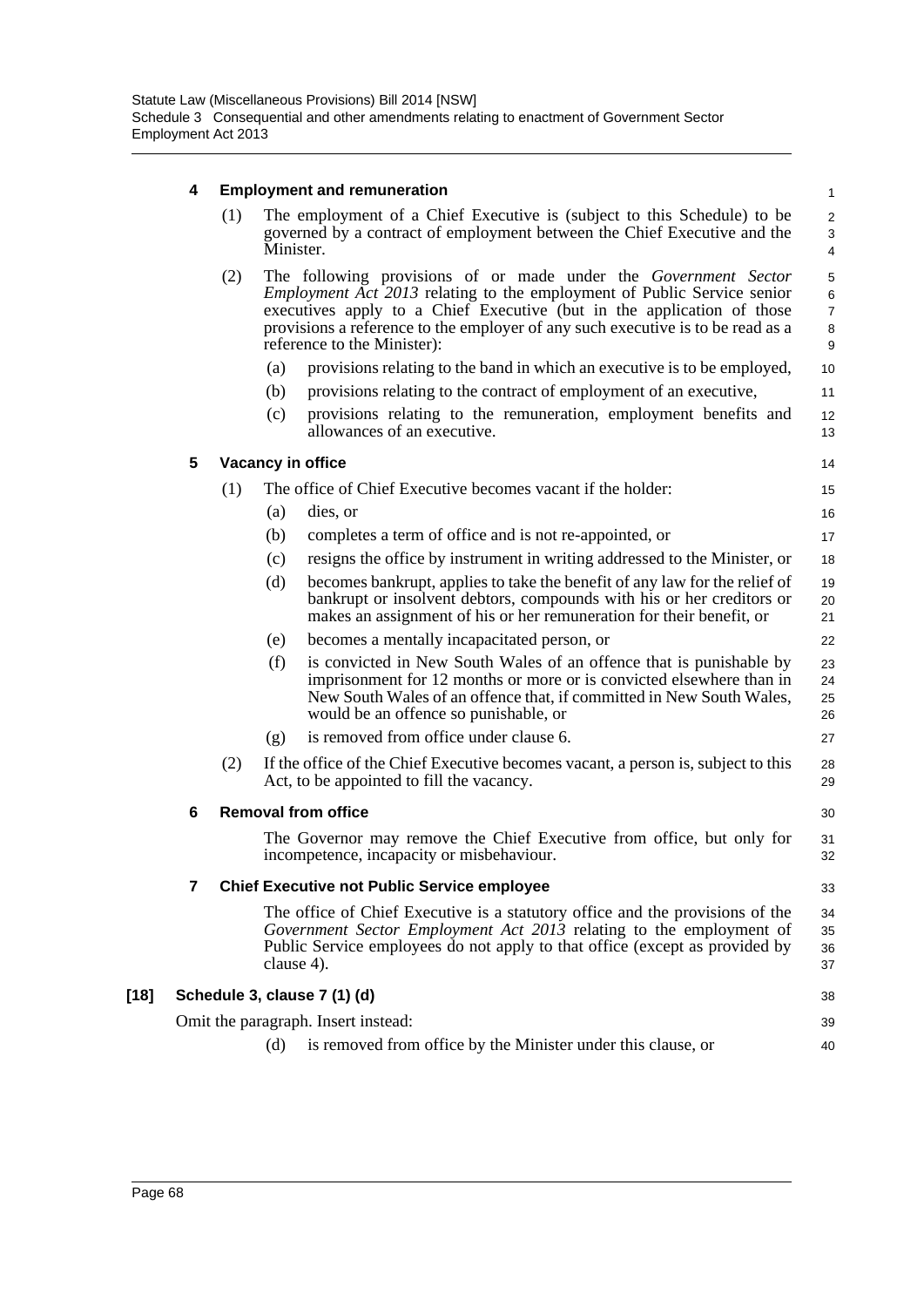#### 4 Employment and remuneration

(1) The employment of a Chief Executive is (subject to this Schedule) to be governed by a contract of employment between the Chief Executive and the Minister.

(2) The following provisions of or made under the *Government Sector Employment Act 2013* relating to the employment of Public Service senior executives apply to a Chief Executive (but in the application of those provisions a reference to the employer of any such executive is to be read as a reference to the Minister):

- (a) provisions relating to the band in which an executive is to be employed,
- (b) provisions relating to the contract of employment of an executive,
- (c) provisions relating to the remuneration, employment benefits and allowances of an executive.

#### 5 Vacancy in office

(1) The office of Chief Executive becomes vacant if the holder:

- (a) dies, or
- (b) completes a term of office and is not re-appointed, or
- (c) resigns the office by instrument in writing addressed to the Minister, or
- (d) becomes bankrupt, applies to take the benefit of any law for the relief of bankrupt or insolvent debtors, compounds with his or her creditors or makes an assignment of his or her remuneration for their benefit, or
- (e) becomes a mentally incapacitated person, or
- (f) is convicted in New South Wales of an offence that is punishable by imprisonment for 12 months or more or is convicted elsewhere than in New South Wales of an offence that, if committed in New South Wales, would be an offence so punishable, or
- (g) is removed from office under clause 6.

(2) If the office of the Chief Executive becomes vacant, a person is, subject to this Act, to be appointed to fill the vacancy.

#### 6 Removal from office

The Governor may remove the Chief Executive from office, but only for incompetence, incapacity or misbehaviour.

#### 7 Chief Executive not Public Service employee

The office of Chief Executive is a statutory office and the provisions of the *Government Sector Employment Act 2013* relating to the employment of Public Service employees do not apply to that office (except as provided by clause 4).

### [18] Schedule 3, clause 7 (1) (d)

Omit the paragraph. Insert instead:

- (d) is removed from office by the Minister under this clause, or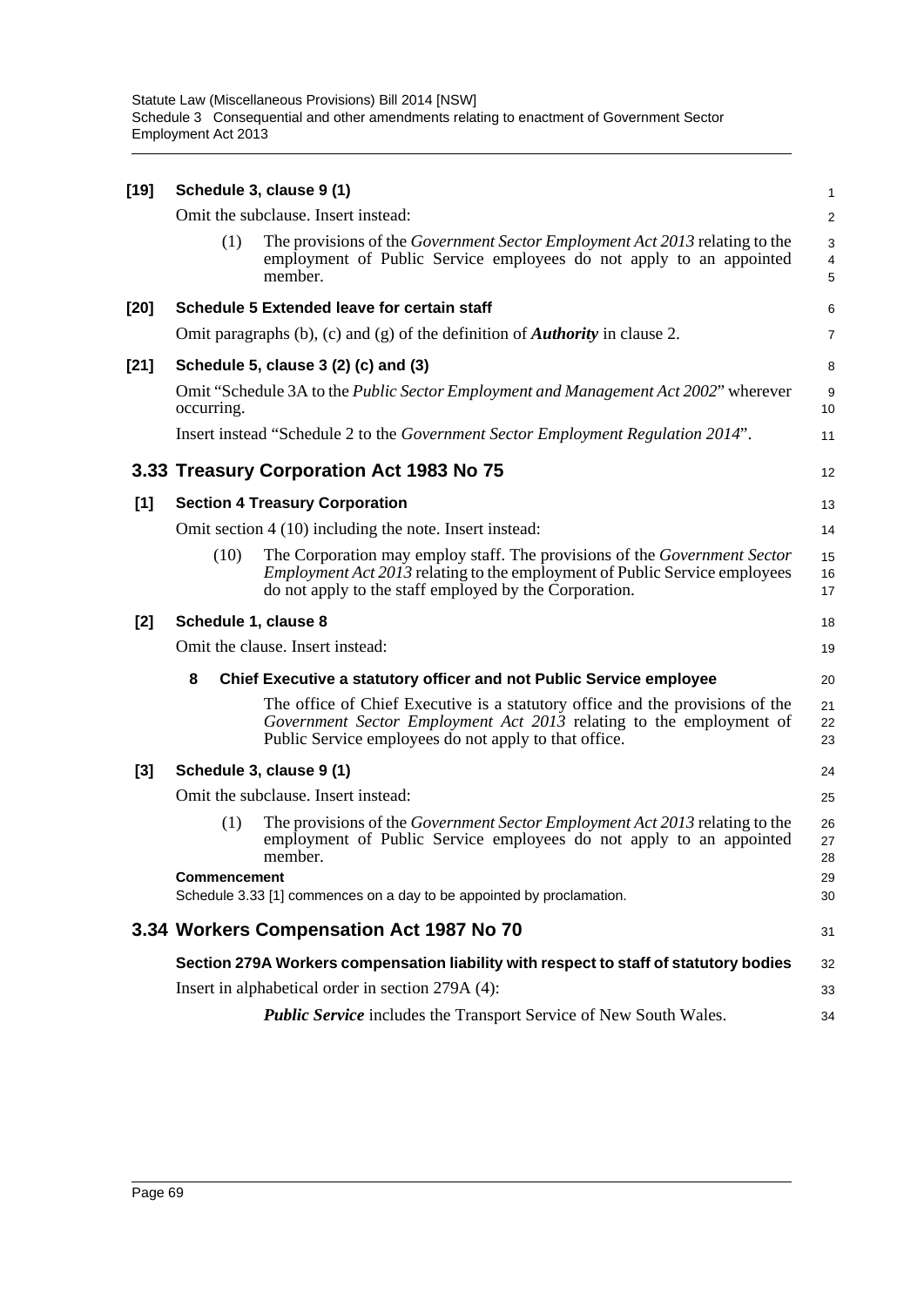**[19] Schedule 3, clause 9 (1)**

Omit the subclause. Insert instead:

(1) The provisions of the *Government Sector Employment Act 2013* relating to the employment of Public Service employees do not apply to an appointed member.

**[20] Schedule 5 Extended leave for certain staff**

Omit paragraphs (b), (c) and (g) of the definition of ***Authority*** in clause 2.

**[21] Schedule 5, clause 3 (2) (c) and (3)**

Omit "Schedule 3A to the *Public Sector Employment and Management Act 2002*" wherever occurring.

Insert instead "Schedule 2 to the *Government Sector Employment Regulation 2014*".

## 3.33 Treasury Corporation Act 1983 No 75

**[1] Section 4 Treasury Corporation**

Omit section 4 (10) including the note. Insert instead:

(10) The Corporation may employ staff. The provisions of the *Government Sector Employment Act 2013* relating to the employment of Public Service employees do not apply to the staff employed by the Corporation.

**[2] Schedule 1, clause 8**

Omit the clause. Insert instead:

**8 Chief Executive a statutory officer and not Public Service employee**

The office of Chief Executive is a statutory office and the provisions of the *Government Sector Employment Act 2013* relating to the employment of Public Service employees do not apply to that office.

**[3] Schedule 3, clause 9 (1)**

Omit the subclause. Insert instead:

(1) The provisions of the *Government Sector Employment Act 2013* relating to the employment of Public Service employees do not apply to an appointed member.

**Commencement**

Schedule 3.33 [1] commences on a day to be appointed by proclamation.

## 3.34 Workers Compensation Act 1987 No 70

**Section 279A Workers compensation liability with respect to staff of statutory bodies**

Insert in alphabetical order in section 279A (4):

***Public Service*** includes the Transport Service of New South Wales.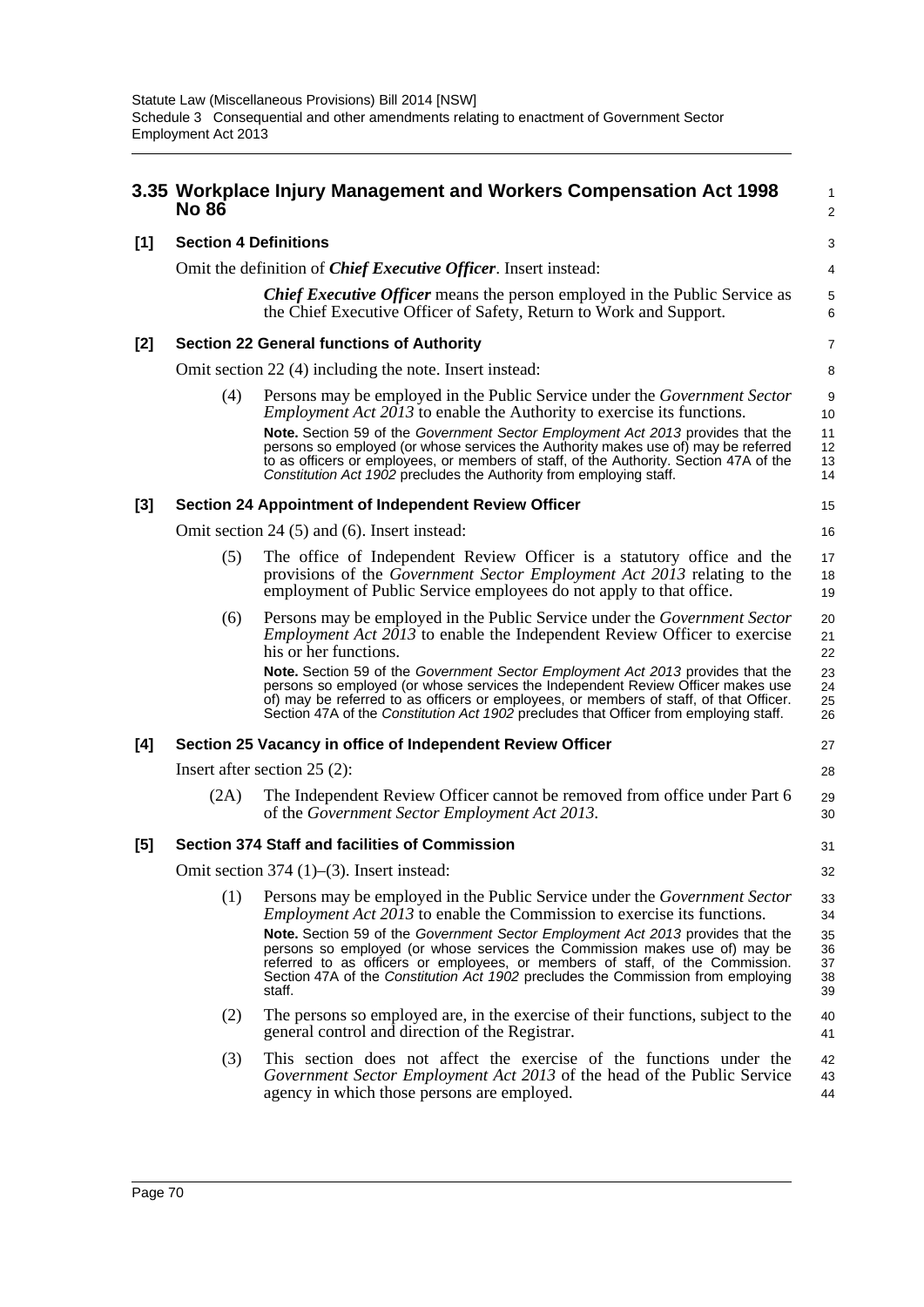## 3.35 Workplace Injury Management and Workers Compensation Act 1998 No 86

**[1] Section 4 Definitions**

Omit the definition of ***Chief Executive Officer***. Insert instead:

> ***Chief Executive Officer*** means the person employed in the Public Service as the Chief Executive Officer of Safety, Return to Work and Support.

**[2] Section 22 General functions of Authority**

Omit section 22 (4) including the note. Insert instead:

> (4) Persons may be employed in the Public Service under the *Government Sector Employment Act 2013* to enable the Authority to exercise its functions.
>
> **Note.** Section 59 of the *Government Sector Employment Act 2013* provides that the persons so employed (or whose services the Authority makes use of) may be referred to as officers or employees, or members of staff, of the Authority. Section 47A of the *Constitution Act 1902* precludes the Authority from employing staff.

**[3] Section 24 Appointment of Independent Review Officer**

Omit section 24 (5) and (6). Insert instead:

> (5) The office of Independent Review Officer is a statutory office and the provisions of the *Government Sector Employment Act 2013* relating to the employment of Public Service employees do not apply to that office.
>
> (6) Persons may be employed in the Public Service under the *Government Sector Employment Act 2013* to enable the Independent Review Officer to exercise his or her functions.
>
> **Note.** Section 59 of the *Government Sector Employment Act 2013* provides that the persons so employed (or whose services the Independent Review Officer makes use of) may be referred to as officers or employees, or members of staff, of that Officer. Section 47A of the *Constitution Act 1902* precludes that Officer from employing staff.

**[4] Section 25 Vacancy in office of Independent Review Officer**

Insert after section 25 (2):

> (2A) The Independent Review Officer cannot be removed from office under Part 6 of the *Government Sector Employment Act 2013*.

**[5] Section 374 Staff and facilities of Commission**

Omit section 374 (1)–(3). Insert instead:

> (1) Persons may be employed in the Public Service under the *Government Sector Employment Act 2013* to enable the Commission to exercise its functions.
>
> **Note.** Section 59 of the *Government Sector Employment Act 2013* provides that the persons so employed (or whose services the Commission makes use of) may be referred to as officers or employees, or members of staff, of the Commission. Section 47A of the *Constitution Act 1902* precludes the Commission from employing staff.
>
> (2) The persons so employed are, in the exercise of their functions, subject to the general control and direction of the Registrar.
>
> (3) This section does not affect the exercise of the functions under the *Government Sector Employment Act 2013* of the head of the Public Service agency in which those persons are employed.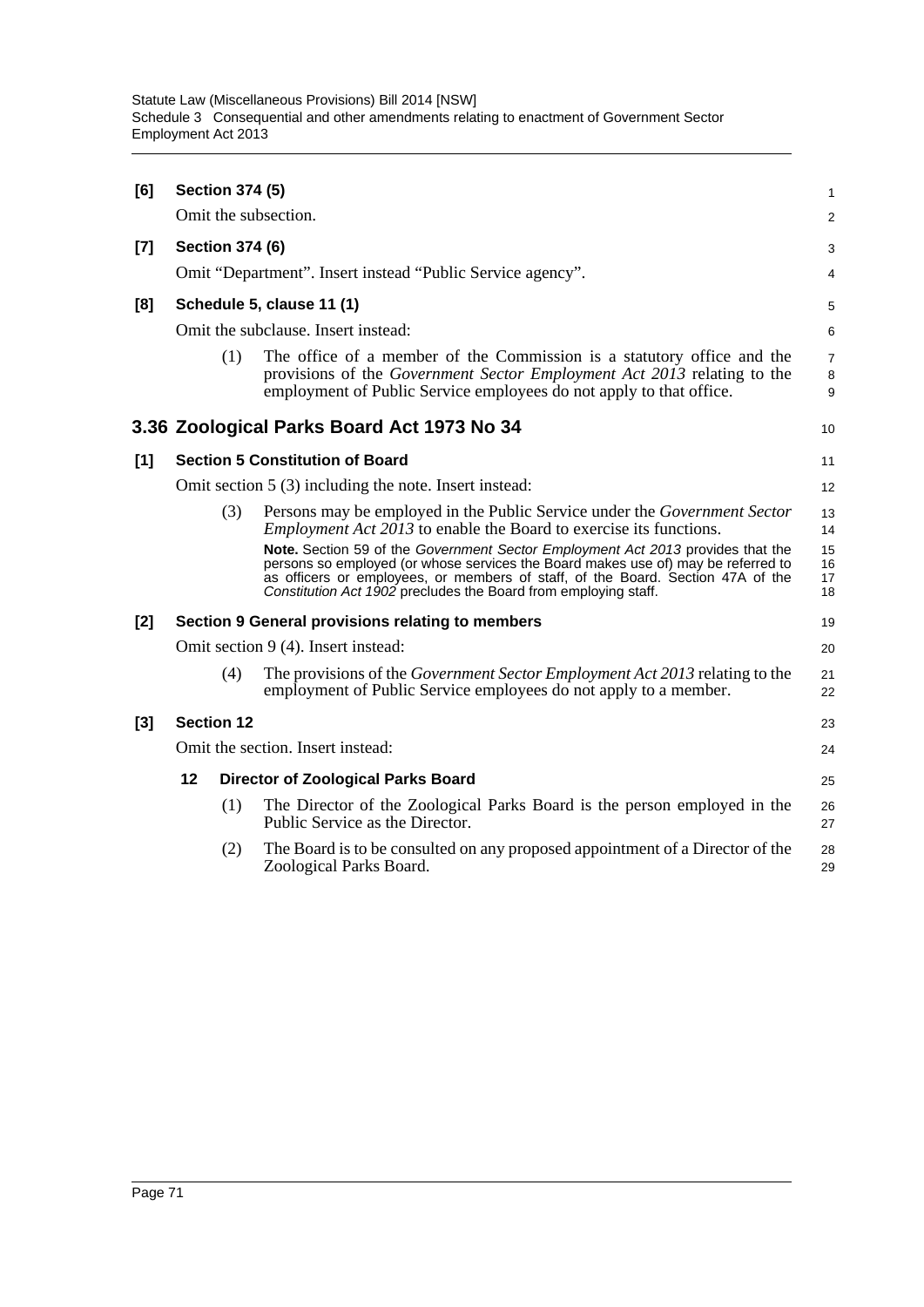**[6] Section 374 (5)**

Omit the subsection.

**[7] Section 374 (6)**

Omit "Department". Insert instead "Public Service agency".

**[8] Schedule 5, clause 11 (1)**

Omit the subclause. Insert instead:

(1) The office of a member of the Commission is a statutory office and the provisions of the *Government Sector Employment Act 2013* relating to the employment of Public Service employees do not apply to that office.

## 3.36 Zoological Parks Board Act 1973 No 34

**[1] Section 5 Constitution of Board**

Omit section 5 (3) including the note. Insert instead:

(3) Persons may be employed in the Public Service under the *Government Sector Employment Act 2013* to enable the Board to exercise its functions.

**Note.** Section 59 of the *Government Sector Employment Act 2013* provides that the persons so employed (or whose services the Board makes use of) may be referred to as officers or employees, or members of staff, of the Board. Section 47A of the *Constitution Act 1902* precludes the Board from employing staff.

**[2] Section 9 General provisions relating to members**

Omit section 9 (4). Insert instead:

(4) The provisions of the *Government Sector Employment Act 2013* relating to the employment of Public Service employees do not apply to a member.

**[3] Section 12**

Omit the section. Insert instead:

**12 Director of Zoological Parks Board**

(1) The Director of the Zoological Parks Board is the person employed in the Public Service as the Director.

(2) The Board is to be consulted on any proposed appointment of a Director of the Zoological Parks Board.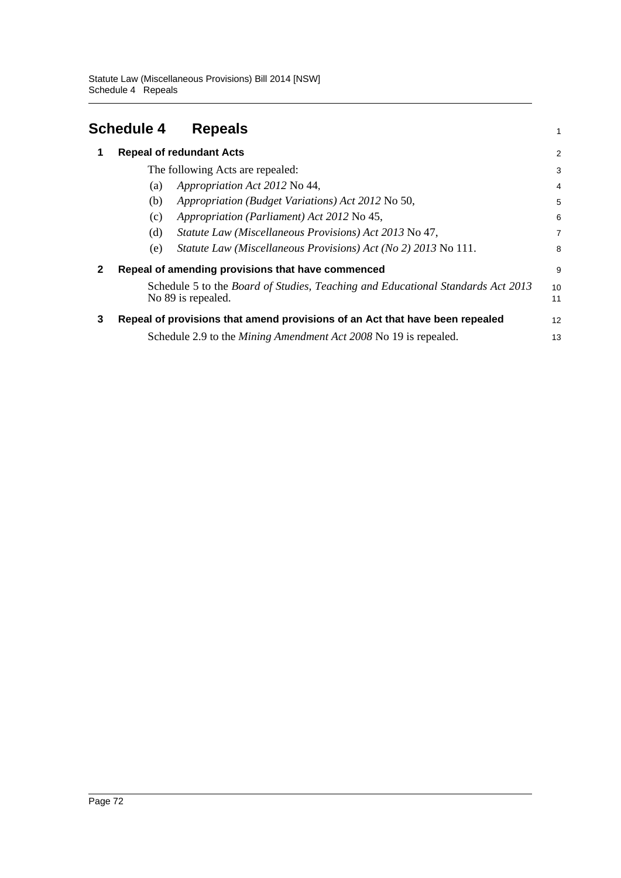# Schedule 4 Repeals

## 1 Repeal of redundant Acts

The following Acts are repealed:

(a) *Appropriation Act 2012* No 44,

(b) *Appropriation (Budget Variations) Act 2012* No 50,

(c) *Appropriation (Parliament) Act 2012* No 45,

(d) *Statute Law (Miscellaneous Provisions) Act 2013* No 47,

(e) *Statute Law (Miscellaneous Provisions) Act (No 2) 2013* No 111.

## 2 Repeal of amending provisions that have commenced

Schedule 5 to the *Board of Studies, Teaching and Educational Standards Act 2013* No 89 is repealed.

## 3 Repeal of provisions that amend provisions of an Act that have been repealed

Schedule 2.9 to the *Mining Amendment Act 2008* No 19 is repealed.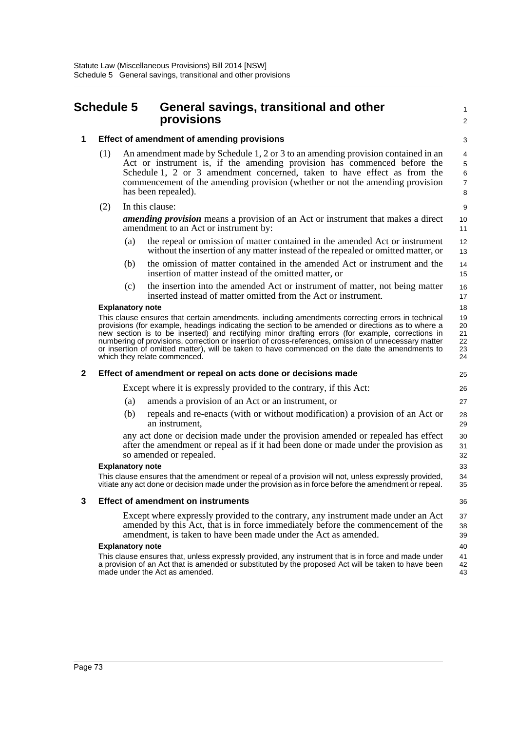# Schedule 5 General savings, transitional and other provisions

### 1 Effect of amendment of amending provisions

(1) An amendment made by Schedule 1, 2 or 3 to an amending provision contained in an Act or instrument is, if the amending provision has commenced before the Schedule 1, 2 or 3 amendment concerned, taken to have effect as from the commencement of the amending provision (whether or not the amending provision has been repealed).

(2) In this clause:

***amending provision*** means a provision of an Act or instrument that makes a direct amendment to an Act or instrument by:

(a) the repeal or omission of matter contained in the amended Act or instrument without the insertion of any matter instead of the repealed or omitted matter, or

(b) the omission of matter contained in the amended Act or instrument and the insertion of matter instead of the omitted matter, or

(c) the insertion into the amended Act or instrument of matter, not being matter inserted instead of matter omitted from the Act or instrument.

**Explanatory note**

This clause ensures that certain amendments, including amendments correcting errors in technical provisions (for example, headings indicating the section to be amended or directions as to where a new section is to be inserted) and rectifying minor drafting errors (for example, corrections in numbering of provisions, correction or insertion of cross-references, omission of unnecessary matter or insertion of omitted matter), will be taken to have commenced on the date the amendments to which they relate commenced.

### 2 Effect of amendment or repeal on acts done or decisions made

Except where it is expressly provided to the contrary, if this Act:

(a) amends a provision of an Act or an instrument, or

(b) repeals and re-enacts (with or without modification) a provision of an Act or an instrument,

any act done or decision made under the provision amended or repealed has effect after the amendment or repeal as if it had been done or made under the provision as so amended or repealed.

**Explanatory note**

This clause ensures that the amendment or repeal of a provision will not, unless expressly provided, vitiate any act done or decision made under the provision as in force before the amendment or repeal.

### 3 Effect of amendment on instruments

Except where expressly provided to the contrary, any instrument made under an Act amended by this Act, that is in force immediately before the commencement of the amendment, is taken to have been made under the Act as amended.

**Explanatory note**

This clause ensures that, unless expressly provided, any instrument that is in force and made under a provision of an Act that is amended or substituted by the proposed Act will be taken to have been made under the Act as amended.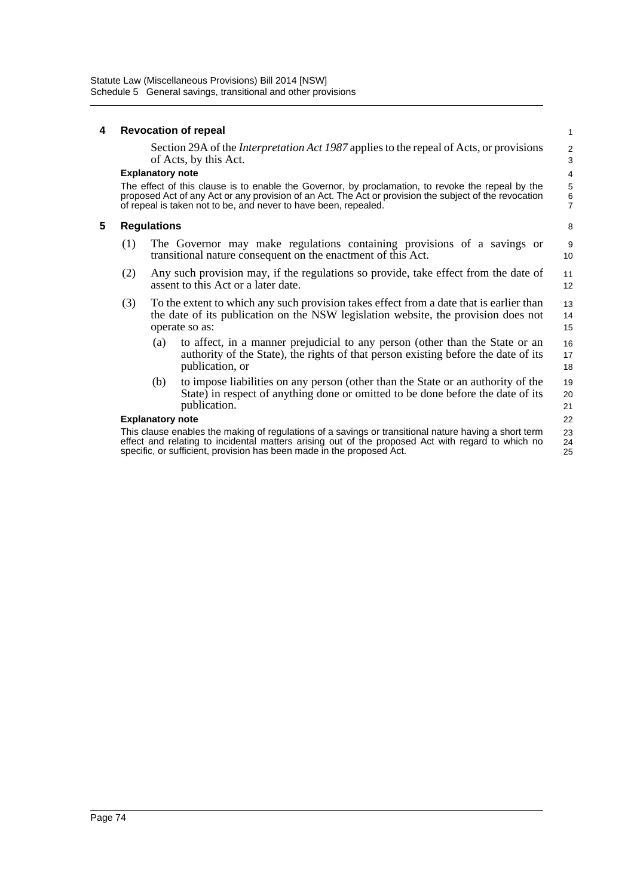## 4 Revocation of repeal

Section 29A of the *Interpretation Act 1987* applies to the repeal of Acts, or provisions of Acts, by this Act.

**Explanatory note**

The effect of this clause is to enable the Governor, by proclamation, to revoke the repeal by the proposed Act of any Act or any provision of an Act. The Act or provision the subject of the revocation of repeal is taken not to be, and never to have been, repealed.

## 5 Regulations

(1) The Governor may make regulations containing provisions of a savings or transitional nature consequent on the enactment of this Act.

(2) Any such provision may, if the regulations so provide, take effect from the date of assent to this Act or a later date.

(3) To the extent to which any such provision takes effect from a date that is earlier than the date of its publication on the NSW legislation website, the provision does not operate so as:

- (a) to affect, in a manner prejudicial to any person (other than the State or an authority of the State), the rights of that person existing before the date of its publication, or
- (b) to impose liabilities on any person (other than the State or an authority of the State) in respect of anything done or omitted to be done before the date of its publication.

**Explanatory note**

This clause enables the making of regulations of a savings or transitional nature having a short term effect and relating to incidental matters arising out of the proposed Act with regard to which no specific, or sufficient, provision has been made in the proposed Act.